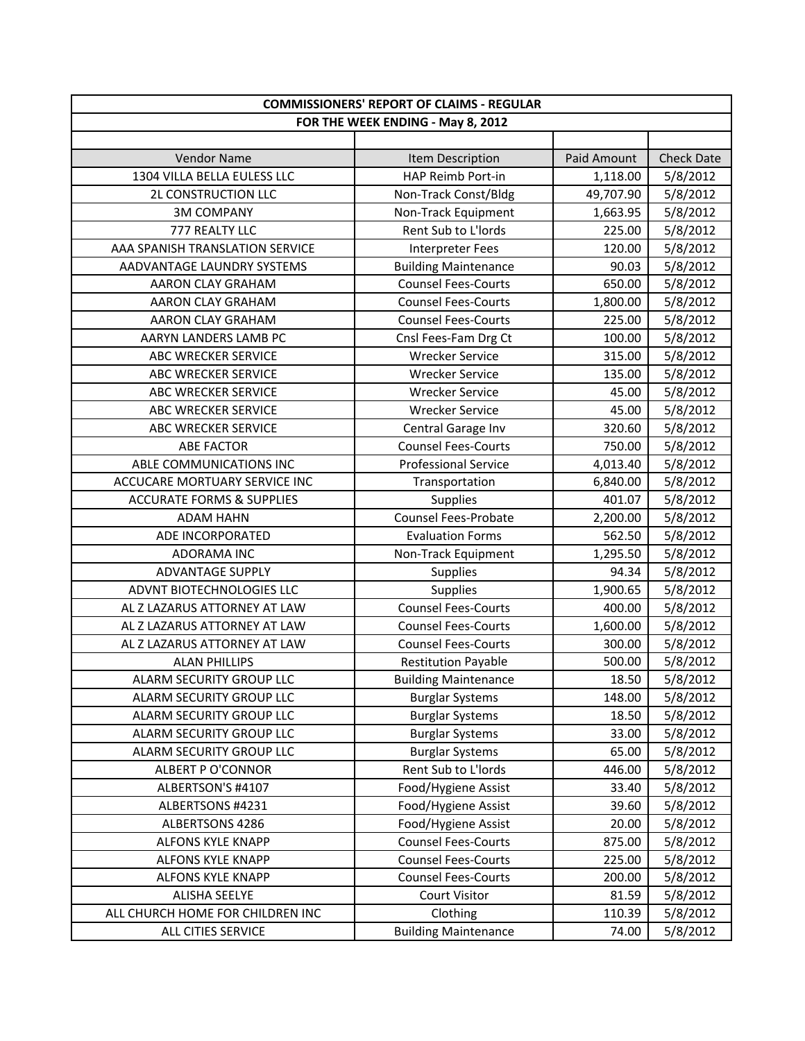| COMMISSIONERS' REPORT OF CLAIMS - REGULAR | | | |
|---|---|---|---|
| FOR THE WEEK ENDING - May 8, 2012 | | | |
| | | | |
| Vendor Name | Item Description | Paid Amount | Check Date |
| 1304 VILLA BELLA EULESS LLC | HAP Reimb Port-in | 1,118.00 | 5/8/2012 |
| 2L CONSTRUCTION LLC | Non-Track Const/Bldg | 49,707.90 | 5/8/2012 |
| 3M COMPANY | Non-Track Equipment | 1,663.95 | 5/8/2012 |
| 777 REALTY LLC | Rent Sub to L'lords | 225.00 | 5/8/2012 |
| AAA SPANISH TRANSLATION SERVICE | Interpreter Fees | 120.00 | 5/8/2012 |
| AADVANTAGE LAUNDRY SYSTEMS | Building Maintenance | 90.03 | 5/8/2012 |
| AARON CLAY GRAHAM | Counsel Fees-Courts | 650.00 | 5/8/2012 |
| AARON CLAY GRAHAM | Counsel Fees-Courts | 1,800.00 | 5/8/2012 |
| AARON CLAY GRAHAM | Counsel Fees-Courts | 225.00 | 5/8/2012 |
| AARYN LANDERS LAMB PC | Cnsl Fees-Fam Drg Ct | 100.00 | 5/8/2012 |
| ABC WRECKER SERVICE | Wrecker Service | 315.00 | 5/8/2012 |
| ABC WRECKER SERVICE | Wrecker Service | 135.00 | 5/8/2012 |
| ABC WRECKER SERVICE | Wrecker Service | 45.00 | 5/8/2012 |
| ABC WRECKER SERVICE | Wrecker Service | 45.00 | 5/8/2012 |
| ABC WRECKER SERVICE | Central Garage Inv | 320.60 | 5/8/2012 |
| ABE FACTOR | Counsel Fees-Courts | 750.00 | 5/8/2012 |
| ABLE COMMUNICATIONS INC | Professional Service | 4,013.40 | 5/8/2012 |
| ACCUCARE MORTUARY SERVICE INC | Transportation | 6,840.00 | 5/8/2012 |
| ACCURATE FORMS & SUPPLIES | Supplies | 401.07 | 5/8/2012 |
| ADAM HAHN | Counsel Fees-Probate | 2,200.00 | 5/8/2012 |
| ADE INCORPORATED | Evaluation Forms | 562.50 | 5/8/2012 |
| ADORAMA INC | Non-Track Equipment | 1,295.50 | 5/8/2012 |
| ADVANTAGE SUPPLY | Supplies | 94.34 | 5/8/2012 |
| ADVNT BIOTECHNOLOGIES LLC | Supplies | 1,900.65 | 5/8/2012 |
| AL Z LAZARUS ATTORNEY AT LAW | Counsel Fees-Courts | 400.00 | 5/8/2012 |
| AL Z LAZARUS ATTORNEY AT LAW | Counsel Fees-Courts | 1,600.00 | 5/8/2012 |
| AL Z LAZARUS ATTORNEY AT LAW | Counsel Fees-Courts | 300.00 | 5/8/2012 |
| ALAN PHILLIPS | Restitution Payable | 500.00 | 5/8/2012 |
| ALARM SECURITY GROUP LLC | Building Maintenance | 18.50 | 5/8/2012 |
| ALARM SECURITY GROUP LLC | Burglar Systems | 148.00 | 5/8/2012 |
| ALARM SECURITY GROUP LLC | Burglar Systems | 18.50 | 5/8/2012 |
| ALARM SECURITY GROUP LLC | Burglar Systems | 33.00 | 5/8/2012 |
| ALARM SECURITY GROUP LLC | Burglar Systems | 65.00 | 5/8/2012 |
| ALBERT P O'CONNOR | Rent Sub to L'lords | 446.00 | 5/8/2012 |
| ALBERTSON'S #4107 | Food/Hygiene Assist | 33.40 | 5/8/2012 |
| ALBERTSONS #4231 | Food/Hygiene Assist | 39.60 | 5/8/2012 |
| ALBERTSONS 4286 | Food/Hygiene Assist | 20.00 | 5/8/2012 |
| ALFONS KYLE KNAPP | Counsel Fees-Courts | 875.00 | 5/8/2012 |
| ALFONS KYLE KNAPP | Counsel Fees-Courts | 225.00 | 5/8/2012 |
| ALFONS KYLE KNAPP | Counsel Fees-Courts | 200.00 | 5/8/2012 |
| ALISHA SEELYE | Court Visitor | 81.59 | 5/8/2012 |
| ALL CHURCH HOME FOR CHILDREN INC | Clothing | 110.39 | 5/8/2012 |
| ALL CITIES SERVICE | Building Maintenance | 74.00 | 5/8/2012 |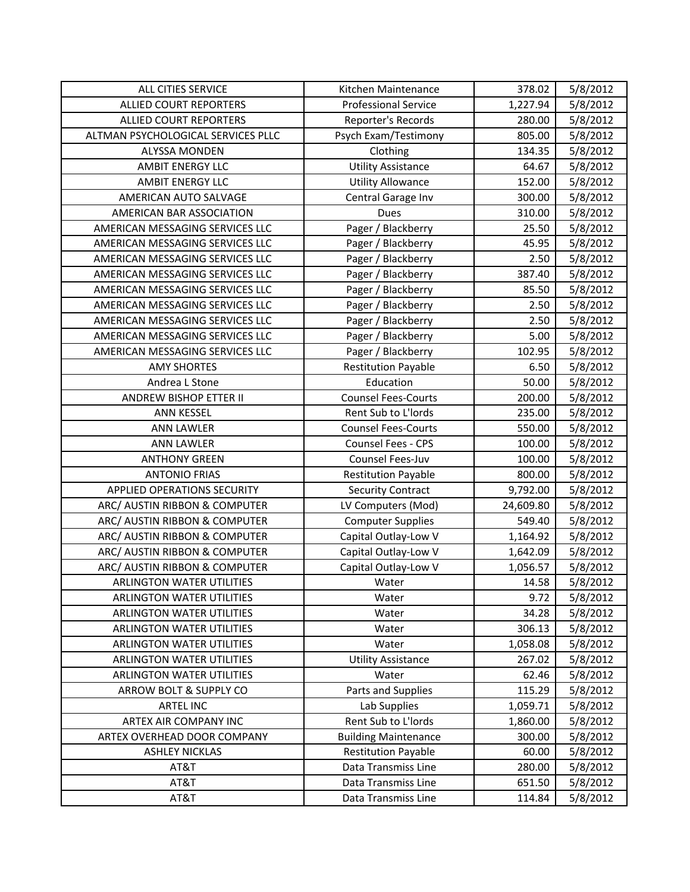| ALL CITIES SERVICE | Kitchen Maintenance | 378.02 | 5/8/2012 |
|---|---|---|---|
| ALLIED COURT REPORTERS | Professional Service | 1,227.94 | 5/8/2012 |
| ALLIED COURT REPORTERS | Reporter's Records | 280.00 | 5/8/2012 |
| ALTMAN PSYCHOLOGICAL SERVICES PLLC | Psych Exam/Testimony | 805.00 | 5/8/2012 |
| ALYSSA MONDEN | Clothing | 134.35 | 5/8/2012 |
| AMBIT ENERGY LLC | Utility Assistance | 64.67 | 5/8/2012 |
| AMBIT ENERGY LLC | Utility Allowance | 152.00 | 5/8/2012 |
| AMERICAN AUTO SALVAGE | Central Garage Inv | 300.00 | 5/8/2012 |
| AMERICAN BAR ASSOCIATION | Dues | 310.00 | 5/8/2012 |
| AMERICAN MESSAGING SERVICES LLC | Pager / Blackberry | 25.50 | 5/8/2012 |
| AMERICAN MESSAGING SERVICES LLC | Pager / Blackberry | 45.95 | 5/8/2012 |
| AMERICAN MESSAGING SERVICES LLC | Pager / Blackberry | 2.50 | 5/8/2012 |
| AMERICAN MESSAGING SERVICES LLC | Pager / Blackberry | 387.40 | 5/8/2012 |
| AMERICAN MESSAGING SERVICES LLC | Pager / Blackberry | 85.50 | 5/8/2012 |
| AMERICAN MESSAGING SERVICES LLC | Pager / Blackberry | 2.50 | 5/8/2012 |
| AMERICAN MESSAGING SERVICES LLC | Pager / Blackberry | 2.50 | 5/8/2012 |
| AMERICAN MESSAGING SERVICES LLC | Pager / Blackberry | 5.00 | 5/8/2012 |
| AMERICAN MESSAGING SERVICES LLC | Pager / Blackberry | 102.95 | 5/8/2012 |
| AMY SHORTES | Restitution Payable | 6.50 | 5/8/2012 |
| Andrea L Stone | Education | 50.00 | 5/8/2012 |
| ANDREW BISHOP ETTER II | Counsel Fees-Courts | 200.00 | 5/8/2012 |
| ANN KESSEL | Rent Sub to L'lords | 235.00 | 5/8/2012 |
| ANN LAWLER | Counsel Fees-Courts | 550.00 | 5/8/2012 |
| ANN LAWLER | Counsel Fees - CPS | 100.00 | 5/8/2012 |
| ANTHONY GREEN | Counsel Fees-Juv | 100.00 | 5/8/2012 |
| ANTONIO FRIAS | Restitution Payable | 800.00 | 5/8/2012 |
| APPLIED OPERATIONS SECURITY | Security Contract | 9,792.00 | 5/8/2012 |
| ARC/ AUSTIN RIBBON & COMPUTER | LV Computers (Mod) | 24,609.80 | 5/8/2012 |
| ARC/ AUSTIN RIBBON & COMPUTER | Computer Supplies | 549.40 | 5/8/2012 |
| ARC/ AUSTIN RIBBON & COMPUTER | Capital Outlay-Low V | 1,164.92 | 5/8/2012 |
| ARC/ AUSTIN RIBBON & COMPUTER | Capital Outlay-Low V | 1,642.09 | 5/8/2012 |
| ARC/ AUSTIN RIBBON & COMPUTER | Capital Outlay-Low V | 1,056.57 | 5/8/2012 |
| ARLINGTON WATER UTILITIES | Water | 14.58 | 5/8/2012 |
| ARLINGTON WATER UTILITIES | Water | 9.72 | 5/8/2012 |
| ARLINGTON WATER UTILITIES | Water | 34.28 | 5/8/2012 |
| ARLINGTON WATER UTILITIES | Water | 306.13 | 5/8/2012 |
| ARLINGTON WATER UTILITIES | Water | 1,058.08 | 5/8/2012 |
| ARLINGTON WATER UTILITIES | Utility Assistance | 267.02 | 5/8/2012 |
| ARLINGTON WATER UTILITIES | Water | 62.46 | 5/8/2012 |
| ARROW BOLT & SUPPLY CO | Parts and Supplies | 115.29 | 5/8/2012 |
| ARTEL INC | Lab Supplies | 1,059.71 | 5/8/2012 |
| ARTEX AIR COMPANY INC | Rent Sub to L'lords | 1,860.00 | 5/8/2012 |
| ARTEX OVERHEAD DOOR COMPANY | Building Maintenance | 300.00 | 5/8/2012 |
| ASHLEY NICKLAS | Restitution Payable | 60.00 | 5/8/2012 |
| AT&T | Data Transmiss Line | 280.00 | 5/8/2012 |
| AT&T | Data Transmiss Line | 651.50 | 5/8/2012 |
| AT&T | Data Transmiss Line | 114.84 | 5/8/2012 |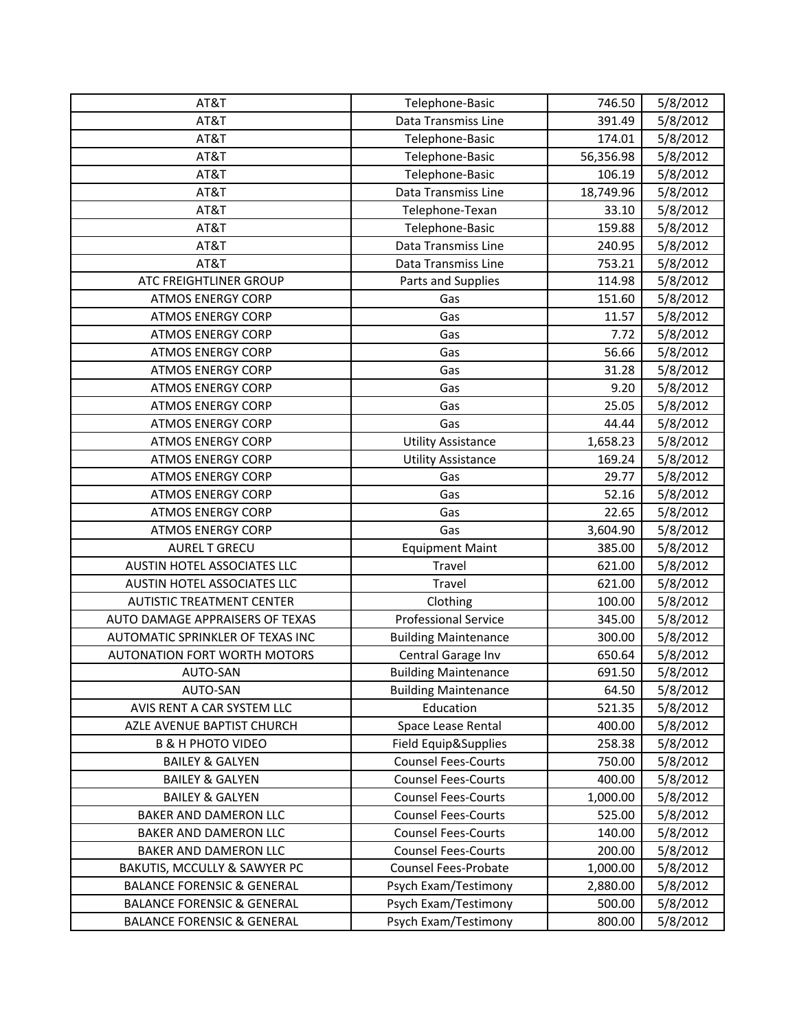| AT&T | Telephone-Basic | 746.50 | 5/8/2012 |
|---|---|---|---|
| AT&T | Data Transmiss Line | 391.49 | 5/8/2012 |
| AT&T | Telephone-Basic | 174.01 | 5/8/2012 |
| AT&T | Telephone-Basic | 56,356.98 | 5/8/2012 |
| AT&T | Telephone-Basic | 106.19 | 5/8/2012 |
| AT&T | Data Transmiss Line | 18,749.96 | 5/8/2012 |
| AT&T | Telephone-Texan | 33.10 | 5/8/2012 |
| AT&T | Telephone-Basic | 159.88 | 5/8/2012 |
| AT&T | Data Transmiss Line | 240.95 | 5/8/2012 |
| AT&T | Data Transmiss Line | 753.21 | 5/8/2012 |
| ATC FREIGHTLINER GROUP | Parts and Supplies | 114.98 | 5/8/2012 |
| ATMOS ENERGY CORP | Gas | 151.60 | 5/8/2012 |
| ATMOS ENERGY CORP | Gas | 11.57 | 5/8/2012 |
| ATMOS ENERGY CORP | Gas | 7.72 | 5/8/2012 |
| ATMOS ENERGY CORP | Gas | 56.66 | 5/8/2012 |
| ATMOS ENERGY CORP | Gas | 31.28 | 5/8/2012 |
| ATMOS ENERGY CORP | Gas | 9.20 | 5/8/2012 |
| ATMOS ENERGY CORP | Gas | 25.05 | 5/8/2012 |
| ATMOS ENERGY CORP | Gas | 44.44 | 5/8/2012 |
| ATMOS ENERGY CORP | Utility Assistance | 1,658.23 | 5/8/2012 |
| ATMOS ENERGY CORP | Utility Assistance | 169.24 | 5/8/2012 |
| ATMOS ENERGY CORP | Gas | 29.77 | 5/8/2012 |
| ATMOS ENERGY CORP | Gas | 52.16 | 5/8/2012 |
| ATMOS ENERGY CORP | Gas | 22.65 | 5/8/2012 |
| ATMOS ENERGY CORP | Gas | 3,604.90 | 5/8/2012 |
| AUREL T GRECU | Equipment Maint | 385.00 | 5/8/2012 |
| AUSTIN HOTEL ASSOCIATES LLC | Travel | 621.00 | 5/8/2012 |
| AUSTIN HOTEL ASSOCIATES LLC | Travel | 621.00 | 5/8/2012 |
| AUTISTIC TREATMENT CENTER | Clothing | 100.00 | 5/8/2012 |
| AUTO DAMAGE APPRAISERS OF TEXAS | Professional Service | 345.00 | 5/8/2012 |
| AUTOMATIC SPRINKLER OF TEXAS INC | Building Maintenance | 300.00 | 5/8/2012 |
| AUTONATION FORT WORTH MOTORS | Central Garage Inv | 650.64 | 5/8/2012 |
| AUTO-SAN | Building Maintenance | 691.50 | 5/8/2012 |
| AUTO-SAN | Building Maintenance | 64.50 | 5/8/2012 |
| AVIS RENT A CAR SYSTEM LLC | Education | 521.35 | 5/8/2012 |
| AZLE AVENUE BAPTIST CHURCH | Space Lease Rental | 400.00 | 5/8/2012 |
| B & H PHOTO VIDEO | Field Equip&Supplies | 258.38 | 5/8/2012 |
| BAILEY & GALYEN | Counsel Fees-Courts | 750.00 | 5/8/2012 |
| BAILEY & GALYEN | Counsel Fees-Courts | 400.00 | 5/8/2012 |
| BAILEY & GALYEN | Counsel Fees-Courts | 1,000.00 | 5/8/2012 |
| BAKER AND DAMERON LLC | Counsel Fees-Courts | 525.00 | 5/8/2012 |
| BAKER AND DAMERON LLC | Counsel Fees-Courts | 140.00 | 5/8/2012 |
| BAKER AND DAMERON LLC | Counsel Fees-Courts | 200.00 | 5/8/2012 |
| BAKUTIS, MCCULLY & SAWYER PC | Counsel Fees-Probate | 1,000.00 | 5/8/2012 |
| BALANCE FORENSIC & GENERAL | Psych Exam/Testimony | 2,880.00 | 5/8/2012 |
| BALANCE FORENSIC & GENERAL | Psych Exam/Testimony | 500.00 | 5/8/2012 |
| BALANCE FORENSIC & GENERAL | Psych Exam/Testimony | 800.00 | 5/8/2012 |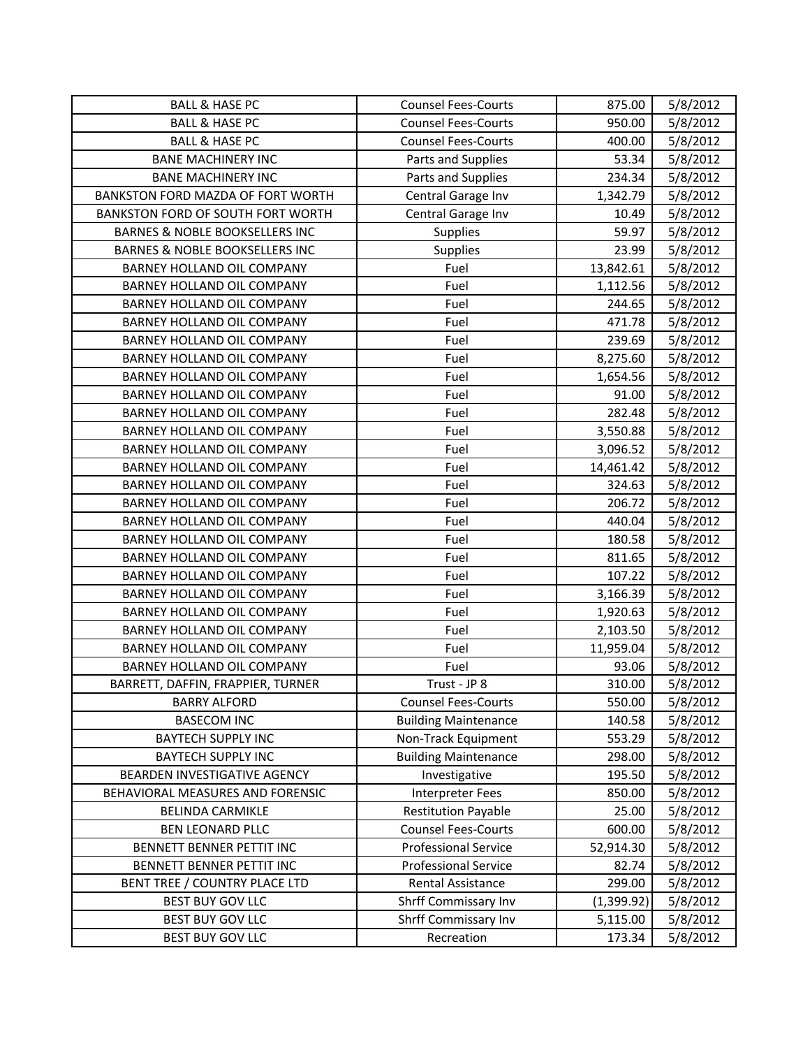| BALL & HASE PC | Counsel Fees-Courts | 875.00 | 5/8/2012 |
|---|---|---|---|
| BALL & HASE PC | Counsel Fees-Courts | 950.00 | 5/8/2012 |
| BALL & HASE PC | Counsel Fees-Courts | 400.00 | 5/8/2012 |
| BANE MACHINERY INC | Parts and Supplies | 53.34 | 5/8/2012 |
| BANE MACHINERY INC | Parts and Supplies | 234.34 | 5/8/2012 |
| BANKSTON FORD MAZDA OF FORT WORTH | Central Garage Inv | 1,342.79 | 5/8/2012 |
| BANKSTON FORD OF SOUTH FORT WORTH | Central Garage Inv | 10.49 | 5/8/2012 |
| BARNES & NOBLE BOOKSELLERS INC | Supplies | 59.97 | 5/8/2012 |
| BARNES & NOBLE BOOKSELLERS INC | Supplies | 23.99 | 5/8/2012 |
| BARNEY HOLLAND OIL COMPANY | Fuel | 13,842.61 | 5/8/2012 |
| BARNEY HOLLAND OIL COMPANY | Fuel | 1,112.56 | 5/8/2012 |
| BARNEY HOLLAND OIL COMPANY | Fuel | 244.65 | 5/8/2012 |
| BARNEY HOLLAND OIL COMPANY | Fuel | 471.78 | 5/8/2012 |
| BARNEY HOLLAND OIL COMPANY | Fuel | 239.69 | 5/8/2012 |
| BARNEY HOLLAND OIL COMPANY | Fuel | 8,275.60 | 5/8/2012 |
| BARNEY HOLLAND OIL COMPANY | Fuel | 1,654.56 | 5/8/2012 |
| BARNEY HOLLAND OIL COMPANY | Fuel | 91.00 | 5/8/2012 |
| BARNEY HOLLAND OIL COMPANY | Fuel | 282.48 | 5/8/2012 |
| BARNEY HOLLAND OIL COMPANY | Fuel | 3,550.88 | 5/8/2012 |
| BARNEY HOLLAND OIL COMPANY | Fuel | 3,096.52 | 5/8/2012 |
| BARNEY HOLLAND OIL COMPANY | Fuel | 14,461.42 | 5/8/2012 |
| BARNEY HOLLAND OIL COMPANY | Fuel | 324.63 | 5/8/2012 |
| BARNEY HOLLAND OIL COMPANY | Fuel | 206.72 | 5/8/2012 |
| BARNEY HOLLAND OIL COMPANY | Fuel | 440.04 | 5/8/2012 |
| BARNEY HOLLAND OIL COMPANY | Fuel | 180.58 | 5/8/2012 |
| BARNEY HOLLAND OIL COMPANY | Fuel | 811.65 | 5/8/2012 |
| BARNEY HOLLAND OIL COMPANY | Fuel | 107.22 | 5/8/2012 |
| BARNEY HOLLAND OIL COMPANY | Fuel | 3,166.39 | 5/8/2012 |
| BARNEY HOLLAND OIL COMPANY | Fuel | 1,920.63 | 5/8/2012 |
| BARNEY HOLLAND OIL COMPANY | Fuel | 2,103.50 | 5/8/2012 |
| BARNEY HOLLAND OIL COMPANY | Fuel | 11,959.04 | 5/8/2012 |
| BARNEY HOLLAND OIL COMPANY | Fuel | 93.06 | 5/8/2012 |
| BARRETT, DAFFIN, FRAPPIER, TURNER | Trust - JP 8 | 310.00 | 5/8/2012 |
| BARRY ALFORD | Counsel Fees-Courts | 550.00 | 5/8/2012 |
| BASECOM INC | Building Maintenance | 140.58 | 5/8/2012 |
| BAYTECH SUPPLY INC | Non-Track Equipment | 553.29 | 5/8/2012 |
| BAYTECH SUPPLY INC | Building Maintenance | 298.00 | 5/8/2012 |
| BEARDEN INVESTIGATIVE AGENCY | Investigative | 195.50 | 5/8/2012 |
| BEHAVIORAL MEASURES AND FORENSIC | Interpreter Fees | 850.00 | 5/8/2012 |
| BELINDA CARMIKLE | Restitution Payable | 25.00 | 5/8/2012 |
| BEN LEONARD PLLC | Counsel Fees-Courts | 600.00 | 5/8/2012 |
| BENNETT BENNER PETTIT INC | Professional Service | 52,914.30 | 5/8/2012 |
| BENNETT BENNER PETTIT INC | Professional Service | 82.74 | 5/8/2012 |
| BENT TREE / COUNTRY PLACE LTD | Rental Assistance | 299.00 | 5/8/2012 |
| BEST BUY GOV LLC | Shrff Commissary Inv | (1,399.92) | 5/8/2012 |
| BEST BUY GOV LLC | Shrff Commissary Inv | 5,115.00 | 5/8/2012 |
| BEST BUY GOV LLC | Recreation | 173.34 | 5/8/2012 |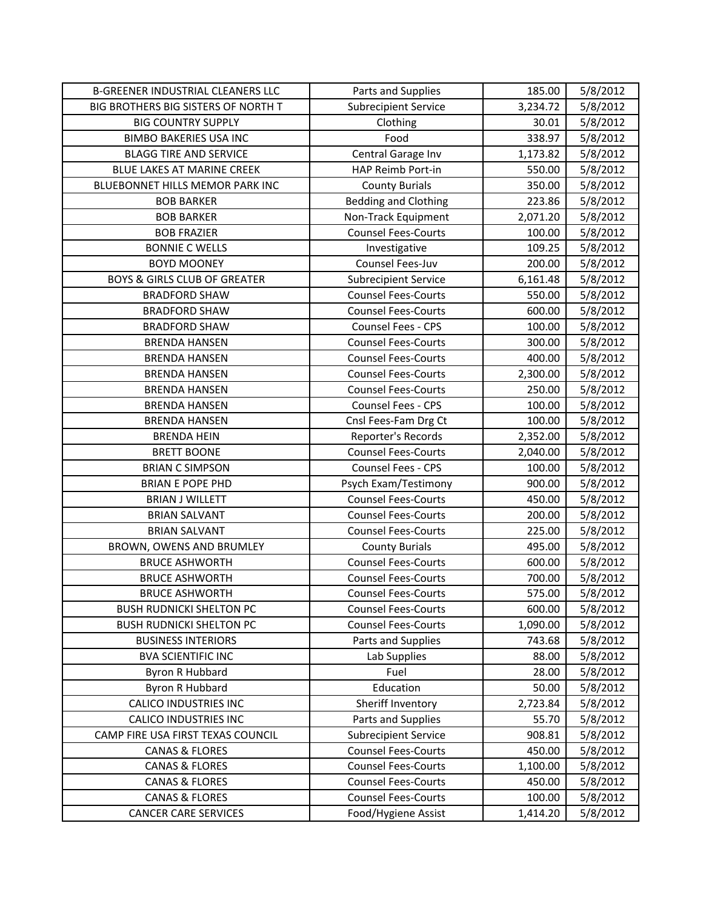| | | | |
|---|---|---|---|
| B-GREENER INDUSTRIAL CLEANERS LLC | Parts and Supplies | 185.00 | 5/8/2012 |
| BIG BROTHERS BIG SISTERS OF NORTH T | Subrecipient Service | 3,234.72 | 5/8/2012 |
| BIG COUNTRY SUPPLY | Clothing | 30.01 | 5/8/2012 |
| BIMBO BAKERIES USA INC | Food | 338.97 | 5/8/2012 |
| BLAGG TIRE AND SERVICE | Central Garage Inv | 1,173.82 | 5/8/2012 |
| BLUE LAKES AT MARINE CREEK | HAP Reimb Port-in | 550.00 | 5/8/2012 |
| BLUEBONNET HILLS MEMOR PARK INC | County Burials | 350.00 | 5/8/2012 |
| BOB BARKER | Bedding and Clothing | 223.86 | 5/8/2012 |
| BOB BARKER | Non-Track Equipment | 2,071.20 | 5/8/2012 |
| BOB FRAZIER | Counsel Fees-Courts | 100.00 | 5/8/2012 |
| BONNIE C WELLS | Investigative | 109.25 | 5/8/2012 |
| BOYD MOONEY | Counsel Fees-Juv | 200.00 | 5/8/2012 |
| BOYS & GIRLS CLUB OF GREATER | Subrecipient Service | 6,161.48 | 5/8/2012 |
| BRADFORD SHAW | Counsel Fees-Courts | 550.00 | 5/8/2012 |
| BRADFORD SHAW | Counsel Fees-Courts | 600.00 | 5/8/2012 |
| BRADFORD SHAW | Counsel Fees - CPS | 100.00 | 5/8/2012 |
| BRENDA HANSEN | Counsel Fees-Courts | 300.00 | 5/8/2012 |
| BRENDA HANSEN | Counsel Fees-Courts | 400.00 | 5/8/2012 |
| BRENDA HANSEN | Counsel Fees-Courts | 2,300.00 | 5/8/2012 |
| BRENDA HANSEN | Counsel Fees-Courts | 250.00 | 5/8/2012 |
| BRENDA HANSEN | Counsel Fees - CPS | 100.00 | 5/8/2012 |
| BRENDA HANSEN | Cnsl Fees-Fam Drg Ct | 100.00 | 5/8/2012 |
| BRENDA HEIN | Reporter's Records | 2,352.00 | 5/8/2012 |
| BRETT BOONE | Counsel Fees-Courts | 2,040.00 | 5/8/2012 |
| BRIAN C SIMPSON | Counsel Fees - CPS | 100.00 | 5/8/2012 |
| BRIAN E POPE PHD | Psych Exam/Testimony | 900.00 | 5/8/2012 |
| BRIAN J WILLETT | Counsel Fees-Courts | 450.00 | 5/8/2012 |
| BRIAN SALVANT | Counsel Fees-Courts | 200.00 | 5/8/2012 |
| BRIAN SALVANT | Counsel Fees-Courts | 225.00 | 5/8/2012 |
| BROWN, OWENS AND BRUMLEY | County Burials | 495.00 | 5/8/2012 |
| BRUCE ASHWORTH | Counsel Fees-Courts | 600.00 | 5/8/2012 |
| BRUCE ASHWORTH | Counsel Fees-Courts | 700.00 | 5/8/2012 |
| BRUCE ASHWORTH | Counsel Fees-Courts | 575.00 | 5/8/2012 |
| BUSH RUDNICKI SHELTON PC | Counsel Fees-Courts | 600.00 | 5/8/2012 |
| BUSH RUDNICKI SHELTON PC | Counsel Fees-Courts | 1,090.00 | 5/8/2012 |
| BUSINESS INTERIORS | Parts and Supplies | 743.68 | 5/8/2012 |
| BVA SCIENTIFIC INC | Lab Supplies | 88.00 | 5/8/2012 |
| Byron R Hubbard | Fuel | 28.00 | 5/8/2012 |
| Byron R Hubbard | Education | 50.00 | 5/8/2012 |
| CALICO INDUSTRIES INC | Sheriff Inventory | 2,723.84 | 5/8/2012 |
| CALICO INDUSTRIES INC | Parts and Supplies | 55.70 | 5/8/2012 |
| CAMP FIRE USA FIRST TEXAS COUNCIL | Subrecipient Service | 908.81 | 5/8/2012 |
| CANAS & FLORES | Counsel Fees-Courts | 450.00 | 5/8/2012 |
| CANAS & FLORES | Counsel Fees-Courts | 1,100.00 | 5/8/2012 |
| CANAS & FLORES | Counsel Fees-Courts | 450.00 | 5/8/2012 |
| CANAS & FLORES | Counsel Fees-Courts | 100.00 | 5/8/2012 |
| CANCER CARE SERVICES | Food/Hygiene Assist | 1,414.20 | 5/8/2012 |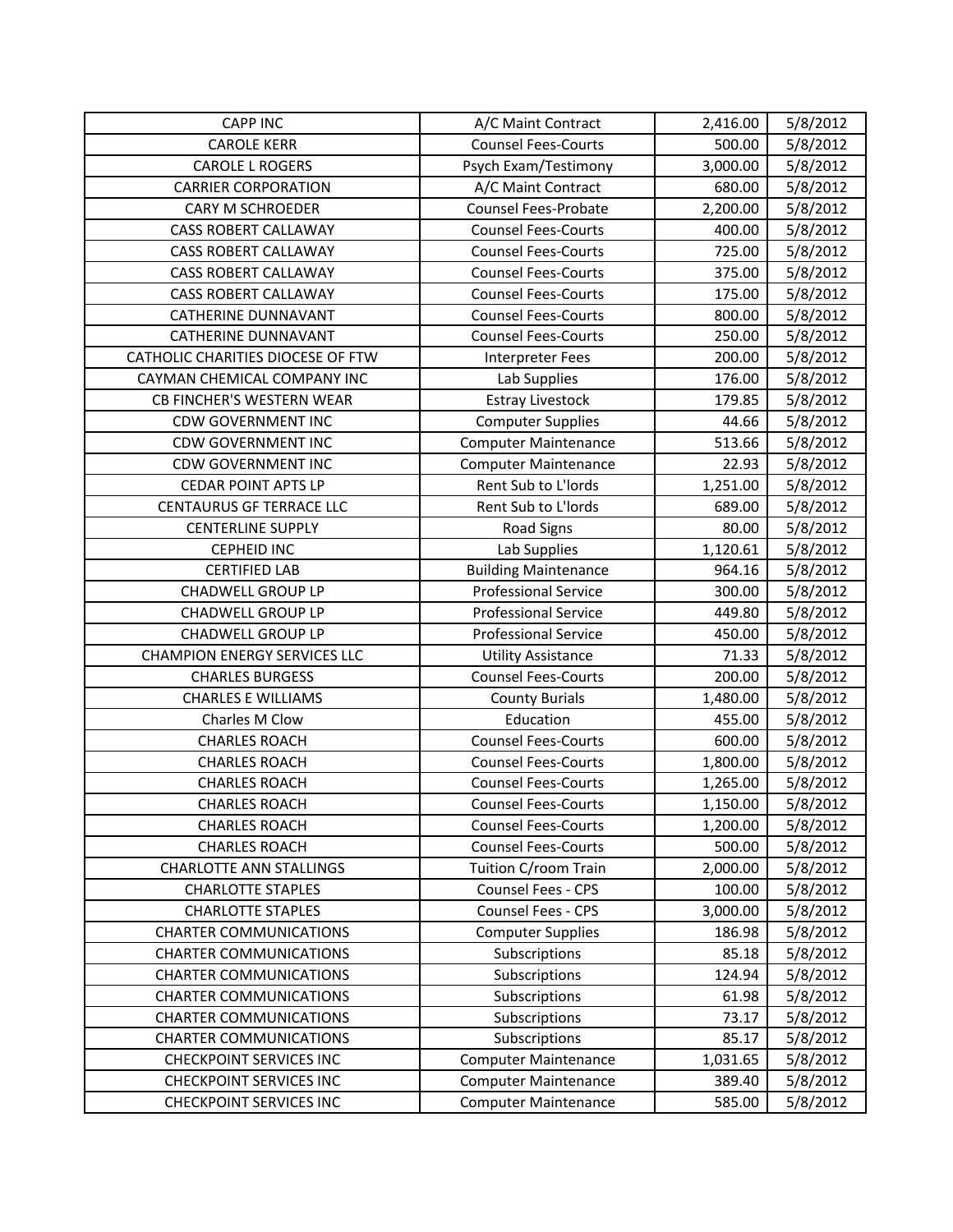| CAPP INC | A/C Maint Contract | 2,416.00 | 5/8/2012 |
|---|---|---|---|
| CAROLE KERR | Counsel Fees-Courts | 500.00 | 5/8/2012 |
| CAROLE L ROGERS | Psych Exam/Testimony | 3,000.00 | 5/8/2012 |
| CARRIER CORPORATION | A/C Maint Contract | 680.00 | 5/8/2012 |
| CARY M SCHROEDER | Counsel Fees-Probate | 2,200.00 | 5/8/2012 |
| CASS ROBERT CALLAWAY | Counsel Fees-Courts | 400.00 | 5/8/2012 |
| CASS ROBERT CALLAWAY | Counsel Fees-Courts | 725.00 | 5/8/2012 |
| CASS ROBERT CALLAWAY | Counsel Fees-Courts | 375.00 | 5/8/2012 |
| CASS ROBERT CALLAWAY | Counsel Fees-Courts | 175.00 | 5/8/2012 |
| CATHERINE DUNNAVANT | Counsel Fees-Courts | 800.00 | 5/8/2012 |
| CATHERINE DUNNAVANT | Counsel Fees-Courts | 250.00 | 5/8/2012 |
| CATHOLIC CHARITIES DIOCESE OF FTW | Interpreter Fees | 200.00 | 5/8/2012 |
| CAYMAN CHEMICAL COMPANY INC | Lab Supplies | 176.00 | 5/8/2012 |
| CB FINCHER'S WESTERN WEAR | Estray Livestock | 179.85 | 5/8/2012 |
| CDW GOVERNMENT INC | Computer Supplies | 44.66 | 5/8/2012 |
| CDW GOVERNMENT INC | Computer Maintenance | 513.66 | 5/8/2012 |
| CDW GOVERNMENT INC | Computer Maintenance | 22.93 | 5/8/2012 |
| CEDAR POINT APTS LP | Rent Sub to L'lords | 1,251.00 | 5/8/2012 |
| CENTAURUS GF TERRACE LLC | Rent Sub to L'lords | 689.00 | 5/8/2012 |
| CENTERLINE SUPPLY | Road Signs | 80.00 | 5/8/2012 |
| CEPHEID INC | Lab Supplies | 1,120.61 | 5/8/2012 |
| CERTIFIED LAB | Building Maintenance | 964.16 | 5/8/2012 |
| CHADWELL GROUP LP | Professional Service | 300.00 | 5/8/2012 |
| CHADWELL GROUP LP | Professional Service | 449.80 | 5/8/2012 |
| CHADWELL GROUP LP | Professional Service | 450.00 | 5/8/2012 |
| CHAMPION ENERGY SERVICES LLC | Utility Assistance | 71.33 | 5/8/2012 |
| CHARLES BURGESS | Counsel Fees-Courts | 200.00 | 5/8/2012 |
| CHARLES E WILLIAMS | County Burials | 1,480.00 | 5/8/2012 |
| Charles M Clow | Education | 455.00 | 5/8/2012 |
| CHARLES ROACH | Counsel Fees-Courts | 600.00 | 5/8/2012 |
| CHARLES ROACH | Counsel Fees-Courts | 1,800.00 | 5/8/2012 |
| CHARLES ROACH | Counsel Fees-Courts | 1,265.00 | 5/8/2012 |
| CHARLES ROACH | Counsel Fees-Courts | 1,150.00 | 5/8/2012 |
| CHARLES ROACH | Counsel Fees-Courts | 1,200.00 | 5/8/2012 |
| CHARLES ROACH | Counsel Fees-Courts | 500.00 | 5/8/2012 |
| CHARLOTTE ANN STALLINGS | Tuition C/room Train | 2,000.00 | 5/8/2012 |
| CHARLOTTE STAPLES | Counsel Fees - CPS | 100.00 | 5/8/2012 |
| CHARLOTTE STAPLES | Counsel Fees - CPS | 3,000.00 | 5/8/2012 |
| CHARTER COMMUNICATIONS | Computer Supplies | 186.98 | 5/8/2012 |
| CHARTER COMMUNICATIONS | Subscriptions | 85.18 | 5/8/2012 |
| CHARTER COMMUNICATIONS | Subscriptions | 124.94 | 5/8/2012 |
| CHARTER COMMUNICATIONS | Subscriptions | 61.98 | 5/8/2012 |
| CHARTER COMMUNICATIONS | Subscriptions | 73.17 | 5/8/2012 |
| CHARTER COMMUNICATIONS | Subscriptions | 85.17 | 5/8/2012 |
| CHECKPOINT SERVICES INC | Computer Maintenance | 1,031.65 | 5/8/2012 |
| CHECKPOINT SERVICES INC | Computer Maintenance | 389.40 | 5/8/2012 |
| CHECKPOINT SERVICES INC | Computer Maintenance | 585.00 | 5/8/2012 |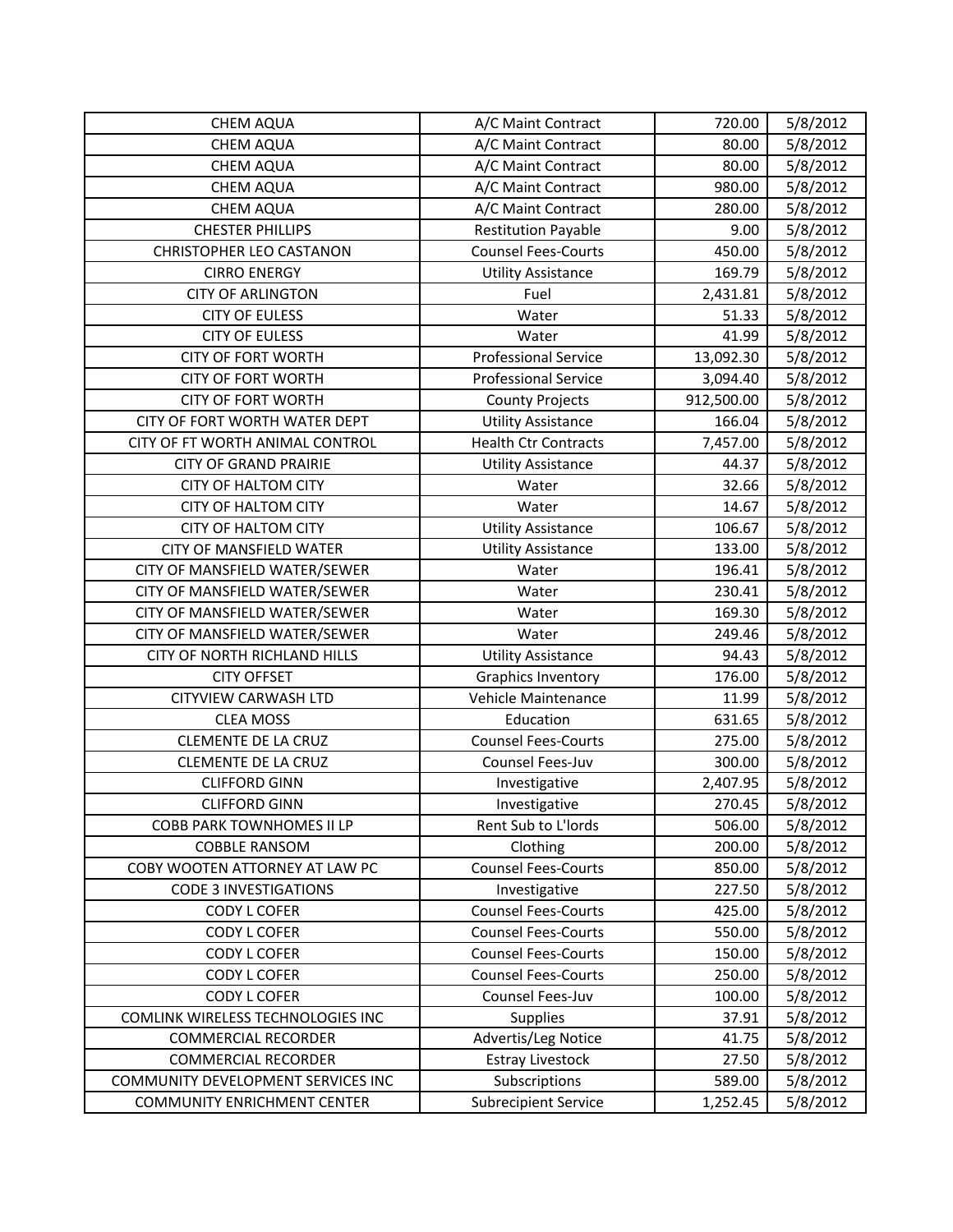| | | | |
|---|---|---|---|
| CHEM AQUA | A/C Maint Contract | 720.00 | 5/8/2012 |
| CHEM AQUA | A/C Maint Contract | 80.00 | 5/8/2012 |
| CHEM AQUA | A/C Maint Contract | 80.00 | 5/8/2012 |
| CHEM AQUA | A/C Maint Contract | 980.00 | 5/8/2012 |
| CHEM AQUA | A/C Maint Contract | 280.00 | 5/8/2012 |
| CHESTER PHILLIPS | Restitution Payable | 9.00 | 5/8/2012 |
| CHRISTOPHER LEO CASTANON | Counsel Fees-Courts | 450.00 | 5/8/2012 |
| CIRRO ENERGY | Utility Assistance | 169.79 | 5/8/2012 |
| CITY OF ARLINGTON | Fuel | 2,431.81 | 5/8/2012 |
| CITY OF EULESS | Water | 51.33 | 5/8/2012 |
| CITY OF EULESS | Water | 41.99 | 5/8/2012 |
| CITY OF FORT WORTH | Professional Service | 13,092.30 | 5/8/2012 |
| CITY OF FORT WORTH | Professional Service | 3,094.40 | 5/8/2012 |
| CITY OF FORT WORTH | County Projects | 912,500.00 | 5/8/2012 |
| CITY OF FORT WORTH WATER DEPT | Utility Assistance | 166.04 | 5/8/2012 |
| CITY OF FT WORTH ANIMAL CONTROL | Health Ctr Contracts | 7,457.00 | 5/8/2012 |
| CITY OF GRAND PRAIRIE | Utility Assistance | 44.37 | 5/8/2012 |
| CITY OF HALTOM CITY | Water | 32.66 | 5/8/2012 |
| CITY OF HALTOM CITY | Water | 14.67 | 5/8/2012 |
| CITY OF HALTOM CITY | Utility Assistance | 106.67 | 5/8/2012 |
| CITY OF MANSFIELD WATER | Utility Assistance | 133.00 | 5/8/2012 |
| CITY OF MANSFIELD WATER/SEWER | Water | 196.41 | 5/8/2012 |
| CITY OF MANSFIELD WATER/SEWER | Water | 230.41 | 5/8/2012 |
| CITY OF MANSFIELD WATER/SEWER | Water | 169.30 | 5/8/2012 |
| CITY OF MANSFIELD WATER/SEWER | Water | 249.46 | 5/8/2012 |
| CITY OF NORTH RICHLAND HILLS | Utility Assistance | 94.43 | 5/8/2012 |
| CITY OFFSET | Graphics Inventory | 176.00 | 5/8/2012 |
| CITYVIEW CARWASH LTD | Vehicle Maintenance | 11.99 | 5/8/2012 |
| CLEA MOSS | Education | 631.65 | 5/8/2012 |
| CLEMENTE DE LA CRUZ | Counsel Fees-Courts | 275.00 | 5/8/2012 |
| CLEMENTE DE LA CRUZ | Counsel Fees-Juv | 300.00 | 5/8/2012 |
| CLIFFORD GINN | Investigative | 2,407.95 | 5/8/2012 |
| CLIFFORD GINN | Investigative | 270.45 | 5/8/2012 |
| COBB PARK TOWNHOMES II LP | Rent Sub to L'lords | 506.00 | 5/8/2012 |
| COBBLE RANSOM | Clothing | 200.00 | 5/8/2012 |
| COBY WOOTEN ATTORNEY AT LAW PC | Counsel Fees-Courts | 850.00 | 5/8/2012 |
| CODE 3 INVESTIGATIONS | Investigative | 227.50 | 5/8/2012 |
| CODY L COFER | Counsel Fees-Courts | 425.00 | 5/8/2012 |
| CODY L COFER | Counsel Fees-Courts | 550.00 | 5/8/2012 |
| CODY L COFER | Counsel Fees-Courts | 150.00 | 5/8/2012 |
| CODY L COFER | Counsel Fees-Courts | 250.00 | 5/8/2012 |
| CODY L COFER | Counsel Fees-Juv | 100.00 | 5/8/2012 |
| COMLINK WIRELESS TECHNOLOGIES INC | Supplies | 37.91 | 5/8/2012 |
| COMMERCIAL RECORDER | Advertis/Leg Notice | 41.75 | 5/8/2012 |
| COMMERCIAL RECORDER | Estray Livestock | 27.50 | 5/8/2012 |
| COMMUNITY DEVELOPMENT SERVICES INC | Subscriptions | 589.00 | 5/8/2012 |
| COMMUNITY ENRICHMENT CENTER | Subrecipient Service | 1,252.45 | 5/8/2012 |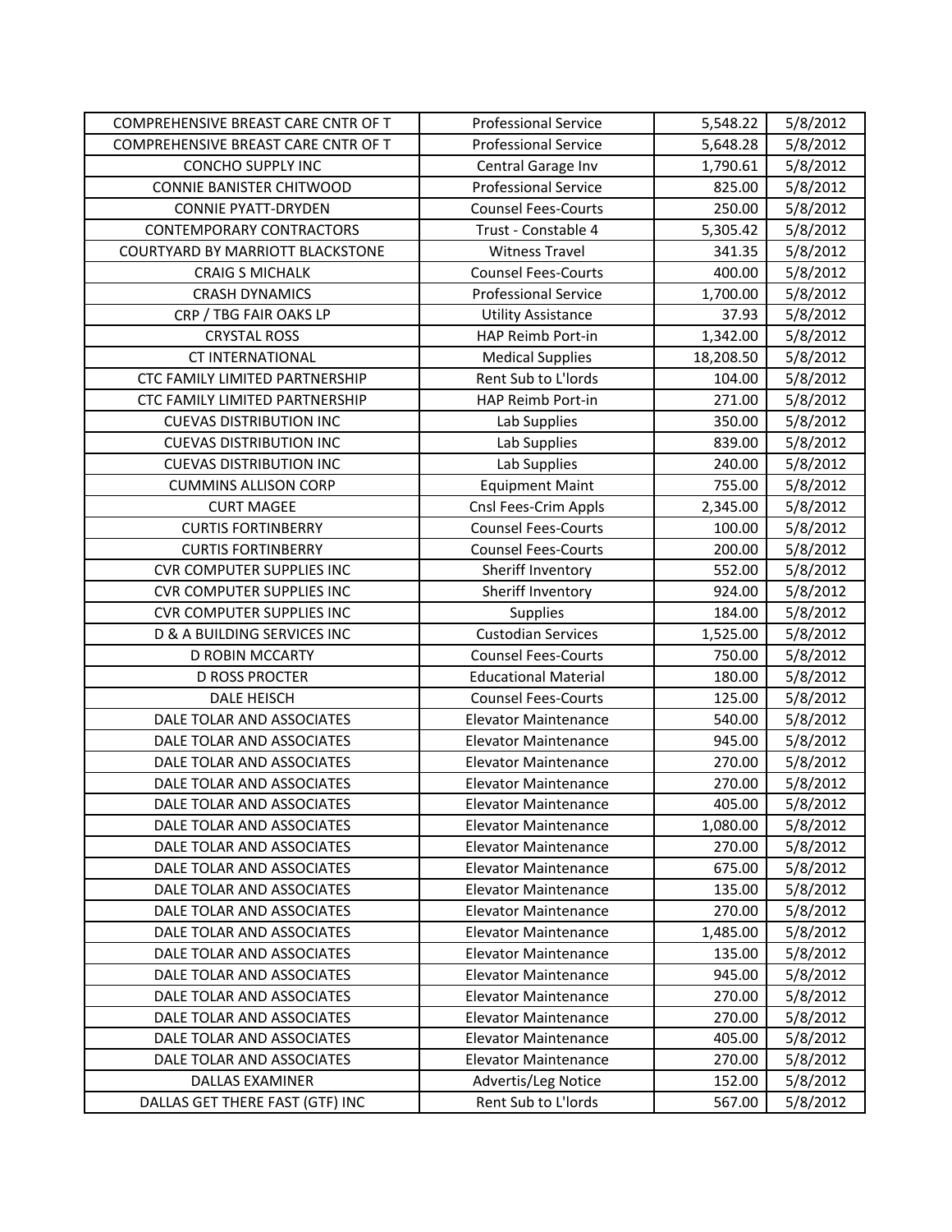| COMPREHENSIVE BREAST CARE CNTR OF T | Professional Service | 5,548.22 | 5/8/2012 |
|---|---|---|---|
| COMPREHENSIVE BREAST CARE CNTR OF T | Professional Service | 5,648.28 | 5/8/2012 |
| CONCHO SUPPLY INC | Central Garage Inv | 1,790.61 | 5/8/2012 |
| CONNIE BANISTER CHITWOOD | Professional Service | 825.00 | 5/8/2012 |
| CONNIE PYATT-DRYDEN | Counsel Fees-Courts | 250.00 | 5/8/2012 |
| CONTEMPORARY CONTRACTORS | Trust - Constable 4 | 5,305.42 | 5/8/2012 |
| COURTYARD BY MARRIOTT BLACKSTONE | Witness Travel | 341.35 | 5/8/2012 |
| CRAIG S MICHALK | Counsel Fees-Courts | 400.00 | 5/8/2012 |
| CRASH DYNAMICS | Professional Service | 1,700.00 | 5/8/2012 |
| CRP / TBG FAIR OAKS LP | Utility Assistance | 37.93 | 5/8/2012 |
| CRYSTAL ROSS | HAP Reimb Port-in | 1,342.00 | 5/8/2012 |
| CT INTERNATIONAL | Medical Supplies | 18,208.50 | 5/8/2012 |
| CTC FAMILY LIMITED PARTNERSHIP | Rent Sub to L'lords | 104.00 | 5/8/2012 |
| CTC FAMILY LIMITED PARTNERSHIP | HAP Reimb Port-in | 271.00 | 5/8/2012 |
| CUEVAS DISTRIBUTION INC | Lab Supplies | 350.00 | 5/8/2012 |
| CUEVAS DISTRIBUTION INC | Lab Supplies | 839.00 | 5/8/2012 |
| CUEVAS DISTRIBUTION INC | Lab Supplies | 240.00 | 5/8/2012 |
| CUMMINS ALLISON CORP | Equipment Maint | 755.00 | 5/8/2012 |
| CURT MAGEE | Cnsl Fees-Crim Appls | 2,345.00 | 5/8/2012 |
| CURTIS FORTINBERRY | Counsel Fees-Courts | 100.00 | 5/8/2012 |
| CURTIS FORTINBERRY | Counsel Fees-Courts | 200.00 | 5/8/2012 |
| CVR COMPUTER SUPPLIES INC | Sheriff Inventory | 552.00 | 5/8/2012 |
| CVR COMPUTER SUPPLIES INC | Sheriff Inventory | 924.00 | 5/8/2012 |
| CVR COMPUTER SUPPLIES INC | Supplies | 184.00 | 5/8/2012 |
| D & A BUILDING SERVICES INC | Custodian Services | 1,525.00 | 5/8/2012 |
| D ROBIN MCCARTY | Counsel Fees-Courts | 750.00 | 5/8/2012 |
| D ROSS PROCTER | Educational Material | 180.00 | 5/8/2012 |
| DALE HEISCH | Counsel Fees-Courts | 125.00 | 5/8/2012 |
| DALE TOLAR AND ASSOCIATES | Elevator Maintenance | 540.00 | 5/8/2012 |
| DALE TOLAR AND ASSOCIATES | Elevator Maintenance | 945.00 | 5/8/2012 |
| DALE TOLAR AND ASSOCIATES | Elevator Maintenance | 270.00 | 5/8/2012 |
| DALE TOLAR AND ASSOCIATES | Elevator Maintenance | 270.00 | 5/8/2012 |
| DALE TOLAR AND ASSOCIATES | Elevator Maintenance | 405.00 | 5/8/2012 |
| DALE TOLAR AND ASSOCIATES | Elevator Maintenance | 1,080.00 | 5/8/2012 |
| DALE TOLAR AND ASSOCIATES | Elevator Maintenance | 270.00 | 5/8/2012 |
| DALE TOLAR AND ASSOCIATES | Elevator Maintenance | 675.00 | 5/8/2012 |
| DALE TOLAR AND ASSOCIATES | Elevator Maintenance | 135.00 | 5/8/2012 |
| DALE TOLAR AND ASSOCIATES | Elevator Maintenance | 270.00 | 5/8/2012 |
| DALE TOLAR AND ASSOCIATES | Elevator Maintenance | 1,485.00 | 5/8/2012 |
| DALE TOLAR AND ASSOCIATES | Elevator Maintenance | 135.00 | 5/8/2012 |
| DALE TOLAR AND ASSOCIATES | Elevator Maintenance | 945.00 | 5/8/2012 |
| DALE TOLAR AND ASSOCIATES | Elevator Maintenance | 270.00 | 5/8/2012 |
| DALE TOLAR AND ASSOCIATES | Elevator Maintenance | 270.00 | 5/8/2012 |
| DALE TOLAR AND ASSOCIATES | Elevator Maintenance | 405.00 | 5/8/2012 |
| DALE TOLAR AND ASSOCIATES | Elevator Maintenance | 270.00 | 5/8/2012 |
| DALLAS EXAMINER | Advertis/Leg Notice | 152.00 | 5/8/2012 |
| DALLAS GET THERE FAST (GTF) INC | Rent Sub to L'lords | 567.00 | 5/8/2012 |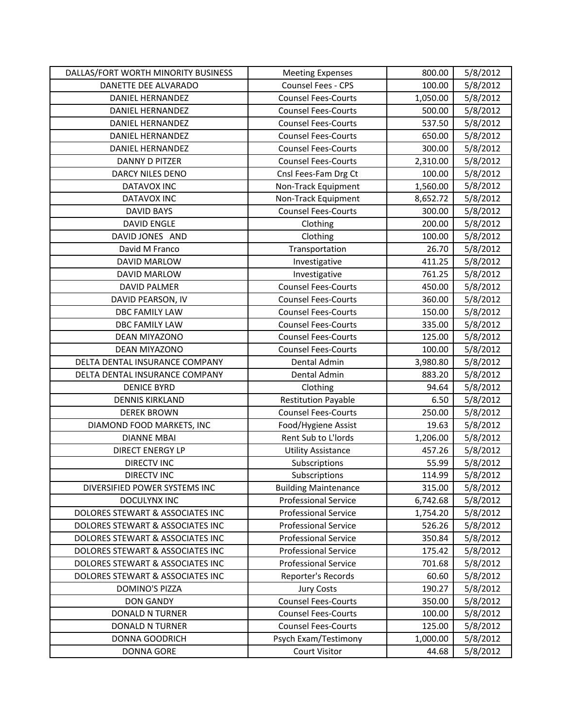| DALLAS/FORT WORTH MINORITY BUSINESS | Meeting Expenses | 800.00 | 5/8/2012 |
|---|---|---|---|
| DANETTE DEE ALVARADO | Counsel Fees - CPS | 100.00 | 5/8/2012 |
| DANIEL HERNANDEZ | Counsel Fees-Courts | 1,050.00 | 5/8/2012 |
| DANIEL HERNANDEZ | Counsel Fees-Courts | 500.00 | 5/8/2012 |
| DANIEL HERNANDEZ | Counsel Fees-Courts | 537.50 | 5/8/2012 |
| DANIEL HERNANDEZ | Counsel Fees-Courts | 650.00 | 5/8/2012 |
| DANIEL HERNANDEZ | Counsel Fees-Courts | 300.00 | 5/8/2012 |
| DANNY D PITZER | Counsel Fees-Courts | 2,310.00 | 5/8/2012 |
| DARCY NILES DENO | Cnsl Fees-Fam Drg Ct | 100.00 | 5/8/2012 |
| DATAVOX INC | Non-Track Equipment | 1,560.00 | 5/8/2012 |
| DATAVOX INC | Non-Track Equipment | 8,652.72 | 5/8/2012 |
| DAVID BAYS | Counsel Fees-Courts | 300.00 | 5/8/2012 |
| DAVID ENGLE | Clothing | 200.00 | 5/8/2012 |
| DAVID JONES AND | Clothing | 100.00 | 5/8/2012 |
| David M Franco | Transportation | 26.70 | 5/8/2012 |
| DAVID MARLOW | Investigative | 411.25 | 5/8/2012 |
| DAVID MARLOW | Investigative | 761.25 | 5/8/2012 |
| DAVID PALMER | Counsel Fees-Courts | 450.00 | 5/8/2012 |
| DAVID PEARSON, IV | Counsel Fees-Courts | 360.00 | 5/8/2012 |
| DBC FAMILY LAW | Counsel Fees-Courts | 150.00 | 5/8/2012 |
| DBC FAMILY LAW | Counsel Fees-Courts | 335.00 | 5/8/2012 |
| DEAN MIYAZONO | Counsel Fees-Courts | 125.00 | 5/8/2012 |
| DEAN MIYAZONO | Counsel Fees-Courts | 100.00 | 5/8/2012 |
| DELTA DENTAL INSURANCE COMPANY | Dental Admin | 3,980.80 | 5/8/2012 |
| DELTA DENTAL INSURANCE COMPANY | Dental Admin | 883.20 | 5/8/2012 |
| DENICE BYRD | Clothing | 94.64 | 5/8/2012 |
| DENNIS KIRKLAND | Restitution Payable | 6.50 | 5/8/2012 |
| DEREK BROWN | Counsel Fees-Courts | 250.00 | 5/8/2012 |
| DIAMOND FOOD MARKETS, INC | Food/Hygiene Assist | 19.63 | 5/8/2012 |
| DIANNE MBAI | Rent Sub to L'lords | 1,206.00 | 5/8/2012 |
| DIRECT ENERGY LP | Utility Assistance | 457.26 | 5/8/2012 |
| DIRECTV INC | Subscriptions | 55.99 | 5/8/2012 |
| DIRECTV INC | Subscriptions | 114.99 | 5/8/2012 |
| DIVERSIFIED POWER SYSTEMS INC | Building Maintenance | 315.00 | 5/8/2012 |
| DOCULYNX INC | Professional Service | 6,742.68 | 5/8/2012 |
| DOLORES STEWART & ASSOCIATES INC | Professional Service | 1,754.20 | 5/8/2012 |
| DOLORES STEWART & ASSOCIATES INC | Professional Service | 526.26 | 5/8/2012 |
| DOLORES STEWART & ASSOCIATES INC | Professional Service | 350.84 | 5/8/2012 |
| DOLORES STEWART & ASSOCIATES INC | Professional Service | 175.42 | 5/8/2012 |
| DOLORES STEWART & ASSOCIATES INC | Professional Service | 701.68 | 5/8/2012 |
| DOLORES STEWART & ASSOCIATES INC | Reporter's Records | 60.60 | 5/8/2012 |
| DOMINO'S PIZZA | Jury Costs | 190.27 | 5/8/2012 |
| DON GANDY | Counsel Fees-Courts | 350.00 | 5/8/2012 |
| DONALD N TURNER | Counsel Fees-Courts | 100.00 | 5/8/2012 |
| DONALD N TURNER | Counsel Fees-Courts | 125.00 | 5/8/2012 |
| DONNA GOODRICH | Psych Exam/Testimony | 1,000.00 | 5/8/2012 |
| DONNA GORE | Court Visitor | 44.68 | 5/8/2012 |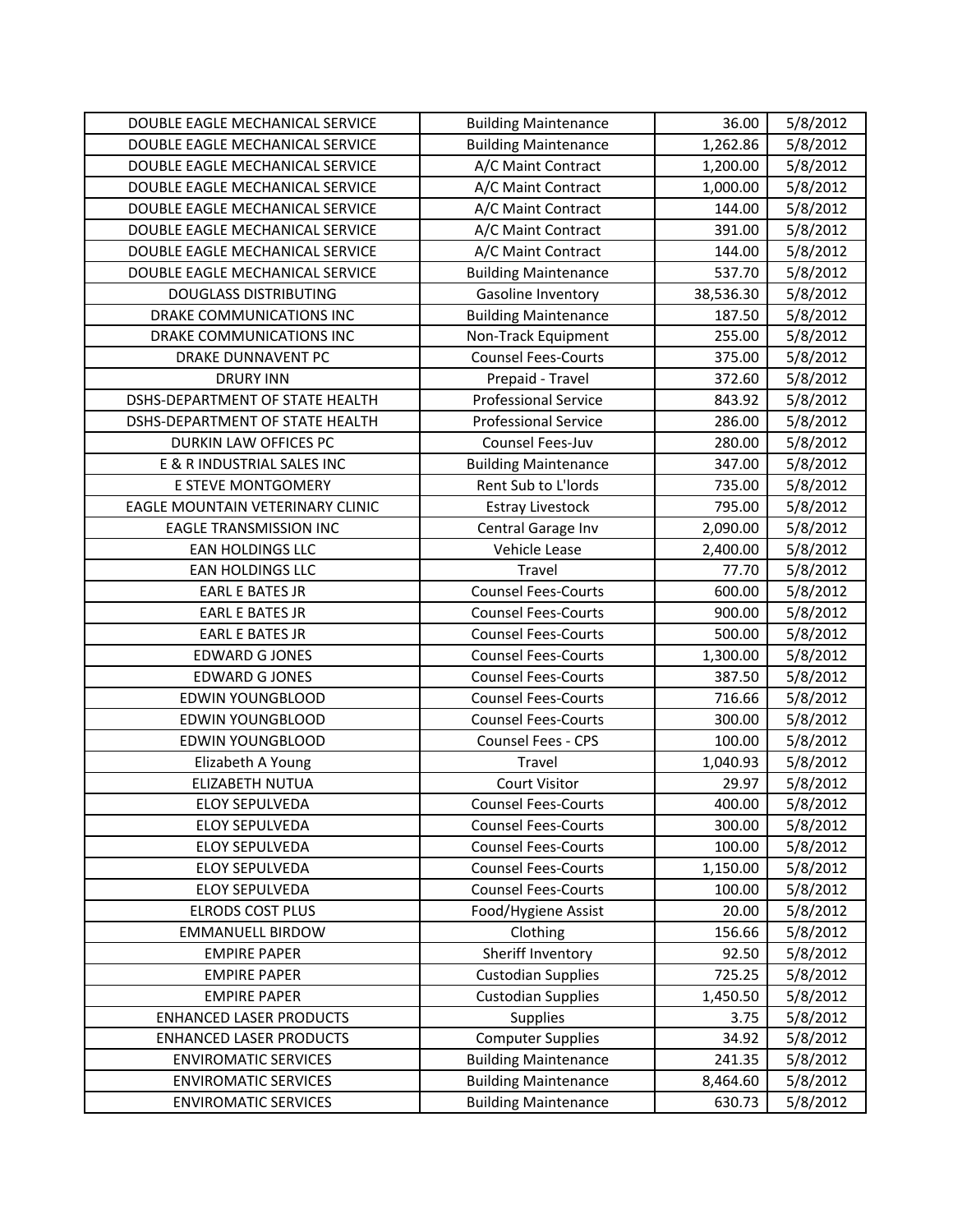| | | | |
|---|---|---|---|
| DOUBLE EAGLE MECHANICAL SERVICE | Building Maintenance | 36.00 | 5/8/2012 |
| DOUBLE EAGLE MECHANICAL SERVICE | Building Maintenance | 1,262.86 | 5/8/2012 |
| DOUBLE EAGLE MECHANICAL SERVICE | A/C Maint Contract | 1,200.00 | 5/8/2012 |
| DOUBLE EAGLE MECHANICAL SERVICE | A/C Maint Contract | 1,000.00 | 5/8/2012 |
| DOUBLE EAGLE MECHANICAL SERVICE | A/C Maint Contract | 144.00 | 5/8/2012 |
| DOUBLE EAGLE MECHANICAL SERVICE | A/C Maint Contract | 391.00 | 5/8/2012 |
| DOUBLE EAGLE MECHANICAL SERVICE | A/C Maint Contract | 144.00 | 5/8/2012 |
| DOUBLE EAGLE MECHANICAL SERVICE | Building Maintenance | 537.70 | 5/8/2012 |
| DOUGLASS DISTRIBUTING | Gasoline Inventory | 38,536.30 | 5/8/2012 |
| DRAKE COMMUNICATIONS INC | Building Maintenance | 187.50 | 5/8/2012 |
| DRAKE COMMUNICATIONS INC | Non-Track Equipment | 255.00 | 5/8/2012 |
| DRAKE DUNNAVENT PC | Counsel Fees-Courts | 375.00 | 5/8/2012 |
| DRURY INN | Prepaid - Travel | 372.60 | 5/8/2012 |
| DSHS-DEPARTMENT OF STATE HEALTH | Professional Service | 843.92 | 5/8/2012 |
| DSHS-DEPARTMENT OF STATE HEALTH | Professional Service | 286.00 | 5/8/2012 |
| DURKIN LAW OFFICES PC | Counsel Fees-Juv | 280.00 | 5/8/2012 |
| E & R INDUSTRIAL SALES INC | Building Maintenance | 347.00 | 5/8/2012 |
| E STEVE MONTGOMERY | Rent Sub to L'lords | 735.00 | 5/8/2012 |
| EAGLE MOUNTAIN VETERINARY CLINIC | Estray Livestock | 795.00 | 5/8/2012 |
| EAGLE TRANSMISSION INC | Central Garage Inv | 2,090.00 | 5/8/2012 |
| EAN HOLDINGS LLC | Vehicle Lease | 2,400.00 | 5/8/2012 |
| EAN HOLDINGS LLC | Travel | 77.70 | 5/8/2012 |
| EARL E BATES JR | Counsel Fees-Courts | 600.00 | 5/8/2012 |
| EARL E BATES JR | Counsel Fees-Courts | 900.00 | 5/8/2012 |
| EARL E BATES JR | Counsel Fees-Courts | 500.00 | 5/8/2012 |
| EDWARD G JONES | Counsel Fees-Courts | 1,300.00 | 5/8/2012 |
| EDWARD G JONES | Counsel Fees-Courts | 387.50 | 5/8/2012 |
| EDWIN YOUNGBLOOD | Counsel Fees-Courts | 716.66 | 5/8/2012 |
| EDWIN YOUNGBLOOD | Counsel Fees-Courts | 300.00 | 5/8/2012 |
| EDWIN YOUNGBLOOD | Counsel Fees - CPS | 100.00 | 5/8/2012 |
| Elizabeth A Young | Travel | 1,040.93 | 5/8/2012 |
| ELIZABETH NUTUA | Court Visitor | 29.97 | 5/8/2012 |
| ELOY SEPULVEDA | Counsel Fees-Courts | 400.00 | 5/8/2012 |
| ELOY SEPULVEDA | Counsel Fees-Courts | 300.00 | 5/8/2012 |
| ELOY SEPULVEDA | Counsel Fees-Courts | 100.00 | 5/8/2012 |
| ELOY SEPULVEDA | Counsel Fees-Courts | 1,150.00 | 5/8/2012 |
| ELOY SEPULVEDA | Counsel Fees-Courts | 100.00 | 5/8/2012 |
| ELRODS COST PLUS | Food/Hygiene Assist | 20.00 | 5/8/2012 |
| EMMANUELL BIRDOW | Clothing | 156.66 | 5/8/2012 |
| EMPIRE PAPER | Sheriff Inventory | 92.50 | 5/8/2012 |
| EMPIRE PAPER | Custodian Supplies | 725.25 | 5/8/2012 |
| EMPIRE PAPER | Custodian Supplies | 1,450.50 | 5/8/2012 |
| ENHANCED LASER PRODUCTS | Supplies | 3.75 | 5/8/2012 |
| ENHANCED LASER PRODUCTS | Computer Supplies | 34.92 | 5/8/2012 |
| ENVIROMATIC SERVICES | Building Maintenance | 241.35 | 5/8/2012 |
| ENVIROMATIC SERVICES | Building Maintenance | 8,464.60 | 5/8/2012 |
| ENVIROMATIC SERVICES | Building Maintenance | 630.73 | 5/8/2012 |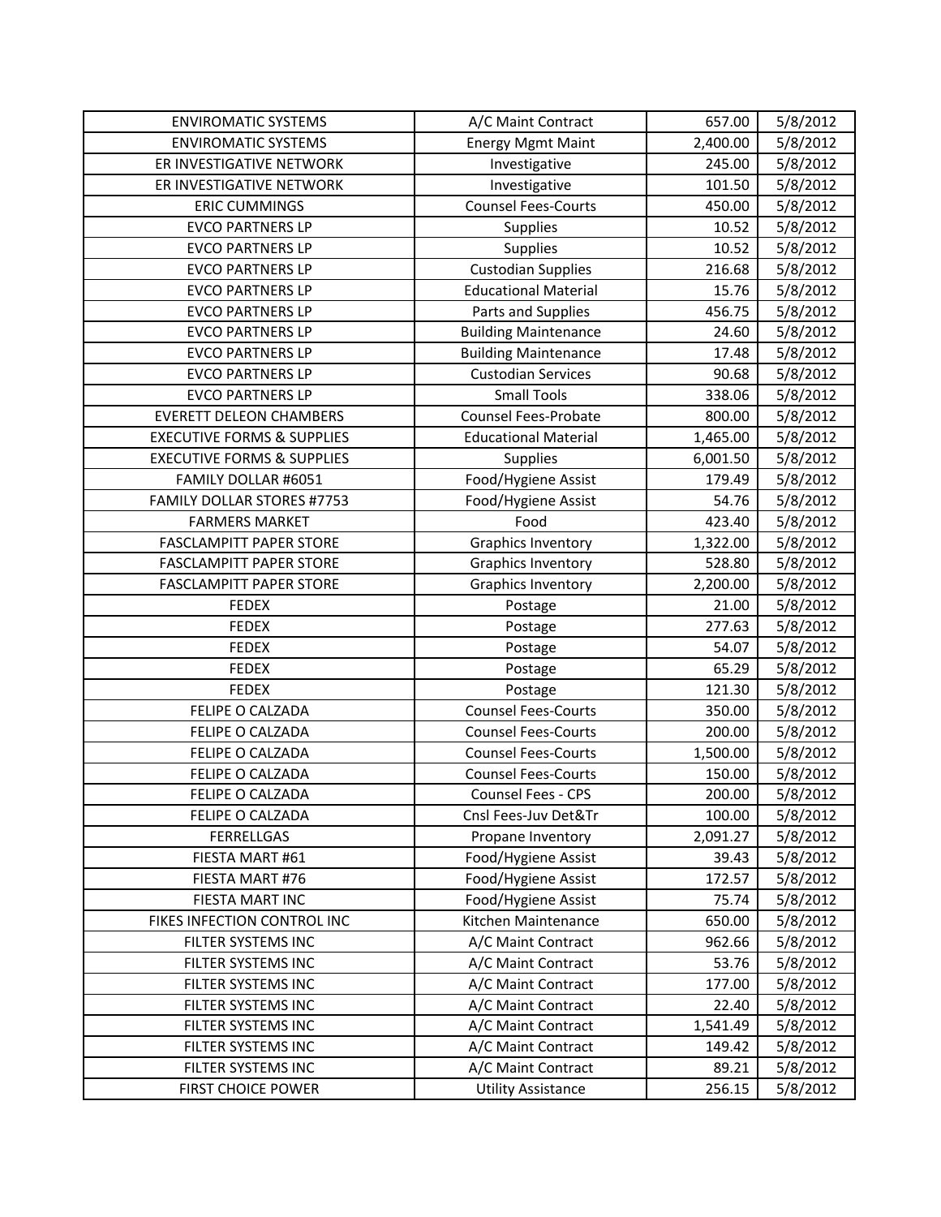| ENVIROMATIC SYSTEMS | A/C Maint Contract | 657.00 | 5/8/2012 |
|---|---|---|---|
| ENVIROMATIC SYSTEMS | Energy Mgmt Maint | 2,400.00 | 5/8/2012 |
| ER INVESTIGATIVE NETWORK | Investigative | 245.00 | 5/8/2012 |
| ER INVESTIGATIVE NETWORK | Investigative | 101.50 | 5/8/2012 |
| ERIC CUMMINGS | Counsel Fees-Courts | 450.00 | 5/8/2012 |
| EVCO PARTNERS LP | Supplies | 10.52 | 5/8/2012 |
| EVCO PARTNERS LP | Supplies | 10.52 | 5/8/2012 |
| EVCO PARTNERS LP | Custodian Supplies | 216.68 | 5/8/2012 |
| EVCO PARTNERS LP | Educational Material | 15.76 | 5/8/2012 |
| EVCO PARTNERS LP | Parts and Supplies | 456.75 | 5/8/2012 |
| EVCO PARTNERS LP | Building Maintenance | 24.60 | 5/8/2012 |
| EVCO PARTNERS LP | Building Maintenance | 17.48 | 5/8/2012 |
| EVCO PARTNERS LP | Custodian Services | 90.68 | 5/8/2012 |
| EVCO PARTNERS LP | Small Tools | 338.06 | 5/8/2012 |
| EVERETT DELEON CHAMBERS | Counsel Fees-Probate | 800.00 | 5/8/2012 |
| EXECUTIVE FORMS & SUPPLIES | Educational Material | 1,465.00 | 5/8/2012 |
| EXECUTIVE FORMS & SUPPLIES | Supplies | 6,001.50 | 5/8/2012 |
| FAMILY DOLLAR #6051 | Food/Hygiene Assist | 179.49 | 5/8/2012 |
| FAMILY DOLLAR STORES #7753 | Food/Hygiene Assist | 54.76 | 5/8/2012 |
| FARMERS MARKET | Food | 423.40 | 5/8/2012 |
| FASCLAMPITT PAPER STORE | Graphics Inventory | 1,322.00 | 5/8/2012 |
| FASCLAMPITT PAPER STORE | Graphics Inventory | 528.80 | 5/8/2012 |
| FASCLAMPITT PAPER STORE | Graphics Inventory | 2,200.00 | 5/8/2012 |
| FEDEX | Postage | 21.00 | 5/8/2012 |
| FEDEX | Postage | 277.63 | 5/8/2012 |
| FEDEX | Postage | 54.07 | 5/8/2012 |
| FEDEX | Postage | 65.29 | 5/8/2012 |
| FEDEX | Postage | 121.30 | 5/8/2012 |
| FELIPE O CALZADA | Counsel Fees-Courts | 350.00 | 5/8/2012 |
| FELIPE O CALZADA | Counsel Fees-Courts | 200.00 | 5/8/2012 |
| FELIPE O CALZADA | Counsel Fees-Courts | 1,500.00 | 5/8/2012 |
| FELIPE O CALZADA | Counsel Fees-Courts | 150.00 | 5/8/2012 |
| FELIPE O CALZADA | Counsel Fees - CPS | 200.00 | 5/8/2012 |
| FELIPE O CALZADA | Cnsl Fees-Juv Det&Tr | 100.00 | 5/8/2012 |
| FERRELLGAS | Propane Inventory | 2,091.27 | 5/8/2012 |
| FIESTA MART #61 | Food/Hygiene Assist | 39.43 | 5/8/2012 |
| FIESTA MART #76 | Food/Hygiene Assist | 172.57 | 5/8/2012 |
| FIESTA MART INC | Food/Hygiene Assist | 75.74 | 5/8/2012 |
| FIKES INFECTION CONTROL INC | Kitchen Maintenance | 650.00 | 5/8/2012 |
| FILTER SYSTEMS INC | A/C Maint Contract | 962.66 | 5/8/2012 |
| FILTER SYSTEMS INC | A/C Maint Contract | 53.76 | 5/8/2012 |
| FILTER SYSTEMS INC | A/C Maint Contract | 177.00 | 5/8/2012 |
| FILTER SYSTEMS INC | A/C Maint Contract | 22.40 | 5/8/2012 |
| FILTER SYSTEMS INC | A/C Maint Contract | 1,541.49 | 5/8/2012 |
| FILTER SYSTEMS INC | A/C Maint Contract | 149.42 | 5/8/2012 |
| FILTER SYSTEMS INC | A/C Maint Contract | 89.21 | 5/8/2012 |
| FIRST CHOICE POWER | Utility Assistance | 256.15 | 5/8/2012 |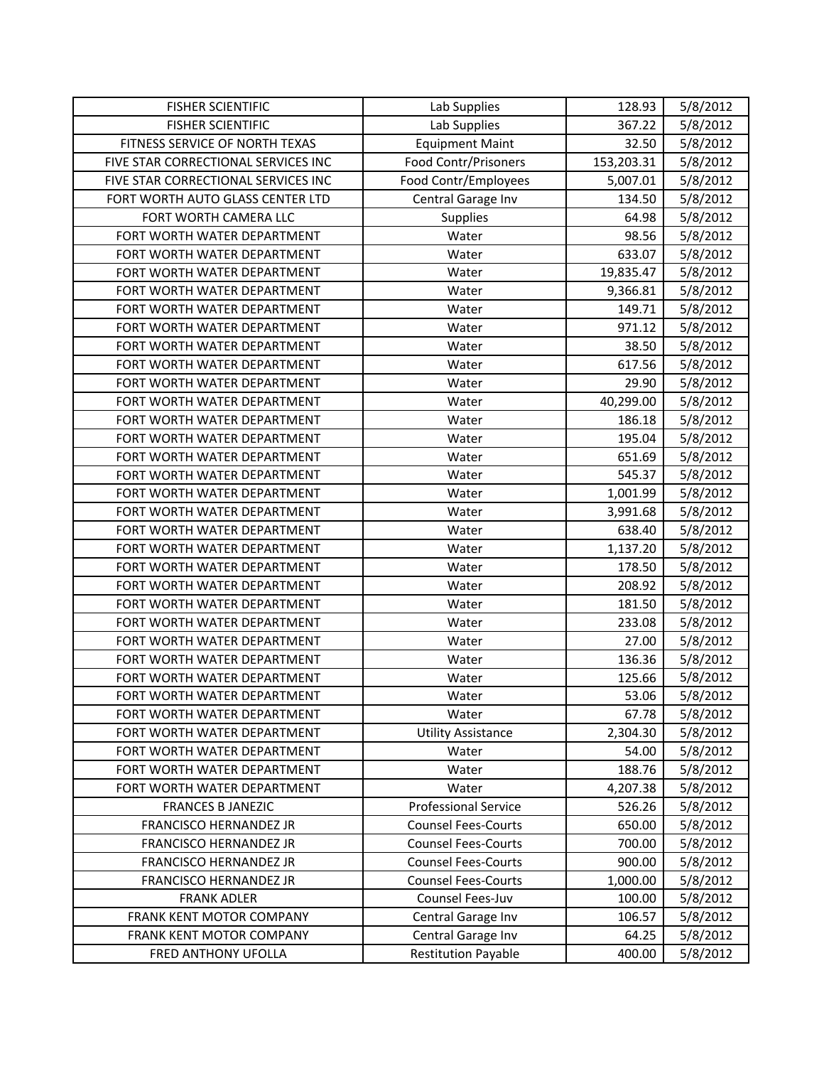| FISHER SCIENTIFIC | Lab Supplies | 128.93 | 5/8/2012 |
|---|---|---|---|
| FISHER SCIENTIFIC | Lab Supplies | 367.22 | 5/8/2012 |
| FITNESS SERVICE OF NORTH TEXAS | Equipment Maint | 32.50 | 5/8/2012 |
| FIVE STAR CORRECTIONAL SERVICES INC | Food Contr/Prisoners | 153,203.31 | 5/8/2012 |
| FIVE STAR CORRECTIONAL SERVICES INC | Food Contr/Employees | 5,007.01 | 5/8/2012 |
| FORT WORTH AUTO GLASS CENTER LTD | Central Garage Inv | 134.50 | 5/8/2012 |
| FORT WORTH CAMERA LLC | Supplies | 64.98 | 5/8/2012 |
| FORT WORTH WATER DEPARTMENT | Water | 98.56 | 5/8/2012 |
| FORT WORTH WATER DEPARTMENT | Water | 633.07 | 5/8/2012 |
| FORT WORTH WATER DEPARTMENT | Water | 19,835.47 | 5/8/2012 |
| FORT WORTH WATER DEPARTMENT | Water | 9,366.81 | 5/8/2012 |
| FORT WORTH WATER DEPARTMENT | Water | 149.71 | 5/8/2012 |
| FORT WORTH WATER DEPARTMENT | Water | 971.12 | 5/8/2012 |
| FORT WORTH WATER DEPARTMENT | Water | 38.50 | 5/8/2012 |
| FORT WORTH WATER DEPARTMENT | Water | 617.56 | 5/8/2012 |
| FORT WORTH WATER DEPARTMENT | Water | 29.90 | 5/8/2012 |
| FORT WORTH WATER DEPARTMENT | Water | 40,299.00 | 5/8/2012 |
| FORT WORTH WATER DEPARTMENT | Water | 186.18 | 5/8/2012 |
| FORT WORTH WATER DEPARTMENT | Water | 195.04 | 5/8/2012 |
| FORT WORTH WATER DEPARTMENT | Water | 651.69 | 5/8/2012 |
| FORT WORTH WATER DEPARTMENT | Water | 545.37 | 5/8/2012 |
| FORT WORTH WATER DEPARTMENT | Water | 1,001.99 | 5/8/2012 |
| FORT WORTH WATER DEPARTMENT | Water | 3,991.68 | 5/8/2012 |
| FORT WORTH WATER DEPARTMENT | Water | 638.40 | 5/8/2012 |
| FORT WORTH WATER DEPARTMENT | Water | 1,137.20 | 5/8/2012 |
| FORT WORTH WATER DEPARTMENT | Water | 178.50 | 5/8/2012 |
| FORT WORTH WATER DEPARTMENT | Water | 208.92 | 5/8/2012 |
| FORT WORTH WATER DEPARTMENT | Water | 181.50 | 5/8/2012 |
| FORT WORTH WATER DEPARTMENT | Water | 233.08 | 5/8/2012 |
| FORT WORTH WATER DEPARTMENT | Water | 27.00 | 5/8/2012 |
| FORT WORTH WATER DEPARTMENT | Water | 136.36 | 5/8/2012 |
| FORT WORTH WATER DEPARTMENT | Water | 125.66 | 5/8/2012 |
| FORT WORTH WATER DEPARTMENT | Water | 53.06 | 5/8/2012 |
| FORT WORTH WATER DEPARTMENT | Water | 67.78 | 5/8/2012 |
| FORT WORTH WATER DEPARTMENT | Utility Assistance | 2,304.30 | 5/8/2012 |
| FORT WORTH WATER DEPARTMENT | Water | 54.00 | 5/8/2012 |
| FORT WORTH WATER DEPARTMENT | Water | 188.76 | 5/8/2012 |
| FORT WORTH WATER DEPARTMENT | Water | 4,207.38 | 5/8/2012 |
| FRANCES B JANEZIC | Professional Service | 526.26 | 5/8/2012 |
| FRANCISCO HERNANDEZ JR | Counsel Fees-Courts | 650.00 | 5/8/2012 |
| FRANCISCO HERNANDEZ JR | Counsel Fees-Courts | 700.00 | 5/8/2012 |
| FRANCISCO HERNANDEZ JR | Counsel Fees-Courts | 900.00 | 5/8/2012 |
| FRANCISCO HERNANDEZ JR | Counsel Fees-Courts | 1,000.00 | 5/8/2012 |
| FRANK ADLER | Counsel Fees-Juv | 100.00 | 5/8/2012 |
| FRANK KENT MOTOR COMPANY | Central Garage Inv | 106.57 | 5/8/2012 |
| FRANK KENT MOTOR COMPANY | Central Garage Inv | 64.25 | 5/8/2012 |
| FRED ANTHONY UFOLLA | Restitution Payable | 400.00 | 5/8/2012 |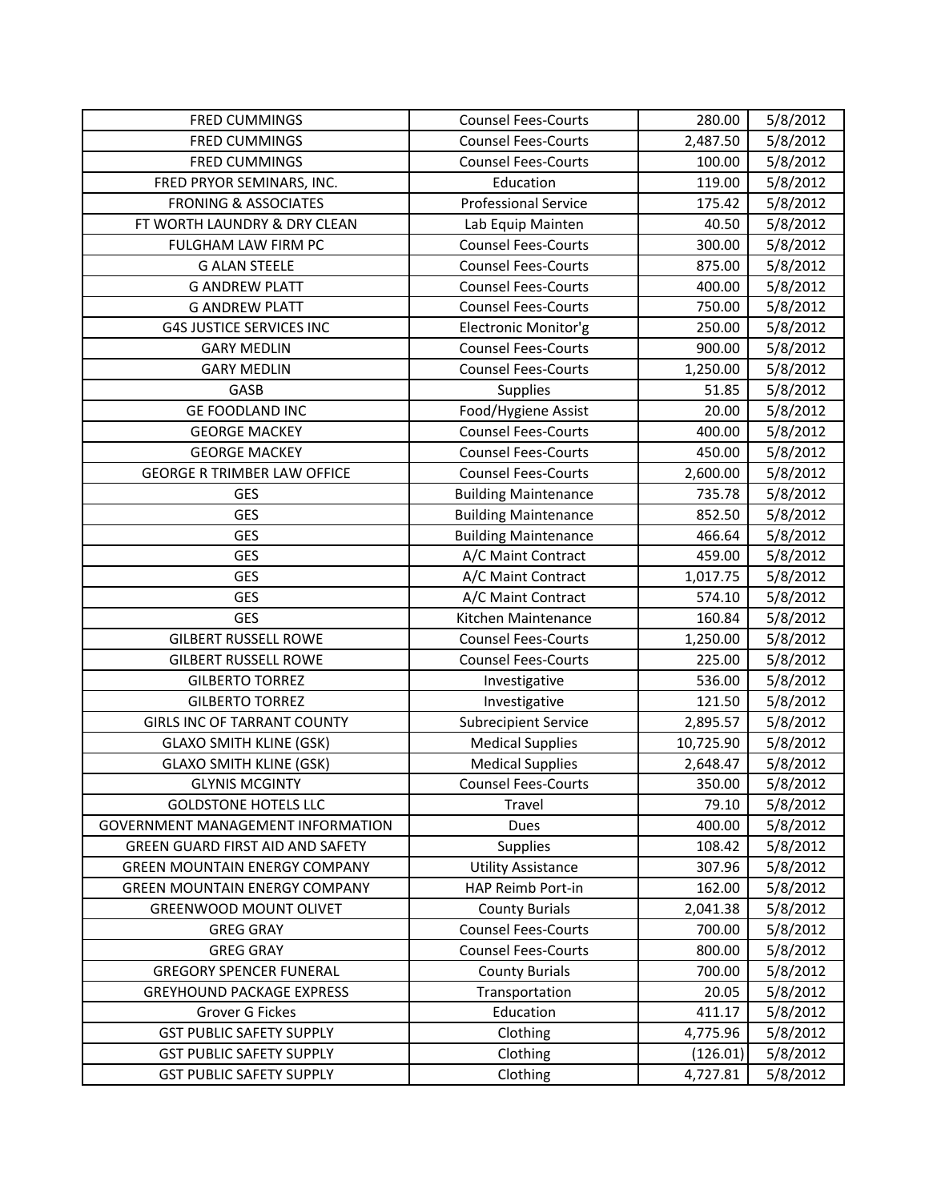| FRED CUMMINGS | Counsel Fees-Courts | 280.00 | 5/8/2012 |
|---|---|---|---|
| FRED CUMMINGS | Counsel Fees-Courts | 2,487.50 | 5/8/2012 |
| FRED CUMMINGS | Counsel Fees-Courts | 100.00 | 5/8/2012 |
| FRED PRYOR SEMINARS, INC. | Education | 119.00 | 5/8/2012 |
| FRONING & ASSOCIATES | Professional Service | 175.42 | 5/8/2012 |
| FT WORTH LAUNDRY & DRY CLEAN | Lab Equip Mainten | 40.50 | 5/8/2012 |
| FULGHAM LAW FIRM PC | Counsel Fees-Courts | 300.00 | 5/8/2012 |
| G ALAN STEELE | Counsel Fees-Courts | 875.00 | 5/8/2012 |
| G ANDREW PLATT | Counsel Fees-Courts | 400.00 | 5/8/2012 |
| G ANDREW PLATT | Counsel Fees-Courts | 750.00 | 5/8/2012 |
| G4S JUSTICE SERVICES INC | Electronic Monitor'g | 250.00 | 5/8/2012 |
| GARY MEDLIN | Counsel Fees-Courts | 900.00 | 5/8/2012 |
| GARY MEDLIN | Counsel Fees-Courts | 1,250.00 | 5/8/2012 |
| GASB | Supplies | 51.85 | 5/8/2012 |
| GE FOODLAND INC | Food/Hygiene Assist | 20.00 | 5/8/2012 |
| GEORGE MACKEY | Counsel Fees-Courts | 400.00 | 5/8/2012 |
| GEORGE MACKEY | Counsel Fees-Courts | 450.00 | 5/8/2012 |
| GEORGE R TRIMBER LAW OFFICE | Counsel Fees-Courts | 2,600.00 | 5/8/2012 |
| GES | Building Maintenance | 735.78 | 5/8/2012 |
| GES | Building Maintenance | 852.50 | 5/8/2012 |
| GES | Building Maintenance | 466.64 | 5/8/2012 |
| GES | A/C Maint Contract | 459.00 | 5/8/2012 |
| GES | A/C Maint Contract | 1,017.75 | 5/8/2012 |
| GES | A/C Maint Contract | 574.10 | 5/8/2012 |
| GES | Kitchen Maintenance | 160.84 | 5/8/2012 |
| GILBERT RUSSELL ROWE | Counsel Fees-Courts | 1,250.00 | 5/8/2012 |
| GILBERT RUSSELL ROWE | Counsel Fees-Courts | 225.00 | 5/8/2012 |
| GILBERTO TORREZ | Investigative | 536.00 | 5/8/2012 |
| GILBERTO TORREZ | Investigative | 121.50 | 5/8/2012 |
| GIRLS INC OF TARRANT COUNTY | Subrecipient Service | 2,895.57 | 5/8/2012 |
| GLAXO SMITH KLINE (GSK) | Medical Supplies | 10,725.90 | 5/8/2012 |
| GLAXO SMITH KLINE (GSK) | Medical Supplies | 2,648.47 | 5/8/2012 |
| GLYNIS MCGINTY | Counsel Fees-Courts | 350.00 | 5/8/2012 |
| GOLDSTONE HOTELS LLC | Travel | 79.10 | 5/8/2012 |
| GOVERNMENT MANAGEMENT INFORMATION | Dues | 400.00 | 5/8/2012 |
| GREEN GUARD FIRST AID AND SAFETY | Supplies | 108.42 | 5/8/2012 |
| GREEN MOUNTAIN ENERGY COMPANY | Utility Assistance | 307.96 | 5/8/2012 |
| GREEN MOUNTAIN ENERGY COMPANY | HAP Reimb Port-in | 162.00 | 5/8/2012 |
| GREENWOOD MOUNT OLIVET | County Burials | 2,041.38 | 5/8/2012 |
| GREG GRAY | Counsel Fees-Courts | 700.00 | 5/8/2012 |
| GREG GRAY | Counsel Fees-Courts | 800.00 | 5/8/2012 |
| GREGORY SPENCER FUNERAL | County Burials | 700.00 | 5/8/2012 |
| GREYHOUND PACKAGE EXPRESS | Transportation | 20.05 | 5/8/2012 |
| Grover G Fickes | Education | 411.17 | 5/8/2012 |
| GST PUBLIC SAFETY SUPPLY | Clothing | 4,775.96 | 5/8/2012 |
| GST PUBLIC SAFETY SUPPLY | Clothing | (126.01) | 5/8/2012 |
| GST PUBLIC SAFETY SUPPLY | Clothing | 4,727.81 | 5/8/2012 |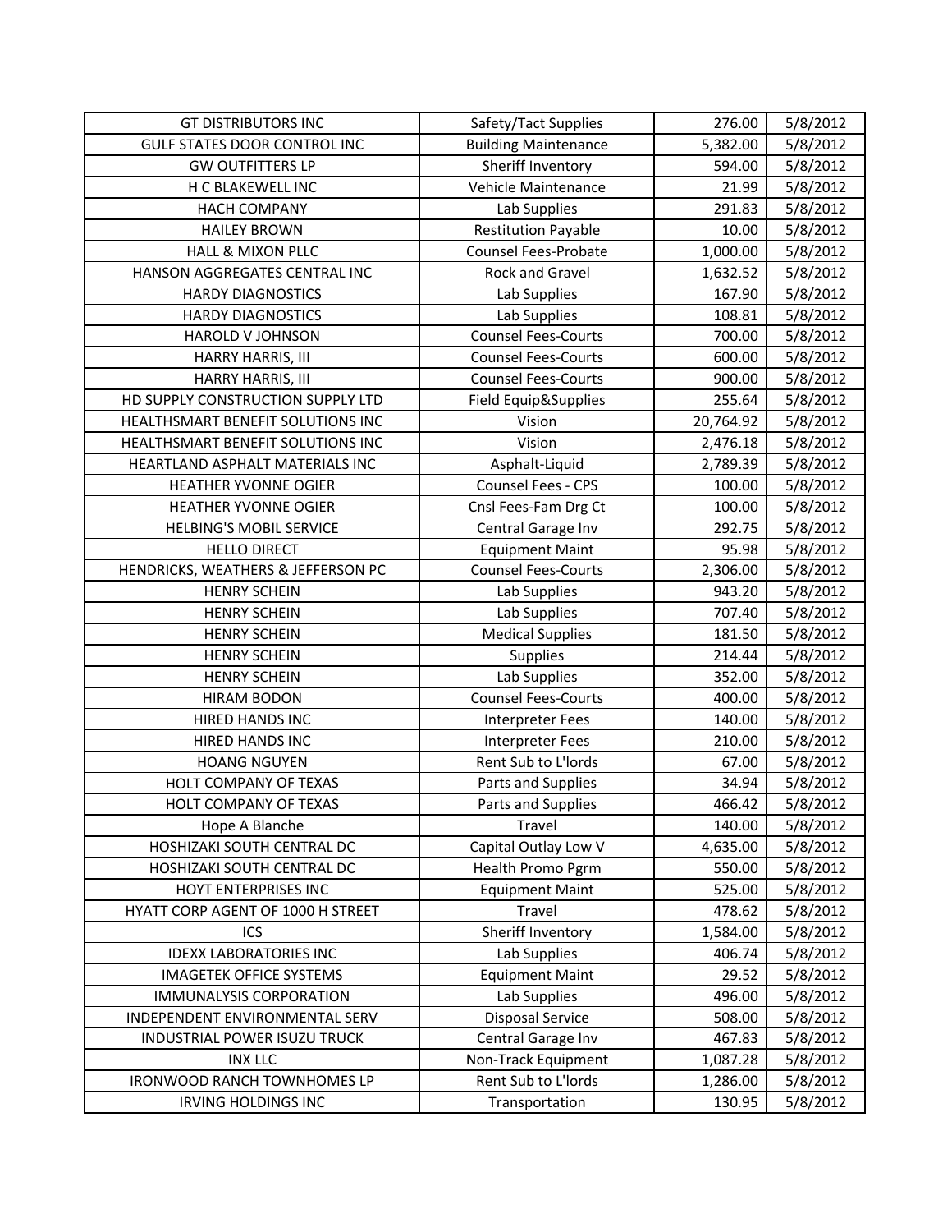| GT DISTRIBUTORS INC | Safety/Tact Supplies | 276.00 | 5/8/2012 |
|---|---|---|---|
| GULF STATES DOOR CONTROL INC | Building Maintenance | 5,382.00 | 5/8/2012 |
| GW OUTFITTERS LP | Sheriff Inventory | 594.00 | 5/8/2012 |
| H C BLAKEWELL INC | Vehicle Maintenance | 21.99 | 5/8/2012 |
| HACH COMPANY | Lab Supplies | 291.83 | 5/8/2012 |
| HAILEY BROWN | Restitution Payable | 10.00 | 5/8/2012 |
| HALL & MIXON PLLC | Counsel Fees-Probate | 1,000.00 | 5/8/2012 |
| HANSON AGGREGATES CENTRAL INC | Rock and Gravel | 1,632.52 | 5/8/2012 |
| HARDY DIAGNOSTICS | Lab Supplies | 167.90 | 5/8/2012 |
| HARDY DIAGNOSTICS | Lab Supplies | 108.81 | 5/8/2012 |
| HAROLD V JOHNSON | Counsel Fees-Courts | 700.00 | 5/8/2012 |
| HARRY HARRIS, III | Counsel Fees-Courts | 600.00 | 5/8/2012 |
| HARRY HARRIS, III | Counsel Fees-Courts | 900.00 | 5/8/2012 |
| HD SUPPLY CONSTRUCTION SUPPLY LTD | Field Equip&Supplies | 255.64 | 5/8/2012 |
| HEALTHSMART BENEFIT SOLUTIONS INC | Vision | 20,764.92 | 5/8/2012 |
| HEALTHSMART BENEFIT SOLUTIONS INC | Vision | 2,476.18 | 5/8/2012 |
| HEARTLAND ASPHALT MATERIALS INC | Asphalt-Liquid | 2,789.39 | 5/8/2012 |
| HEATHER YVONNE OGIER | Counsel Fees - CPS | 100.00 | 5/8/2012 |
| HEATHER YVONNE OGIER | Cnsl Fees-Fam Drg Ct | 100.00 | 5/8/2012 |
| HELBING'S MOBIL SERVICE | Central Garage Inv | 292.75 | 5/8/2012 |
| HELLO DIRECT | Equipment Maint | 95.98 | 5/8/2012 |
| HENDRICKS, WEATHERS & JEFFERSON PC | Counsel Fees-Courts | 2,306.00 | 5/8/2012 |
| HENRY SCHEIN | Lab Supplies | 943.20 | 5/8/2012 |
| HENRY SCHEIN | Lab Supplies | 707.40 | 5/8/2012 |
| HENRY SCHEIN | Medical Supplies | 181.50 | 5/8/2012 |
| HENRY SCHEIN | Supplies | 214.44 | 5/8/2012 |
| HENRY SCHEIN | Lab Supplies | 352.00 | 5/8/2012 |
| HIRAM BODON | Counsel Fees-Courts | 400.00 | 5/8/2012 |
| HIRED HANDS INC | Interpreter Fees | 140.00 | 5/8/2012 |
| HIRED HANDS INC | Interpreter Fees | 210.00 | 5/8/2012 |
| HOANG NGUYEN | Rent Sub to L'lords | 67.00 | 5/8/2012 |
| HOLT COMPANY OF TEXAS | Parts and Supplies | 34.94 | 5/8/2012 |
| HOLT COMPANY OF TEXAS | Parts and Supplies | 466.42 | 5/8/2012 |
| Hope A Blanche | Travel | 140.00 | 5/8/2012 |
| HOSHIZAKI SOUTH CENTRAL DC | Capital Outlay Low V | 4,635.00 | 5/8/2012 |
| HOSHIZAKI SOUTH CENTRAL DC | Health Promo Pgrm | 550.00 | 5/8/2012 |
| HOYT ENTERPRISES INC | Equipment Maint | 525.00 | 5/8/2012 |
| HYATT CORP AGENT OF 1000 H STREET | Travel | 478.62 | 5/8/2012 |
| ICS | Sheriff Inventory | 1,584.00 | 5/8/2012 |
| IDEXX LABORATORIES INC | Lab Supplies | 406.74 | 5/8/2012 |
| IMAGETEK OFFICE SYSTEMS | Equipment Maint | 29.52 | 5/8/2012 |
| IMMUNALYSIS CORPORATION | Lab Supplies | 496.00 | 5/8/2012 |
| INDEPENDENT ENVIRONMENTAL SERV | Disposal Service | 508.00 | 5/8/2012 |
| INDUSTRIAL POWER ISUZU TRUCK | Central Garage Inv | 467.83 | 5/8/2012 |
| INX LLC | Non-Track Equipment | 1,087.28 | 5/8/2012 |
| IRONWOOD RANCH TOWNHOMES LP | Rent Sub to L'lords | 1,286.00 | 5/8/2012 |
| IRVING HOLDINGS INC | Transportation | 130.95 | 5/8/2012 |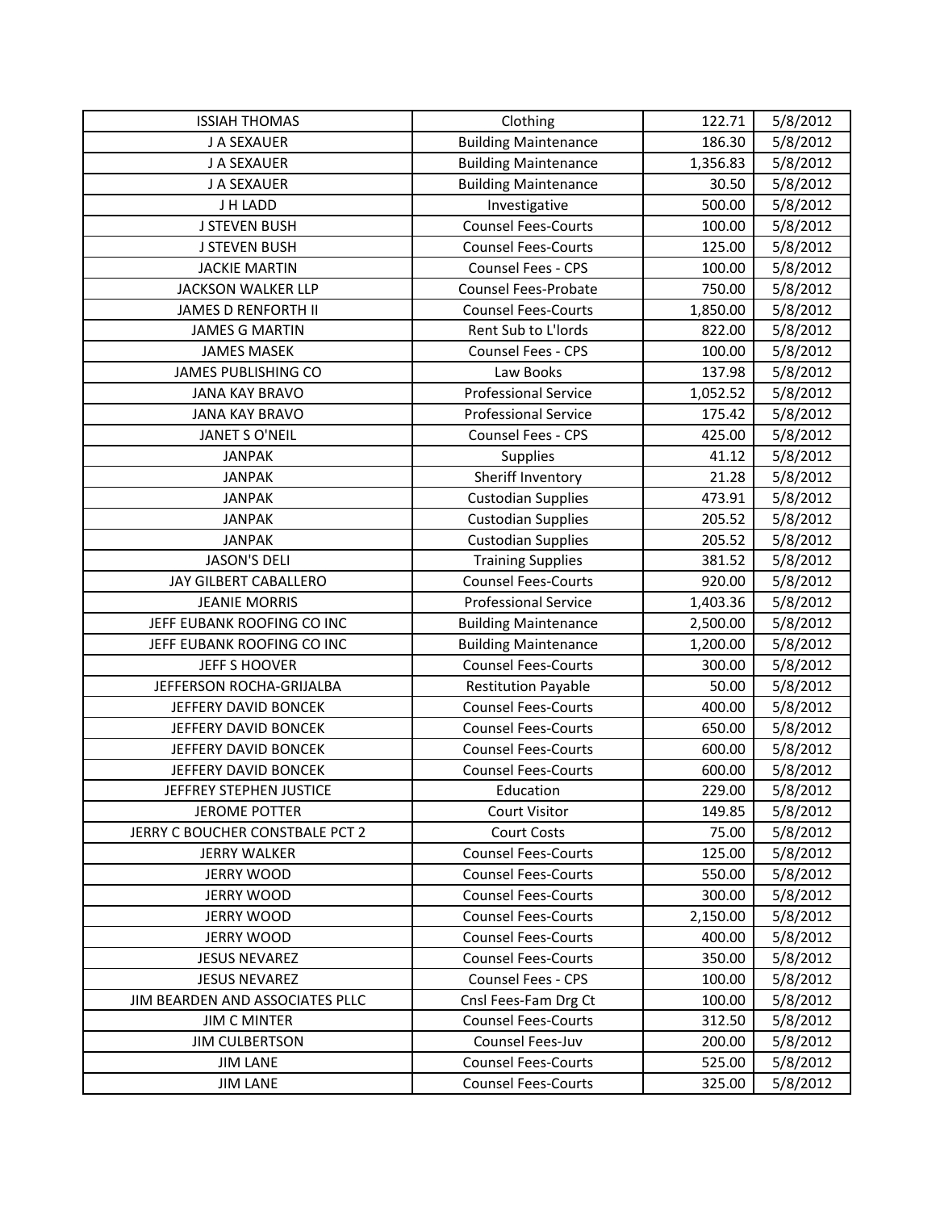| ISSIAH THOMAS | Clothing | 122.71 | 5/8/2012 |
|---|---|---|---|
| J A SEXAUER | Building Maintenance | 186.30 | 5/8/2012 |
| J A SEXAUER | Building Maintenance | 1,356.83 | 5/8/2012 |
| J A SEXAUER | Building Maintenance | 30.50 | 5/8/2012 |
| J H LADD | Investigative | 500.00 | 5/8/2012 |
| J STEVEN BUSH | Counsel Fees-Courts | 100.00 | 5/8/2012 |
| J STEVEN BUSH | Counsel Fees-Courts | 125.00 | 5/8/2012 |
| JACKIE MARTIN | Counsel Fees - CPS | 100.00 | 5/8/2012 |
| JACKSON WALKER LLP | Counsel Fees-Probate | 750.00 | 5/8/2012 |
| JAMES D RENFORTH II | Counsel Fees-Courts | 1,850.00 | 5/8/2012 |
| JAMES G MARTIN | Rent Sub to L'lords | 822.00 | 5/8/2012 |
| JAMES MASEK | Counsel Fees - CPS | 100.00 | 5/8/2012 |
| JAMES PUBLISHING CO | Law Books | 137.98 | 5/8/2012 |
| JANA KAY BRAVO | Professional Service | 1,052.52 | 5/8/2012 |
| JANA KAY BRAVO | Professional Service | 175.42 | 5/8/2012 |
| JANET S O'NEIL | Counsel Fees - CPS | 425.00 | 5/8/2012 |
| JANPAK | Supplies | 41.12 | 5/8/2012 |
| JANPAK | Sheriff Inventory | 21.28 | 5/8/2012 |
| JANPAK | Custodian Supplies | 473.91 | 5/8/2012 |
| JANPAK | Custodian Supplies | 205.52 | 5/8/2012 |
| JANPAK | Custodian Supplies | 205.52 | 5/8/2012 |
| JASON'S DELI | Training Supplies | 381.52 | 5/8/2012 |
| JAY GILBERT CABALLERO | Counsel Fees-Courts | 920.00 | 5/8/2012 |
| JEANIE MORRIS | Professional Service | 1,403.36 | 5/8/2012 |
| JEFF EUBANK ROOFING CO INC | Building Maintenance | 2,500.00 | 5/8/2012 |
| JEFF EUBANK ROOFING CO INC | Building Maintenance | 1,200.00 | 5/8/2012 |
| JEFF S HOOVER | Counsel Fees-Courts | 300.00 | 5/8/2012 |
| JEFFERSON ROCHA-GRIJALBA | Restitution Payable | 50.00 | 5/8/2012 |
| JEFFERY DAVID BONCEK | Counsel Fees-Courts | 400.00 | 5/8/2012 |
| JEFFERY DAVID BONCEK | Counsel Fees-Courts | 650.00 | 5/8/2012 |
| JEFFERY DAVID BONCEK | Counsel Fees-Courts | 600.00 | 5/8/2012 |
| JEFFERY DAVID BONCEK | Counsel Fees-Courts | 600.00 | 5/8/2012 |
| JEFFREY STEPHEN JUSTICE | Education | 229.00 | 5/8/2012 |
| JEROME POTTER | Court Visitor | 149.85 | 5/8/2012 |
| JERRY C BOUCHER CONSTBALE PCT 2 | Court Costs | 75.00 | 5/8/2012 |
| JERRY WALKER | Counsel Fees-Courts | 125.00 | 5/8/2012 |
| JERRY WOOD | Counsel Fees-Courts | 550.00 | 5/8/2012 |
| JERRY WOOD | Counsel Fees-Courts | 300.00 | 5/8/2012 |
| JERRY WOOD | Counsel Fees-Courts | 2,150.00 | 5/8/2012 |
| JERRY WOOD | Counsel Fees-Courts | 400.00 | 5/8/2012 |
| JESUS NEVAREZ | Counsel Fees-Courts | 350.00 | 5/8/2012 |
| JESUS NEVAREZ | Counsel Fees - CPS | 100.00 | 5/8/2012 |
| JIM BEARDEN AND ASSOCIATES PLLC | Cnsl Fees-Fam Drg Ct | 100.00 | 5/8/2012 |
| JIM C MINTER | Counsel Fees-Courts | 312.50 | 5/8/2012 |
| JIM CULBERTSON | Counsel Fees-Juv | 200.00 | 5/8/2012 |
| JIM LANE | Counsel Fees-Courts | 525.00 | 5/8/2012 |
| JIM LANE | Counsel Fees-Courts | 325.00 | 5/8/2012 |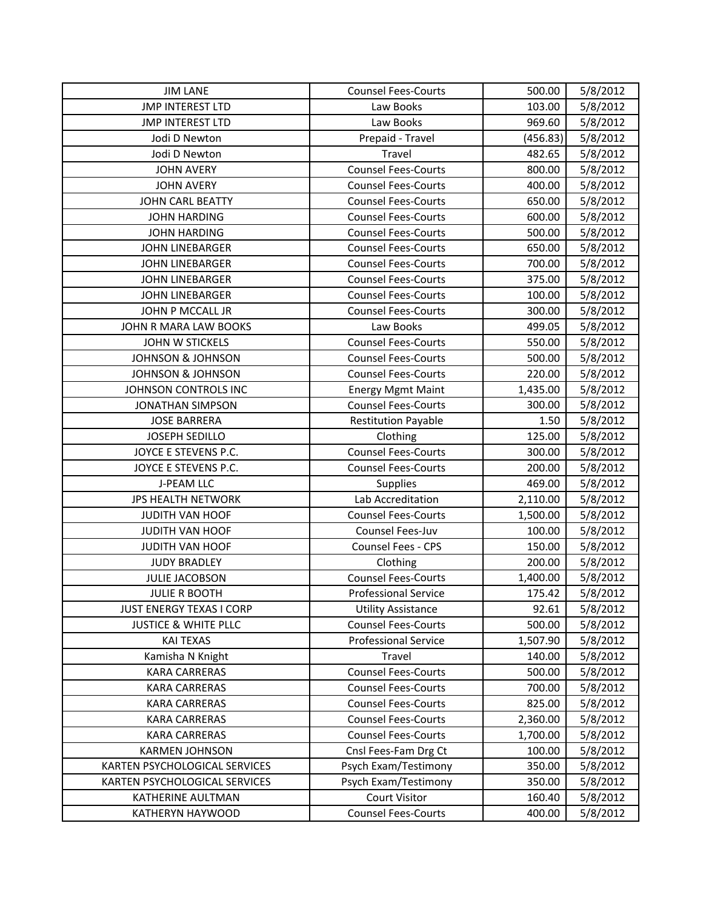| JIM LANE | Counsel Fees-Courts | 500.00 | 5/8/2012 |
|---|---|---|---|
| JMP INTEREST LTD | Law Books | 103.00 | 5/8/2012 |
| JMP INTEREST LTD | Law Books | 969.60 | 5/8/2012 |
| Jodi D Newton | Prepaid - Travel | (456.83) | 5/8/2012 |
| Jodi D Newton | Travel | 482.65 | 5/8/2012 |
| JOHN AVERY | Counsel Fees-Courts | 800.00 | 5/8/2012 |
| JOHN AVERY | Counsel Fees-Courts | 400.00 | 5/8/2012 |
| JOHN CARL BEATTY | Counsel Fees-Courts | 650.00 | 5/8/2012 |
| JOHN HARDING | Counsel Fees-Courts | 600.00 | 5/8/2012 |
| JOHN HARDING | Counsel Fees-Courts | 500.00 | 5/8/2012 |
| JOHN LINEBARGER | Counsel Fees-Courts | 650.00 | 5/8/2012 |
| JOHN LINEBARGER | Counsel Fees-Courts | 700.00 | 5/8/2012 |
| JOHN LINEBARGER | Counsel Fees-Courts | 375.00 | 5/8/2012 |
| JOHN LINEBARGER | Counsel Fees-Courts | 100.00 | 5/8/2012 |
| JOHN P MCCALL JR | Counsel Fees-Courts | 300.00 | 5/8/2012 |
| JOHN R MARA LAW BOOKS | Law Books | 499.05 | 5/8/2012 |
| JOHN W STICKELS | Counsel Fees-Courts | 550.00 | 5/8/2012 |
| JOHNSON & JOHNSON | Counsel Fees-Courts | 500.00 | 5/8/2012 |
| JOHNSON & JOHNSON | Counsel Fees-Courts | 220.00 | 5/8/2012 |
| JOHNSON CONTROLS INC | Energy Mgmt Maint | 1,435.00 | 5/8/2012 |
| JONATHAN SIMPSON | Counsel Fees-Courts | 300.00 | 5/8/2012 |
| JOSE BARRERA | Restitution Payable | 1.50 | 5/8/2012 |
| JOSEPH SEDILLO | Clothing | 125.00 | 5/8/2012 |
| JOYCE E STEVENS P.C. | Counsel Fees-Courts | 300.00 | 5/8/2012 |
| JOYCE E STEVENS P.C. | Counsel Fees-Courts | 200.00 | 5/8/2012 |
| J-PEAM LLC | Supplies | 469.00 | 5/8/2012 |
| JPS HEALTH NETWORK | Lab Accreditation | 2,110.00 | 5/8/2012 |
| JUDITH VAN HOOF | Counsel Fees-Courts | 1,500.00 | 5/8/2012 |
| JUDITH VAN HOOF | Counsel Fees-Juv | 100.00 | 5/8/2012 |
| JUDITH VAN HOOF | Counsel Fees - CPS | 150.00 | 5/8/2012 |
| JUDY BRADLEY | Clothing | 200.00 | 5/8/2012 |
| JULIE JACOBSON | Counsel Fees-Courts | 1,400.00 | 5/8/2012 |
| JULIE R BOOTH | Professional Service | 175.42 | 5/8/2012 |
| JUST ENERGY TEXAS I CORP | Utility Assistance | 92.61 | 5/8/2012 |
| JUSTICE & WHITE PLLC | Counsel Fees-Courts | 500.00 | 5/8/2012 |
| KAI TEXAS | Professional Service | 1,507.90 | 5/8/2012 |
| Kamisha N Knight | Travel | 140.00 | 5/8/2012 |
| KARA CARRERAS | Counsel Fees-Courts | 500.00 | 5/8/2012 |
| KARA CARRERAS | Counsel Fees-Courts | 700.00 | 5/8/2012 |
| KARA CARRERAS | Counsel Fees-Courts | 825.00 | 5/8/2012 |
| KARA CARRERAS | Counsel Fees-Courts | 2,360.00 | 5/8/2012 |
| KARA CARRERAS | Counsel Fees-Courts | 1,700.00 | 5/8/2012 |
| KARMEN JOHNSON | Cnsl Fees-Fam Drg Ct | 100.00 | 5/8/2012 |
| KARTEN PSYCHOLOGICAL SERVICES | Psych Exam/Testimony | 350.00 | 5/8/2012 |
| KARTEN PSYCHOLOGICAL SERVICES | Psych Exam/Testimony | 350.00 | 5/8/2012 |
| KATHERINE AULTMAN | Court Visitor | 160.40 | 5/8/2012 |
| KATHERYN HAYWOOD | Counsel Fees-Courts | 400.00 | 5/8/2012 |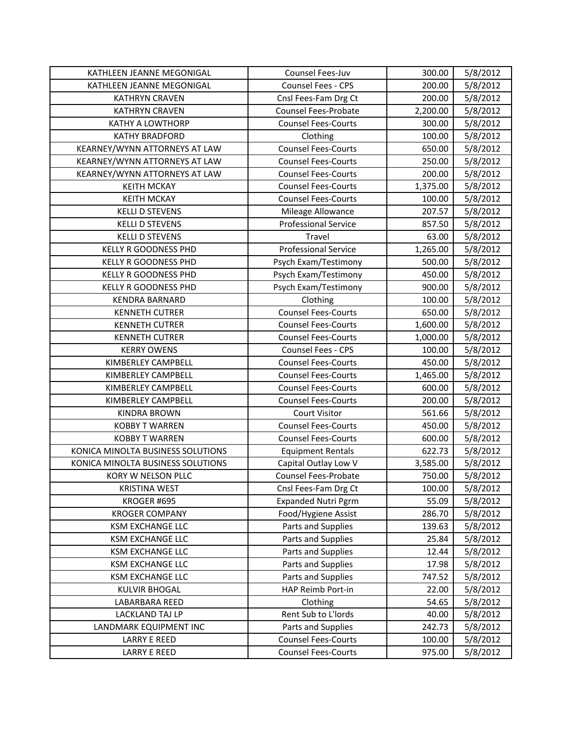| KATHLEEN JEANNE MEGONIGAL | Counsel Fees-Juv | 300.00 | 5/8/2012 |
|---|---|---|---|
| KATHLEEN JEANNE MEGONIGAL | Counsel Fees - CPS | 200.00 | 5/8/2012 |
| KATHRYN CRAVEN | Cnsl Fees-Fam Drg Ct | 200.00 | 5/8/2012 |
| KATHRYN CRAVEN | Counsel Fees-Probate | 2,200.00 | 5/8/2012 |
| KATHY A LOWTHORP | Counsel Fees-Courts | 300.00 | 5/8/2012 |
| KATHY BRADFORD | Clothing | 100.00 | 5/8/2012 |
| KEARNEY/WYNN ATTORNEYS AT LAW | Counsel Fees-Courts | 650.00 | 5/8/2012 |
| KEARNEY/WYNN ATTORNEYS AT LAW | Counsel Fees-Courts | 250.00 | 5/8/2012 |
| KEARNEY/WYNN ATTORNEYS AT LAW | Counsel Fees-Courts | 200.00 | 5/8/2012 |
| KEITH MCKAY | Counsel Fees-Courts | 1,375.00 | 5/8/2012 |
| KEITH MCKAY | Counsel Fees-Courts | 100.00 | 5/8/2012 |
| KELLI D STEVENS | Mileage Allowance | 207.57 | 5/8/2012 |
| KELLI D STEVENS | Professional Service | 857.50 | 5/8/2012 |
| KELLI D STEVENS | Travel | 63.00 | 5/8/2012 |
| KELLY R GOODNESS PHD | Professional Service | 1,265.00 | 5/8/2012 |
| KELLY R GOODNESS PHD | Psych Exam/Testimony | 500.00 | 5/8/2012 |
| KELLY R GOODNESS PHD | Psych Exam/Testimony | 450.00 | 5/8/2012 |
| KELLY R GOODNESS PHD | Psych Exam/Testimony | 900.00 | 5/8/2012 |
| KENDRA BARNARD | Clothing | 100.00 | 5/8/2012 |
| KENNETH CUTRER | Counsel Fees-Courts | 650.00 | 5/8/2012 |
| KENNETH CUTRER | Counsel Fees-Courts | 1,600.00 | 5/8/2012 |
| KENNETH CUTRER | Counsel Fees-Courts | 1,000.00 | 5/8/2012 |
| KERRY OWENS | Counsel Fees - CPS | 100.00 | 5/8/2012 |
| KIMBERLEY CAMPBELL | Counsel Fees-Courts | 450.00 | 5/8/2012 |
| KIMBERLEY CAMPBELL | Counsel Fees-Courts | 1,465.00 | 5/8/2012 |
| KIMBERLEY CAMPBELL | Counsel Fees-Courts | 600.00 | 5/8/2012 |
| KIMBERLEY CAMPBELL | Counsel Fees-Courts | 200.00 | 5/8/2012 |
| KINDRA BROWN | Court Visitor | 561.66 | 5/8/2012 |
| KOBBY T WARREN | Counsel Fees-Courts | 450.00 | 5/8/2012 |
| KOBBY T WARREN | Counsel Fees-Courts | 600.00 | 5/8/2012 |
| KONICA MINOLTA BUSINESS SOLUTIONS | Equipment Rentals | 622.73 | 5/8/2012 |
| KONICA MINOLTA BUSINESS SOLUTIONS | Capital Outlay Low V | 3,585.00 | 5/8/2012 |
| KORY W NELSON PLLC | Counsel Fees-Probate | 750.00 | 5/8/2012 |
| KRISTINA WEST | Cnsl Fees-Fam Drg Ct | 100.00 | 5/8/2012 |
| KROGER #695 | Expanded Nutri Pgrm | 55.09 | 5/8/2012 |
| KROGER COMPANY | Food/Hygiene Assist | 286.70 | 5/8/2012 |
| KSM EXCHANGE LLC | Parts and Supplies | 139.63 | 5/8/2012 |
| KSM EXCHANGE LLC | Parts and Supplies | 25.84 | 5/8/2012 |
| KSM EXCHANGE LLC | Parts and Supplies | 12.44 | 5/8/2012 |
| KSM EXCHANGE LLC | Parts and Supplies | 17.98 | 5/8/2012 |
| KSM EXCHANGE LLC | Parts and Supplies | 747.52 | 5/8/2012 |
| KULVIR BHOGAL | HAP Reimb Port-in | 22.00 | 5/8/2012 |
| LABARBARA REED | Clothing | 54.65 | 5/8/2012 |
| LACKLAND TAJ LP | Rent Sub to L'lords | 40.00 | 5/8/2012 |
| LANDMARK EQUIPMENT INC | Parts and Supplies | 242.73 | 5/8/2012 |
| LARRY E REED | Counsel Fees-Courts | 100.00 | 5/8/2012 |
| LARRY E REED | Counsel Fees-Courts | 975.00 | 5/8/2012 |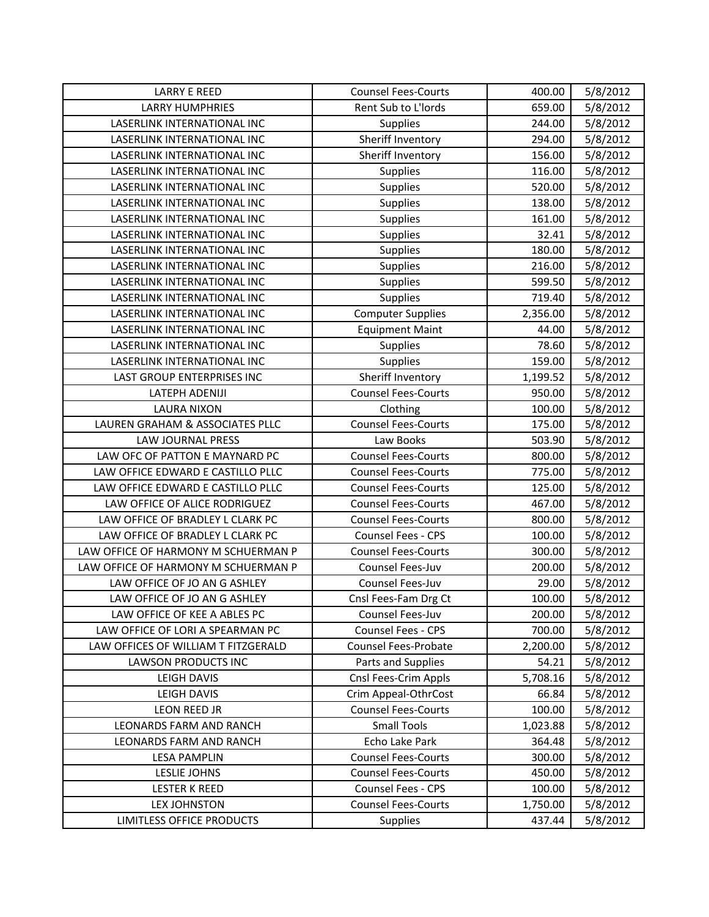| LARRY E REED | Counsel Fees-Courts | 400.00 | 5/8/2012 |
|---|---|---|---|
| LARRY HUMPHRIES | Rent Sub to L'lords | 659.00 | 5/8/2012 |
| LASERLINK INTERNATIONAL INC | Supplies | 244.00 | 5/8/2012 |
| LASERLINK INTERNATIONAL INC | Sheriff Inventory | 294.00 | 5/8/2012 |
| LASERLINK INTERNATIONAL INC | Sheriff Inventory | 156.00 | 5/8/2012 |
| LASERLINK INTERNATIONAL INC | Supplies | 116.00 | 5/8/2012 |
| LASERLINK INTERNATIONAL INC | Supplies | 520.00 | 5/8/2012 |
| LASERLINK INTERNATIONAL INC | Supplies | 138.00 | 5/8/2012 |
| LASERLINK INTERNATIONAL INC | Supplies | 161.00 | 5/8/2012 |
| LASERLINK INTERNATIONAL INC | Supplies | 32.41 | 5/8/2012 |
| LASERLINK INTERNATIONAL INC | Supplies | 180.00 | 5/8/2012 |
| LASERLINK INTERNATIONAL INC | Supplies | 216.00 | 5/8/2012 |
| LASERLINK INTERNATIONAL INC | Supplies | 599.50 | 5/8/2012 |
| LASERLINK INTERNATIONAL INC | Supplies | 719.40 | 5/8/2012 |
| LASERLINK INTERNATIONAL INC | Computer Supplies | 2,356.00 | 5/8/2012 |
| LASERLINK INTERNATIONAL INC | Equipment Maint | 44.00 | 5/8/2012 |
| LASERLINK INTERNATIONAL INC | Supplies | 78.60 | 5/8/2012 |
| LASERLINK INTERNATIONAL INC | Supplies | 159.00 | 5/8/2012 |
| LAST GROUP ENTERPRISES INC | Sheriff Inventory | 1,199.52 | 5/8/2012 |
| LATEPH ADENIJI | Counsel Fees-Courts | 950.00 | 5/8/2012 |
| LAURA NIXON | Clothing | 100.00 | 5/8/2012 |
| LAUREN GRAHAM & ASSOCIATES PLLC | Counsel Fees-Courts | 175.00 | 5/8/2012 |
| LAW JOURNAL PRESS | Law Books | 503.90 | 5/8/2012 |
| LAW OFC OF PATTON E MAYNARD PC | Counsel Fees-Courts | 800.00 | 5/8/2012 |
| LAW OFFICE EDWARD E CASTILLO PLLC | Counsel Fees-Courts | 775.00 | 5/8/2012 |
| LAW OFFICE EDWARD E CASTILLO PLLC | Counsel Fees-Courts | 125.00 | 5/8/2012 |
| LAW OFFICE OF ALICE RODRIGUEZ | Counsel Fees-Courts | 467.00 | 5/8/2012 |
| LAW OFFICE OF BRADLEY L CLARK PC | Counsel Fees-Courts | 800.00 | 5/8/2012 |
| LAW OFFICE OF BRADLEY L CLARK PC | Counsel Fees - CPS | 100.00 | 5/8/2012 |
| LAW OFFICE OF HARMONY M SCHUERMAN P | Counsel Fees-Courts | 300.00 | 5/8/2012 |
| LAW OFFICE OF HARMONY M SCHUERMAN P | Counsel Fees-Juv | 200.00 | 5/8/2012 |
| LAW OFFICE OF JO AN G ASHLEY | Counsel Fees-Juv | 29.00 | 5/8/2012 |
| LAW OFFICE OF JO AN G ASHLEY | Cnsl Fees-Fam Drg Ct | 100.00 | 5/8/2012 |
| LAW OFFICE OF KEE A ABLES PC | Counsel Fees-Juv | 200.00 | 5/8/2012 |
| LAW OFFICE OF LORI A SPEARMAN PC | Counsel Fees - CPS | 700.00 | 5/8/2012 |
| LAW OFFICES OF WILLIAM T FITZGERALD | Counsel Fees-Probate | 2,200.00 | 5/8/2012 |
| LAWSON PRODUCTS INC | Parts and Supplies | 54.21 | 5/8/2012 |
| LEIGH DAVIS | Cnsl Fees-Crim Appls | 5,708.16 | 5/8/2012 |
| LEIGH DAVIS | Crim Appeal-OthrCost | 66.84 | 5/8/2012 |
| LEON REED JR | Counsel Fees-Courts | 100.00 | 5/8/2012 |
| LEONARDS FARM AND RANCH | Small Tools | 1,023.88 | 5/8/2012 |
| LEONARDS FARM AND RANCH | Echo Lake Park | 364.48 | 5/8/2012 |
| LESA PAMPLIN | Counsel Fees-Courts | 300.00 | 5/8/2012 |
| LESLIE JOHNS | Counsel Fees-Courts | 450.00 | 5/8/2012 |
| LESTER K REED | Counsel Fees - CPS | 100.00 | 5/8/2012 |
| LEX JOHNSTON | Counsel Fees-Courts | 1,750.00 | 5/8/2012 |
| LIMITLESS OFFICE PRODUCTS | Supplies | 437.44 | 5/8/2012 |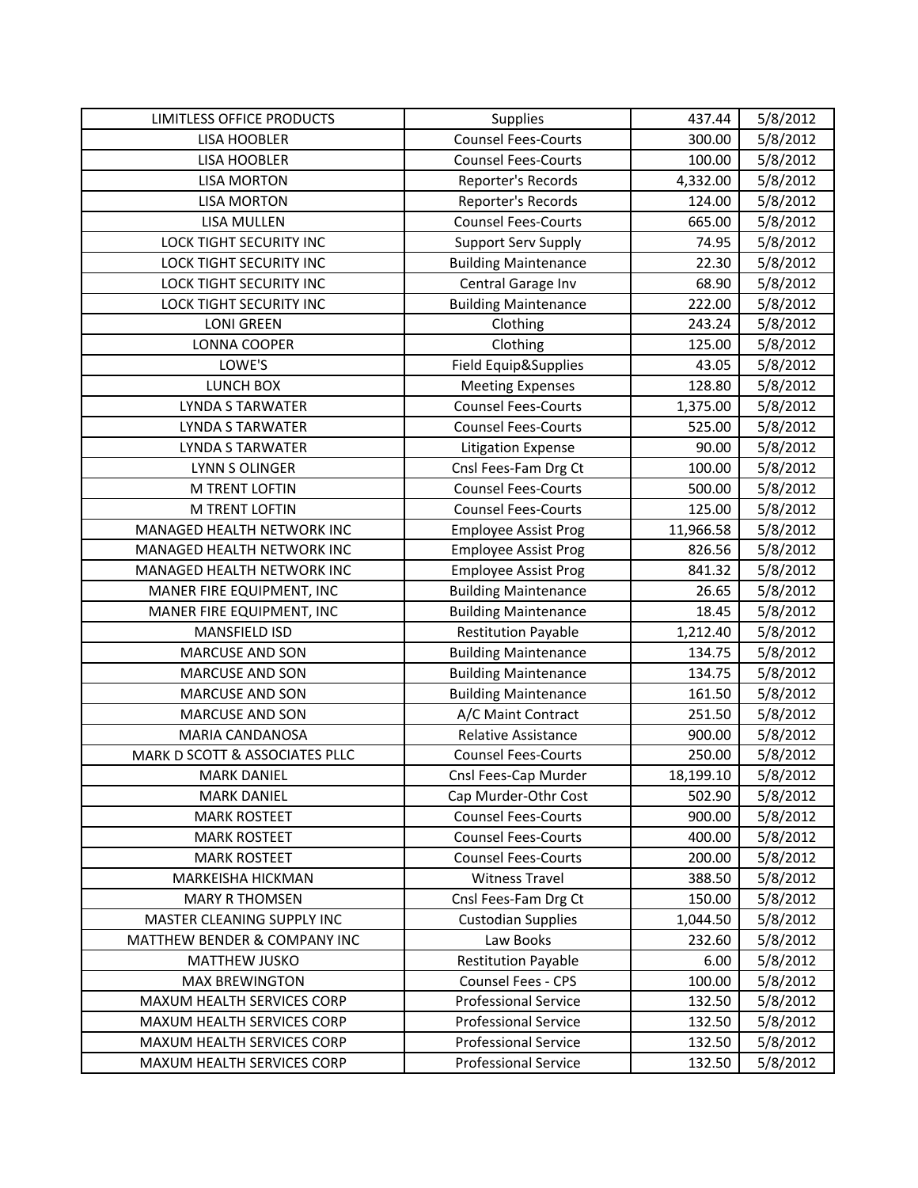| LIMITLESS OFFICE PRODUCTS | Supplies | 437.44 | 5/8/2012 |
|---|---|---|---|
| LISA HOOBLER | Counsel Fees-Courts | 300.00 | 5/8/2012 |
| LISA HOOBLER | Counsel Fees-Courts | 100.00 | 5/8/2012 |
| LISA MORTON | Reporter's Records | 4,332.00 | 5/8/2012 |
| LISA MORTON | Reporter's Records | 124.00 | 5/8/2012 |
| LISA MULLEN | Counsel Fees-Courts | 665.00 | 5/8/2012 |
| LOCK TIGHT SECURITY INC | Support Serv Supply | 74.95 | 5/8/2012 |
| LOCK TIGHT SECURITY INC | Building Maintenance | 22.30 | 5/8/2012 |
| LOCK TIGHT SECURITY INC | Central Garage Inv | 68.90 | 5/8/2012 |
| LOCK TIGHT SECURITY INC | Building Maintenance | 222.00 | 5/8/2012 |
| LONI GREEN | Clothing | 243.24 | 5/8/2012 |
| LONNA COOPER | Clothing | 125.00 | 5/8/2012 |
| LOWE'S | Field Equip&Supplies | 43.05 | 5/8/2012 |
| LUNCH BOX | Meeting Expenses | 128.80 | 5/8/2012 |
| LYNDA S TARWATER | Counsel Fees-Courts | 1,375.00 | 5/8/2012 |
| LYNDA S TARWATER | Counsel Fees-Courts | 525.00 | 5/8/2012 |
| LYNDA S TARWATER | Litigation Expense | 90.00 | 5/8/2012 |
| LYNN S OLINGER | Cnsl Fees-Fam Drg Ct | 100.00 | 5/8/2012 |
| M TRENT LOFTIN | Counsel Fees-Courts | 500.00 | 5/8/2012 |
| M TRENT LOFTIN | Counsel Fees-Courts | 125.00 | 5/8/2012 |
| MANAGED HEALTH NETWORK INC | Employee Assist Prog | 11,966.58 | 5/8/2012 |
| MANAGED HEALTH NETWORK INC | Employee Assist Prog | 826.56 | 5/8/2012 |
| MANAGED HEALTH NETWORK INC | Employee Assist Prog | 841.32 | 5/8/2012 |
| MANER FIRE EQUIPMENT, INC | Building Maintenance | 26.65 | 5/8/2012 |
| MANER FIRE EQUIPMENT, INC | Building Maintenance | 18.45 | 5/8/2012 |
| MANSFIELD ISD | Restitution Payable | 1,212.40 | 5/8/2012 |
| MARCUSE AND SON | Building Maintenance | 134.75 | 5/8/2012 |
| MARCUSE AND SON | Building Maintenance | 134.75 | 5/8/2012 |
| MARCUSE AND SON | Building Maintenance | 161.50 | 5/8/2012 |
| MARCUSE AND SON | A/C Maint Contract | 251.50 | 5/8/2012 |
| MARIA CANDANOSA | Relative Assistance | 900.00 | 5/8/2012 |
| MARK D SCOTT & ASSOCIATES PLLC | Counsel Fees-Courts | 250.00 | 5/8/2012 |
| MARK DANIEL | Cnsl Fees-Cap Murder | 18,199.10 | 5/8/2012 |
| MARK DANIEL | Cap Murder-Othr Cost | 502.90 | 5/8/2012 |
| MARK ROSTEET | Counsel Fees-Courts | 900.00 | 5/8/2012 |
| MARK ROSTEET | Counsel Fees-Courts | 400.00 | 5/8/2012 |
| MARK ROSTEET | Counsel Fees-Courts | 200.00 | 5/8/2012 |
| MARKEISHA HICKMAN | Witness Travel | 388.50 | 5/8/2012 |
| MARY R THOMSEN | Cnsl Fees-Fam Drg Ct | 150.00 | 5/8/2012 |
| MASTER CLEANING SUPPLY INC | Custodian Supplies | 1,044.50 | 5/8/2012 |
| MATTHEW BENDER & COMPANY INC | Law Books | 232.60 | 5/8/2012 |
| MATTHEW JUSKO | Restitution Payable | 6.00 | 5/8/2012 |
| MAX BREWINGTON | Counsel Fees - CPS | 100.00 | 5/8/2012 |
| MAXUM HEALTH SERVICES CORP | Professional Service | 132.50 | 5/8/2012 |
| MAXUM HEALTH SERVICES CORP | Professional Service | 132.50 | 5/8/2012 |
| MAXUM HEALTH SERVICES CORP | Professional Service | 132.50 | 5/8/2012 |
| MAXUM HEALTH SERVICES CORP | Professional Service | 132.50 | 5/8/2012 |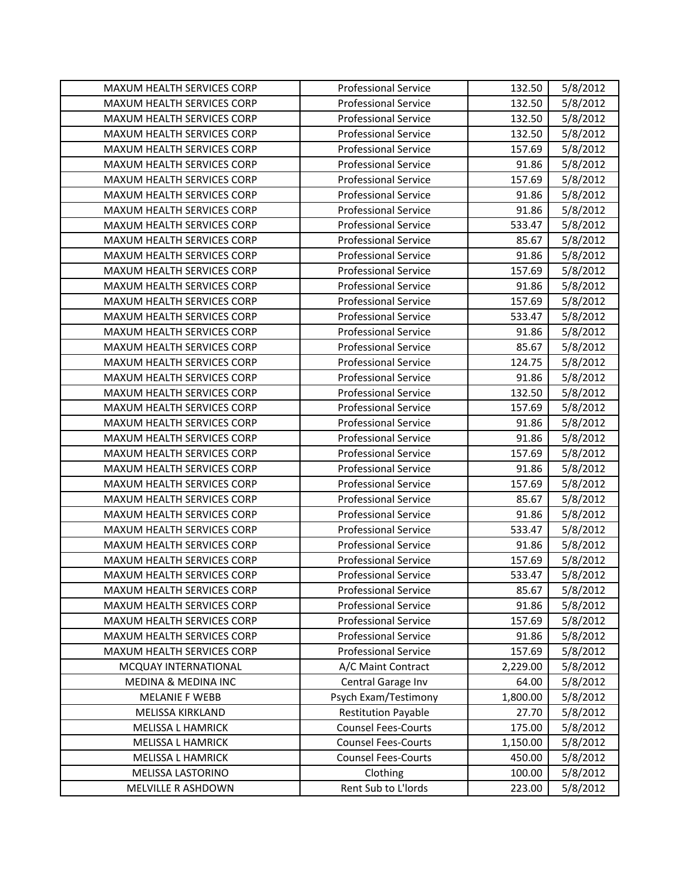| MAXUM HEALTH SERVICES CORP | Professional Service | 132.50 | 5/8/2012 |
|---|---|---|---|
| MAXUM HEALTH SERVICES CORP | Professional Service | 132.50 | 5/8/2012 |
| MAXUM HEALTH SERVICES CORP | Professional Service | 132.50 | 5/8/2012 |
| MAXUM HEALTH SERVICES CORP | Professional Service | 132.50 | 5/8/2012 |
| MAXUM HEALTH SERVICES CORP | Professional Service | 157.69 | 5/8/2012 |
| MAXUM HEALTH SERVICES CORP | Professional Service | 91.86 | 5/8/2012 |
| MAXUM HEALTH SERVICES CORP | Professional Service | 157.69 | 5/8/2012 |
| MAXUM HEALTH SERVICES CORP | Professional Service | 91.86 | 5/8/2012 |
| MAXUM HEALTH SERVICES CORP | Professional Service | 91.86 | 5/8/2012 |
| MAXUM HEALTH SERVICES CORP | Professional Service | 533.47 | 5/8/2012 |
| MAXUM HEALTH SERVICES CORP | Professional Service | 85.67 | 5/8/2012 |
| MAXUM HEALTH SERVICES CORP | Professional Service | 91.86 | 5/8/2012 |
| MAXUM HEALTH SERVICES CORP | Professional Service | 157.69 | 5/8/2012 |
| MAXUM HEALTH SERVICES CORP | Professional Service | 91.86 | 5/8/2012 |
| MAXUM HEALTH SERVICES CORP | Professional Service | 157.69 | 5/8/2012 |
| MAXUM HEALTH SERVICES CORP | Professional Service | 533.47 | 5/8/2012 |
| MAXUM HEALTH SERVICES CORP | Professional Service | 91.86 | 5/8/2012 |
| MAXUM HEALTH SERVICES CORP | Professional Service | 85.67 | 5/8/2012 |
| MAXUM HEALTH SERVICES CORP | Professional Service | 124.75 | 5/8/2012 |
| MAXUM HEALTH SERVICES CORP | Professional Service | 91.86 | 5/8/2012 |
| MAXUM HEALTH SERVICES CORP | Professional Service | 132.50 | 5/8/2012 |
| MAXUM HEALTH SERVICES CORP | Professional Service | 157.69 | 5/8/2012 |
| MAXUM HEALTH SERVICES CORP | Professional Service | 91.86 | 5/8/2012 |
| MAXUM HEALTH SERVICES CORP | Professional Service | 91.86 | 5/8/2012 |
| MAXUM HEALTH SERVICES CORP | Professional Service | 157.69 | 5/8/2012 |
| MAXUM HEALTH SERVICES CORP | Professional Service | 91.86 | 5/8/2012 |
| MAXUM HEALTH SERVICES CORP | Professional Service | 157.69 | 5/8/2012 |
| MAXUM HEALTH SERVICES CORP | Professional Service | 85.67 | 5/8/2012 |
| MAXUM HEALTH SERVICES CORP | Professional Service | 91.86 | 5/8/2012 |
| MAXUM HEALTH SERVICES CORP | Professional Service | 533.47 | 5/8/2012 |
| MAXUM HEALTH SERVICES CORP | Professional Service | 91.86 | 5/8/2012 |
| MAXUM HEALTH SERVICES CORP | Professional Service | 157.69 | 5/8/2012 |
| MAXUM HEALTH SERVICES CORP | Professional Service | 533.47 | 5/8/2012 |
| MAXUM HEALTH SERVICES CORP | Professional Service | 85.67 | 5/8/2012 |
| MAXUM HEALTH SERVICES CORP | Professional Service | 91.86 | 5/8/2012 |
| MAXUM HEALTH SERVICES CORP | Professional Service | 157.69 | 5/8/2012 |
| MAXUM HEALTH SERVICES CORP | Professional Service | 91.86 | 5/8/2012 |
| MAXUM HEALTH SERVICES CORP | Professional Service | 157.69 | 5/8/2012 |
| MCQUAY INTERNATIONAL | A/C Maint Contract | 2,229.00 | 5/8/2012 |
| MEDINA & MEDINA INC | Central Garage Inv | 64.00 | 5/8/2012 |
| MELANIE F WEBB | Psych Exam/Testimony | 1,800.00 | 5/8/2012 |
| MELISSA KIRKLAND | Restitution Payable | 27.70 | 5/8/2012 |
| MELISSA L HAMRICK | Counsel Fees-Courts | 175.00 | 5/8/2012 |
| MELISSA L HAMRICK | Counsel Fees-Courts | 1,150.00 | 5/8/2012 |
| MELISSA L HAMRICK | Counsel Fees-Courts | 450.00 | 5/8/2012 |
| MELISSA LASTORINO | Clothing | 100.00 | 5/8/2012 |
| MELVILLE R ASHDOWN | Rent Sub to L'lords | 223.00 | 5/8/2012 |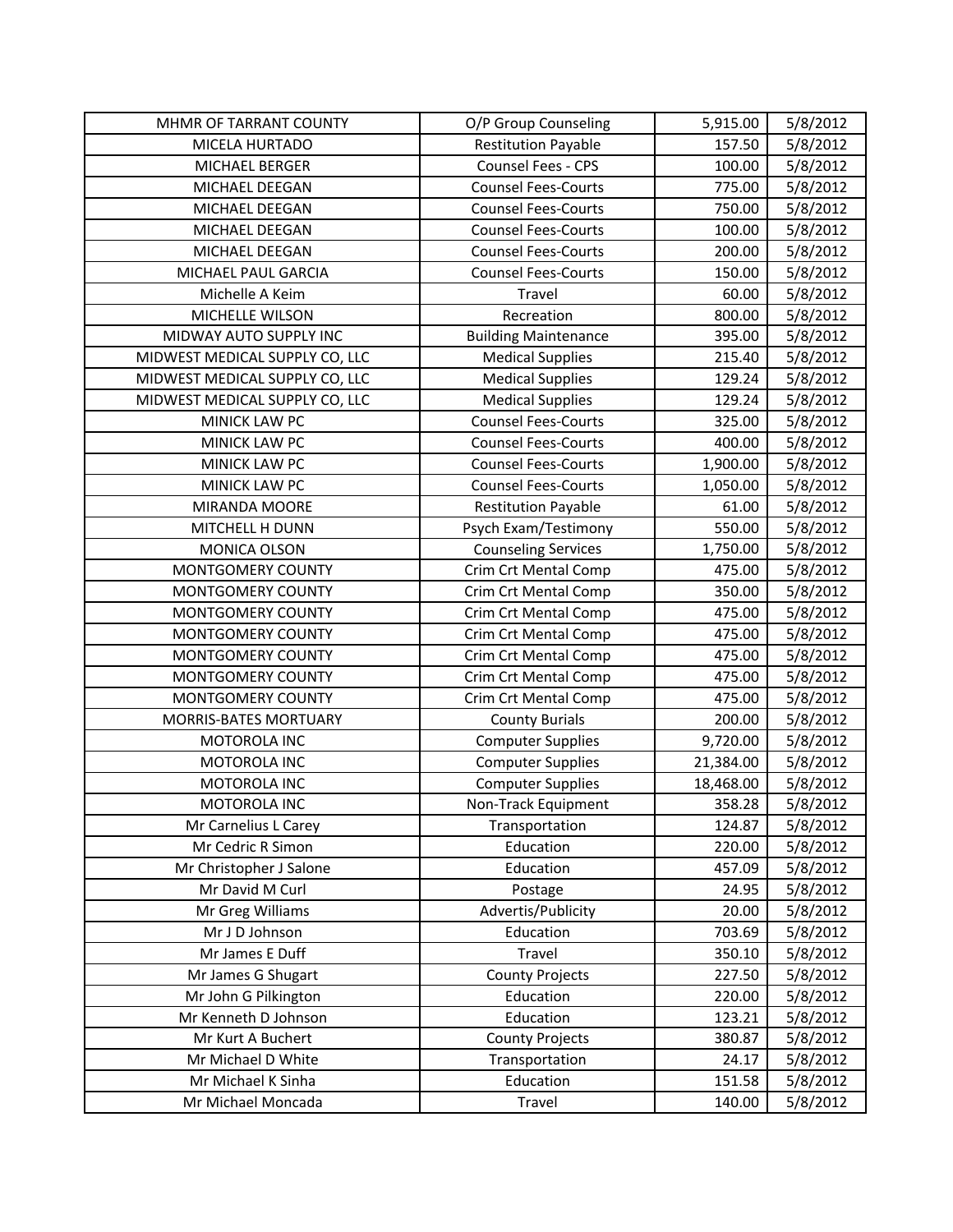| MHMR OF TARRANT COUNTY | O/P Group Counseling | 5,915.00 | 5/8/2012 |
|---|---|---|---|
| MICELA HURTADO | Restitution Payable | 157.50 | 5/8/2012 |
| MICHAEL BERGER | Counsel Fees - CPS | 100.00 | 5/8/2012 |
| MICHAEL DEEGAN | Counsel Fees-Courts | 775.00 | 5/8/2012 |
| MICHAEL DEEGAN | Counsel Fees-Courts | 750.00 | 5/8/2012 |
| MICHAEL DEEGAN | Counsel Fees-Courts | 100.00 | 5/8/2012 |
| MICHAEL DEEGAN | Counsel Fees-Courts | 200.00 | 5/8/2012 |
| MICHAEL PAUL GARCIA | Counsel Fees-Courts | 150.00 | 5/8/2012 |
| Michelle A Keim | Travel | 60.00 | 5/8/2012 |
| MICHELLE WILSON | Recreation | 800.00 | 5/8/2012 |
| MIDWAY AUTO SUPPLY INC | Building Maintenance | 395.00 | 5/8/2012 |
| MIDWEST MEDICAL SUPPLY CO, LLC | Medical Supplies | 215.40 | 5/8/2012 |
| MIDWEST MEDICAL SUPPLY CO, LLC | Medical Supplies | 129.24 | 5/8/2012 |
| MIDWEST MEDICAL SUPPLY CO, LLC | Medical Supplies | 129.24 | 5/8/2012 |
| MINICK LAW PC | Counsel Fees-Courts | 325.00 | 5/8/2012 |
| MINICK LAW PC | Counsel Fees-Courts | 400.00 | 5/8/2012 |
| MINICK LAW PC | Counsel Fees-Courts | 1,900.00 | 5/8/2012 |
| MINICK LAW PC | Counsel Fees-Courts | 1,050.00 | 5/8/2012 |
| MIRANDA MOORE | Restitution Payable | 61.00 | 5/8/2012 |
| MITCHELL H DUNN | Psych Exam/Testimony | 550.00 | 5/8/2012 |
| MONICA OLSON | Counseling Services | 1,750.00 | 5/8/2012 |
| MONTGOMERY COUNTY | Crim Crt Mental Comp | 475.00 | 5/8/2012 |
| MONTGOMERY COUNTY | Crim Crt Mental Comp | 350.00 | 5/8/2012 |
| MONTGOMERY COUNTY | Crim Crt Mental Comp | 475.00 | 5/8/2012 |
| MONTGOMERY COUNTY | Crim Crt Mental Comp | 475.00 | 5/8/2012 |
| MONTGOMERY COUNTY | Crim Crt Mental Comp | 475.00 | 5/8/2012 |
| MONTGOMERY COUNTY | Crim Crt Mental Comp | 475.00 | 5/8/2012 |
| MONTGOMERY COUNTY | Crim Crt Mental Comp | 475.00 | 5/8/2012 |
| MORRIS-BATES MORTUARY | County Burials | 200.00 | 5/8/2012 |
| MOTOROLA INC | Computer Supplies | 9,720.00 | 5/8/2012 |
| MOTOROLA INC | Computer Supplies | 21,384.00 | 5/8/2012 |
| MOTOROLA INC | Computer Supplies | 18,468.00 | 5/8/2012 |
| MOTOROLA INC | Non-Track Equipment | 358.28 | 5/8/2012 |
| Mr Carnelius L Carey | Transportation | 124.87 | 5/8/2012 |
| Mr Cedric R Simon | Education | 220.00 | 5/8/2012 |
| Mr Christopher J Salone | Education | 457.09 | 5/8/2012 |
| Mr David M Curl | Postage | 24.95 | 5/8/2012 |
| Mr Greg Williams | Advertis/Publicity | 20.00 | 5/8/2012 |
| Mr J D Johnson | Education | 703.69 | 5/8/2012 |
| Mr James E Duff | Travel | 350.10 | 5/8/2012 |
| Mr James G Shugart | County Projects | 227.50 | 5/8/2012 |
| Mr John G Pilkington | Education | 220.00 | 5/8/2012 |
| Mr Kenneth D Johnson | Education | 123.21 | 5/8/2012 |
| Mr Kurt A Buchert | County Projects | 380.87 | 5/8/2012 |
| Mr Michael D White | Transportation | 24.17 | 5/8/2012 |
| Mr Michael K Sinha | Education | 151.58 | 5/8/2012 |
| Mr Michael Moncada | Travel | 140.00 | 5/8/2012 |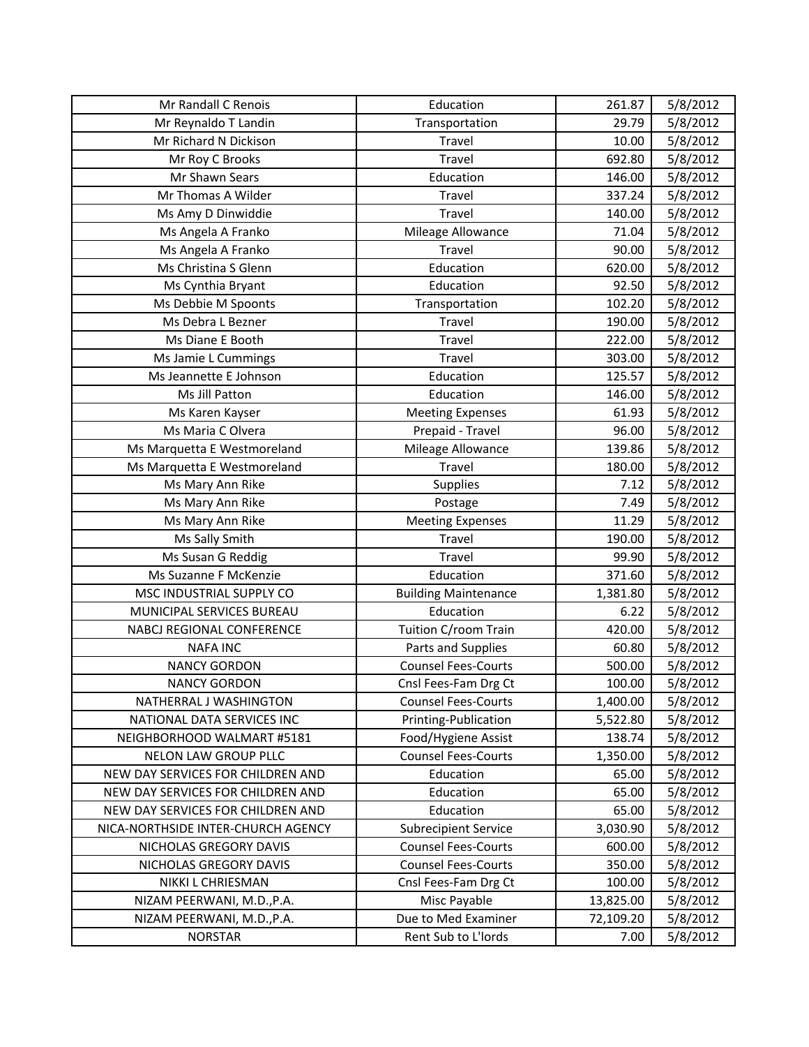| Mr Randall C Renois | Education | 261.87 | 5/8/2012 |
|---|---|---|---|
| Mr Reynaldo T Landin | Transportation | 29.79 | 5/8/2012 |
| Mr Richard N Dickison | Travel | 10.00 | 5/8/2012 |
| Mr Roy C Brooks | Travel | 692.80 | 5/8/2012 |
| Mr Shawn Sears | Education | 146.00 | 5/8/2012 |
| Mr Thomas A Wilder | Travel | 337.24 | 5/8/2012 |
| Ms Amy D Dinwiddie | Travel | 140.00 | 5/8/2012 |
| Ms Angela A Franko | Mileage Allowance | 71.04 | 5/8/2012 |
| Ms Angela A Franko | Travel | 90.00 | 5/8/2012 |
| Ms Christina S Glenn | Education | 620.00 | 5/8/2012 |
| Ms Cynthia Bryant | Education | 92.50 | 5/8/2012 |
| Ms Debbie M Spoonts | Transportation | 102.20 | 5/8/2012 |
| Ms Debra L Bezner | Travel | 190.00 | 5/8/2012 |
| Ms Diane E Booth | Travel | 222.00 | 5/8/2012 |
| Ms Jamie L Cummings | Travel | 303.00 | 5/8/2012 |
| Ms Jeannette E Johnson | Education | 125.57 | 5/8/2012 |
| Ms Jill Patton | Education | 146.00 | 5/8/2012 |
| Ms Karen Kayser | Meeting Expenses | 61.93 | 5/8/2012 |
| Ms Maria C Olvera | Prepaid - Travel | 96.00 | 5/8/2012 |
| Ms Marquetta E Westmoreland | Mileage Allowance | 139.86 | 5/8/2012 |
| Ms Marquetta E Westmoreland | Travel | 180.00 | 5/8/2012 |
| Ms Mary Ann Rike | Supplies | 7.12 | 5/8/2012 |
| Ms Mary Ann Rike | Postage | 7.49 | 5/8/2012 |
| Ms Mary Ann Rike | Meeting Expenses | 11.29 | 5/8/2012 |
| Ms Sally Smith | Travel | 190.00 | 5/8/2012 |
| Ms Susan G Reddig | Travel | 99.90 | 5/8/2012 |
| Ms Suzanne F McKenzie | Education | 371.60 | 5/8/2012 |
| MSC INDUSTRIAL SUPPLY CO | Building Maintenance | 1,381.80 | 5/8/2012 |
| MUNICIPAL SERVICES BUREAU | Education | 6.22 | 5/8/2012 |
| NABCJ REGIONAL CONFERENCE | Tuition C/room Train | 420.00 | 5/8/2012 |
| NAFA INC | Parts and Supplies | 60.80 | 5/8/2012 |
| NANCY GORDON | Counsel Fees-Courts | 500.00 | 5/8/2012 |
| NANCY GORDON | Cnsl Fees-Fam Drg Ct | 100.00 | 5/8/2012 |
| NATHERRAL J WASHINGTON | Counsel Fees-Courts | 1,400.00 | 5/8/2012 |
| NATIONAL DATA SERVICES INC | Printing-Publication | 5,522.80 | 5/8/2012 |
| NEIGHBORHOOD WALMART #5181 | Food/Hygiene Assist | 138.74 | 5/8/2012 |
| NELON LAW GROUP PLLC | Counsel Fees-Courts | 1,350.00 | 5/8/2012 |
| NEW DAY SERVICES FOR CHILDREN AND | Education | 65.00 | 5/8/2012 |
| NEW DAY SERVICES FOR CHILDREN AND | Education | 65.00 | 5/8/2012 |
| NEW DAY SERVICES FOR CHILDREN AND | Education | 65.00 | 5/8/2012 |
| NICA-NORTHSIDE INTER-CHURCH AGENCY | Subrecipient Service | 3,030.90 | 5/8/2012 |
| NICHOLAS GREGORY DAVIS | Counsel Fees-Courts | 600.00 | 5/8/2012 |
| NICHOLAS GREGORY DAVIS | Counsel Fees-Courts | 350.00 | 5/8/2012 |
| NIKKI L CHRIESMAN | Cnsl Fees-Fam Drg Ct | 100.00 | 5/8/2012 |
| NIZAM PEERWANI, M.D.,P.A. | Misc Payable | 13,825.00 | 5/8/2012 |
| NIZAM PEERWANI, M.D.,P.A. | Due to Med Examiner | 72,109.20 | 5/8/2012 |
| NORSTAR | Rent Sub to L'lords | 7.00 | 5/8/2012 |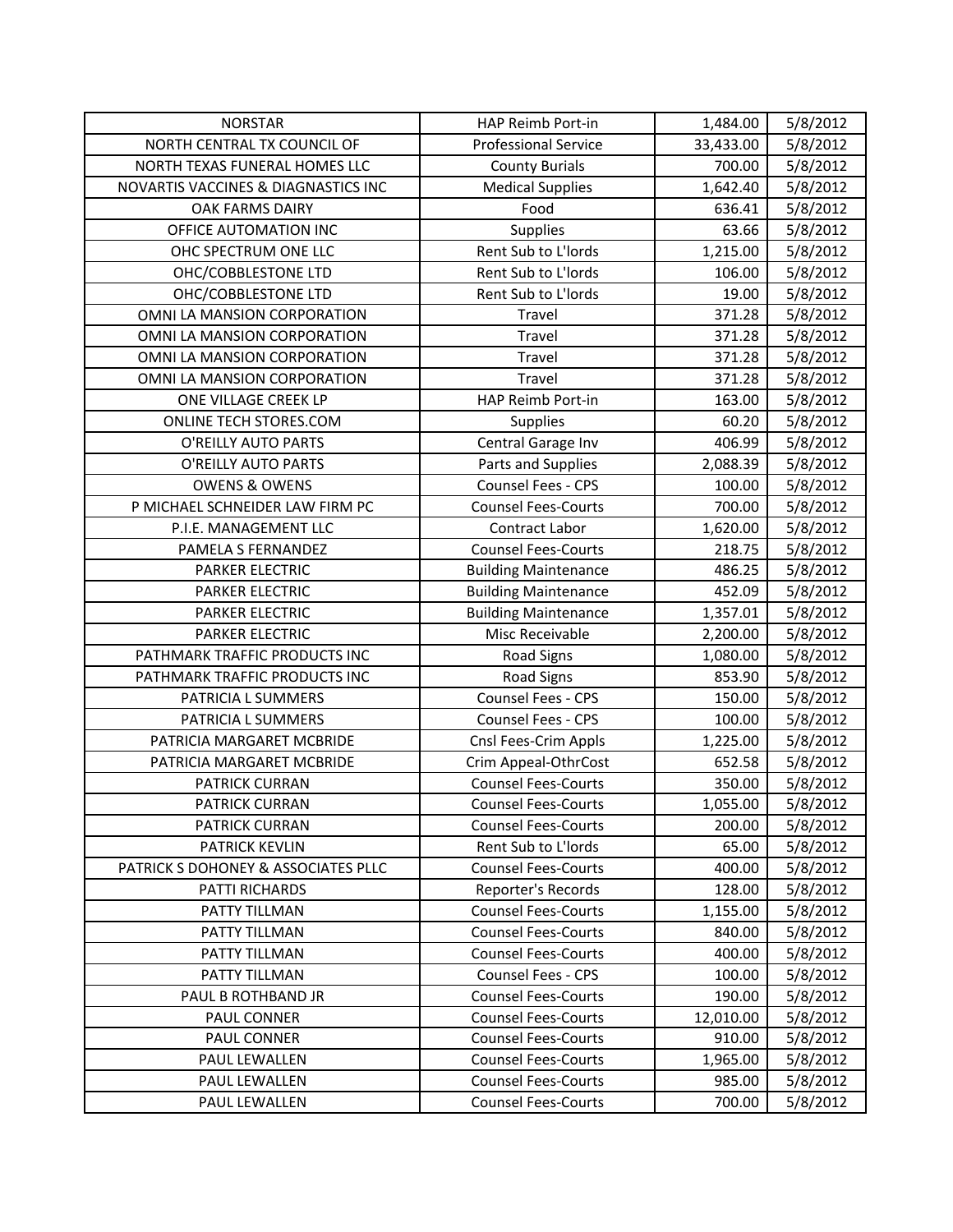| NORSTAR | HAP Reimb Port-in | 1,484.00 | 5/8/2012 |
|---|---|---|---|
| NORTH CENTRAL TX COUNCIL OF | Professional Service | 33,433.00 | 5/8/2012 |
| NORTH TEXAS FUNERAL HOMES LLC | County Burials | 700.00 | 5/8/2012 |
| NOVARTIS VACCINES & DIAGNASTICS INC | Medical Supplies | 1,642.40 | 5/8/2012 |
| OAK FARMS DAIRY | Food | 636.41 | 5/8/2012 |
| OFFICE AUTOMATION INC | Supplies | 63.66 | 5/8/2012 |
| OHC SPECTRUM ONE LLC | Rent Sub to L'lords | 1,215.00 | 5/8/2012 |
| OHC/COBBLESTONE LTD | Rent Sub to L'lords | 106.00 | 5/8/2012 |
| OHC/COBBLESTONE LTD | Rent Sub to L'lords | 19.00 | 5/8/2012 |
| OMNI LA MANSION CORPORATION | Travel | 371.28 | 5/8/2012 |
| OMNI LA MANSION CORPORATION | Travel | 371.28 | 5/8/2012 |
| OMNI LA MANSION CORPORATION | Travel | 371.28 | 5/8/2012 |
| OMNI LA MANSION CORPORATION | Travel | 371.28 | 5/8/2012 |
| ONE VILLAGE CREEK LP | HAP Reimb Port-in | 163.00 | 5/8/2012 |
| ONLINE TECH STORES.COM | Supplies | 60.20 | 5/8/2012 |
| O'REILLY AUTO PARTS | Central Garage Inv | 406.99 | 5/8/2012 |
| O'REILLY AUTO PARTS | Parts and Supplies | 2,088.39 | 5/8/2012 |
| OWENS & OWENS | Counsel Fees - CPS | 100.00 | 5/8/2012 |
| P MICHAEL SCHNEIDER LAW FIRM PC | Counsel Fees-Courts | 700.00 | 5/8/2012 |
| P.I.E. MANAGEMENT LLC | Contract Labor | 1,620.00 | 5/8/2012 |
| PAMELA S FERNANDEZ | Counsel Fees-Courts | 218.75 | 5/8/2012 |
| PARKER ELECTRIC | Building Maintenance | 486.25 | 5/8/2012 |
| PARKER ELECTRIC | Building Maintenance | 452.09 | 5/8/2012 |
| PARKER ELECTRIC | Building Maintenance | 1,357.01 | 5/8/2012 |
| PARKER ELECTRIC | Misc Receivable | 2,200.00 | 5/8/2012 |
| PATHMARK TRAFFIC PRODUCTS INC | Road Signs | 1,080.00 | 5/8/2012 |
| PATHMARK TRAFFIC PRODUCTS INC | Road Signs | 853.90 | 5/8/2012 |
| PATRICIA L SUMMERS | Counsel Fees - CPS | 150.00 | 5/8/2012 |
| PATRICIA L SUMMERS | Counsel Fees - CPS | 100.00 | 5/8/2012 |
| PATRICIA MARGARET MCBRIDE | Cnsl Fees-Crim Appls | 1,225.00 | 5/8/2012 |
| PATRICIA MARGARET MCBRIDE | Crim Appeal-OthrCost | 652.58 | 5/8/2012 |
| PATRICK CURRAN | Counsel Fees-Courts | 350.00 | 5/8/2012 |
| PATRICK CURRAN | Counsel Fees-Courts | 1,055.00 | 5/8/2012 |
| PATRICK CURRAN | Counsel Fees-Courts | 200.00 | 5/8/2012 |
| PATRICK KEVLIN | Rent Sub to L'lords | 65.00 | 5/8/2012 |
| PATRICK S DOHONEY & ASSOCIATES PLLC | Counsel Fees-Courts | 400.00 | 5/8/2012 |
| PATTI RICHARDS | Reporter's Records | 128.00 | 5/8/2012 |
| PATTY TILLMAN | Counsel Fees-Courts | 1,155.00 | 5/8/2012 |
| PATTY TILLMAN | Counsel Fees-Courts | 840.00 | 5/8/2012 |
| PATTY TILLMAN | Counsel Fees-Courts | 400.00 | 5/8/2012 |
| PATTY TILLMAN | Counsel Fees - CPS | 100.00 | 5/8/2012 |
| PAUL B ROTHBAND JR | Counsel Fees-Courts | 190.00 | 5/8/2012 |
| PAUL CONNER | Counsel Fees-Courts | 12,010.00 | 5/8/2012 |
| PAUL CONNER | Counsel Fees-Courts | 910.00 | 5/8/2012 |
| PAUL LEWALLEN | Counsel Fees-Courts | 1,965.00 | 5/8/2012 |
| PAUL LEWALLEN | Counsel Fees-Courts | 985.00 | 5/8/2012 |
| PAUL LEWALLEN | Counsel Fees-Courts | 700.00 | 5/8/2012 |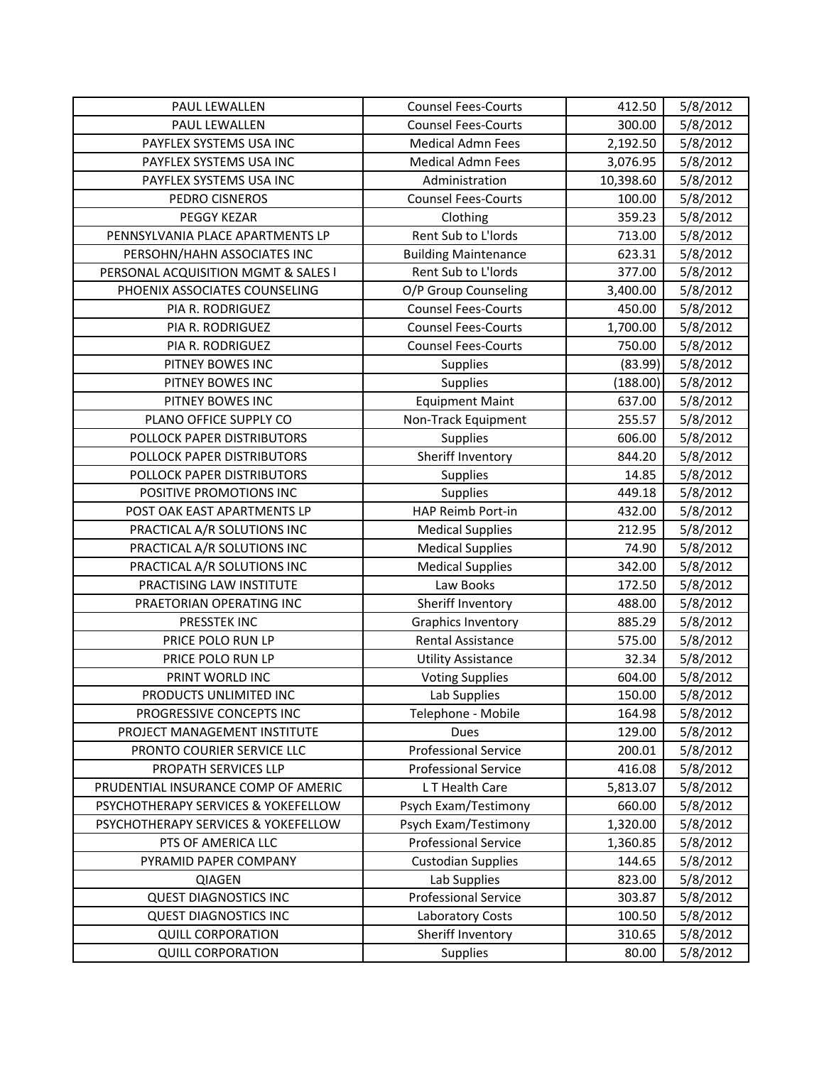| PAUL LEWALLEN | Counsel Fees-Courts | 412.50 | 5/8/2012 |
|---|---|---|---|
| PAUL LEWALLEN | Counsel Fees-Courts | 300.00 | 5/8/2012 |
| PAYFLEX SYSTEMS USA INC | Medical Admn Fees | 2,192.50 | 5/8/2012 |
| PAYFLEX SYSTEMS USA INC | Medical Admn Fees | 3,076.95 | 5/8/2012 |
| PAYFLEX SYSTEMS USA INC | Administration | 10,398.60 | 5/8/2012 |
| PEDRO CISNEROS | Counsel Fees-Courts | 100.00 | 5/8/2012 |
| PEGGY KEZAR | Clothing | 359.23 | 5/8/2012 |
| PENNSYLVANIA PLACE APARTMENTS LP | Rent Sub to L'lords | 713.00 | 5/8/2012 |
| PERSOHN/HAHN ASSOCIATES INC | Building Maintenance | 623.31 | 5/8/2012 |
| PERSONAL ACQUISITION MGMT & SALES I | Rent Sub to L'lords | 377.00 | 5/8/2012 |
| PHOENIX ASSOCIATES COUNSELING | O/P Group Counseling | 3,400.00 | 5/8/2012 |
| PIA R. RODRIGUEZ | Counsel Fees-Courts | 450.00 | 5/8/2012 |
| PIA R. RODRIGUEZ | Counsel Fees-Courts | 1,700.00 | 5/8/2012 |
| PIA R. RODRIGUEZ | Counsel Fees-Courts | 750.00 | 5/8/2012 |
| PITNEY BOWES INC | Supplies | (83.99) | 5/8/2012 |
| PITNEY BOWES INC | Supplies | (188.00) | 5/8/2012 |
| PITNEY BOWES INC | Equipment Maint | 637.00 | 5/8/2012 |
| PLANO OFFICE SUPPLY CO | Non-Track Equipment | 255.57 | 5/8/2012 |
| POLLOCK PAPER DISTRIBUTORS | Supplies | 606.00 | 5/8/2012 |
| POLLOCK PAPER DISTRIBUTORS | Sheriff Inventory | 844.20 | 5/8/2012 |
| POLLOCK PAPER DISTRIBUTORS | Supplies | 14.85 | 5/8/2012 |
| POSITIVE PROMOTIONS INC | Supplies | 449.18 | 5/8/2012 |
| POST OAK EAST APARTMENTS LP | HAP Reimb Port-in | 432.00 | 5/8/2012 |
| PRACTICAL A/R SOLUTIONS INC | Medical Supplies | 212.95 | 5/8/2012 |
| PRACTICAL A/R SOLUTIONS INC | Medical Supplies | 74.90 | 5/8/2012 |
| PRACTICAL A/R SOLUTIONS INC | Medical Supplies | 342.00 | 5/8/2012 |
| PRACTISING LAW INSTITUTE | Law Books | 172.50 | 5/8/2012 |
| PRAETORIAN OPERATING INC | Sheriff Inventory | 488.00 | 5/8/2012 |
| PRESSTEK INC | Graphics Inventory | 885.29 | 5/8/2012 |
| PRICE POLO RUN LP | Rental Assistance | 575.00 | 5/8/2012 |
| PRICE POLO RUN LP | Utility Assistance | 32.34 | 5/8/2012 |
| PRINT WORLD INC | Voting Supplies | 604.00 | 5/8/2012 |
| PRODUCTS UNLIMITED INC | Lab Supplies | 150.00 | 5/8/2012 |
| PROGRESSIVE CONCEPTS INC | Telephone - Mobile | 164.98 | 5/8/2012 |
| PROJECT MANAGEMENT INSTITUTE | Dues | 129.00 | 5/8/2012 |
| PRONTO COURIER SERVICE LLC | Professional Service | 200.01 | 5/8/2012 |
| PROPATH SERVICES LLP | Professional Service | 416.08 | 5/8/2012 |
| PRUDENTIAL INSURANCE COMP OF AMERIC | L T Health Care | 5,813.07 | 5/8/2012 |
| PSYCHOTHERAPY SERVICES & YOKEFELLOW | Psych Exam/Testimony | 660.00 | 5/8/2012 |
| PSYCHOTHERAPY SERVICES & YOKEFELLOW | Psych Exam/Testimony | 1,320.00 | 5/8/2012 |
| PTS OF AMERICA LLC | Professional Service | 1,360.85 | 5/8/2012 |
| PYRAMID PAPER COMPANY | Custodian Supplies | 144.65 | 5/8/2012 |
| QIAGEN | Lab Supplies | 823.00 | 5/8/2012 |
| QUEST DIAGNOSTICS INC | Professional Service | 303.87 | 5/8/2012 |
| QUEST DIAGNOSTICS INC | Laboratory Costs | 100.50 | 5/8/2012 |
| QUILL CORPORATION | Sheriff Inventory | 310.65 | 5/8/2012 |
| QUILL CORPORATION | Supplies | 80.00 | 5/8/2012 |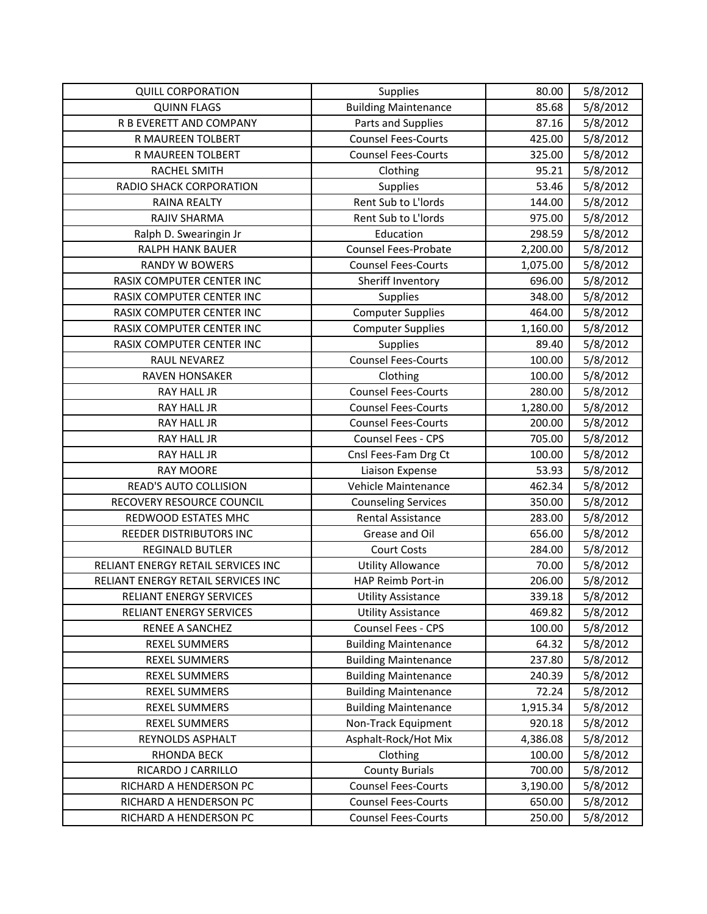| QUILL CORPORATION | Supplies | 80.00 | 5/8/2012 |
|---|---|---|---|
| QUINN FLAGS | Building Maintenance | 85.68 | 5/8/2012 |
| R B EVERETT AND COMPANY | Parts and Supplies | 87.16 | 5/8/2012 |
| R MAUREEN TOLBERT | Counsel Fees-Courts | 425.00 | 5/8/2012 |
| R MAUREEN TOLBERT | Counsel Fees-Courts | 325.00 | 5/8/2012 |
| RACHEL SMITH | Clothing | 95.21 | 5/8/2012 |
| RADIO SHACK CORPORATION | Supplies | 53.46 | 5/8/2012 |
| RAINA REALTY | Rent Sub to L'lords | 144.00 | 5/8/2012 |
| RAJIV SHARMA | Rent Sub to L'lords | 975.00 | 5/8/2012 |
| Ralph D. Swearingin Jr | Education | 298.59 | 5/8/2012 |
| RALPH HANK BAUER | Counsel Fees-Probate | 2,200.00 | 5/8/2012 |
| RANDY W BOWERS | Counsel Fees-Courts | 1,075.00 | 5/8/2012 |
| RASIX COMPUTER CENTER INC | Sheriff Inventory | 696.00 | 5/8/2012 |
| RASIX COMPUTER CENTER INC | Supplies | 348.00 | 5/8/2012 |
| RASIX COMPUTER CENTER INC | Computer Supplies | 464.00 | 5/8/2012 |
| RASIX COMPUTER CENTER INC | Computer Supplies | 1,160.00 | 5/8/2012 |
| RASIX COMPUTER CENTER INC | Supplies | 89.40 | 5/8/2012 |
| RAUL NEVAREZ | Counsel Fees-Courts | 100.00 | 5/8/2012 |
| RAVEN HONSAKER | Clothing | 100.00 | 5/8/2012 |
| RAY HALL JR | Counsel Fees-Courts | 280.00 | 5/8/2012 |
| RAY HALL JR | Counsel Fees-Courts | 1,280.00 | 5/8/2012 |
| RAY HALL JR | Counsel Fees-Courts | 200.00 | 5/8/2012 |
| RAY HALL JR | Counsel Fees - CPS | 705.00 | 5/8/2012 |
| RAY HALL JR | Cnsl Fees-Fam Drg Ct | 100.00 | 5/8/2012 |
| RAY MOORE | Liaison Expense | 53.93 | 5/8/2012 |
| READ'S AUTO COLLISION | Vehicle Maintenance | 462.34 | 5/8/2012 |
| RECOVERY RESOURCE COUNCIL | Counseling Services | 350.00 | 5/8/2012 |
| REDWOOD ESTATES MHC | Rental Assistance | 283.00 | 5/8/2012 |
| REEDER DISTRIBUTORS INC | Grease and Oil | 656.00 | 5/8/2012 |
| REGINALD BUTLER | Court Costs | 284.00 | 5/8/2012 |
| RELIANT ENERGY RETAIL SERVICES INC | Utility Allowance | 70.00 | 5/8/2012 |
| RELIANT ENERGY RETAIL SERVICES INC | HAP Reimb Port-in | 206.00 | 5/8/2012 |
| RELIANT ENERGY SERVICES | Utility Assistance | 339.18 | 5/8/2012 |
| RELIANT ENERGY SERVICES | Utility Assistance | 469.82 | 5/8/2012 |
| RENEE A SANCHEZ | Counsel Fees - CPS | 100.00 | 5/8/2012 |
| REXEL SUMMERS | Building Maintenance | 64.32 | 5/8/2012 |
| REXEL SUMMERS | Building Maintenance | 237.80 | 5/8/2012 |
| REXEL SUMMERS | Building Maintenance | 240.39 | 5/8/2012 |
| REXEL SUMMERS | Building Maintenance | 72.24 | 5/8/2012 |
| REXEL SUMMERS | Building Maintenance | 1,915.34 | 5/8/2012 |
| REXEL SUMMERS | Non-Track Equipment | 920.18 | 5/8/2012 |
| REYNOLDS ASPHALT | Asphalt-Rock/Hot Mix | 4,386.08 | 5/8/2012 |
| RHONDA BECK | Clothing | 100.00 | 5/8/2012 |
| RICARDO J CARRILLO | County Burials | 700.00 | 5/8/2012 |
| RICHARD A HENDERSON PC | Counsel Fees-Courts | 3,190.00 | 5/8/2012 |
| RICHARD A HENDERSON PC | Counsel Fees-Courts | 650.00 | 5/8/2012 |
| RICHARD A HENDERSON PC | Counsel Fees-Courts | 250.00 | 5/8/2012 |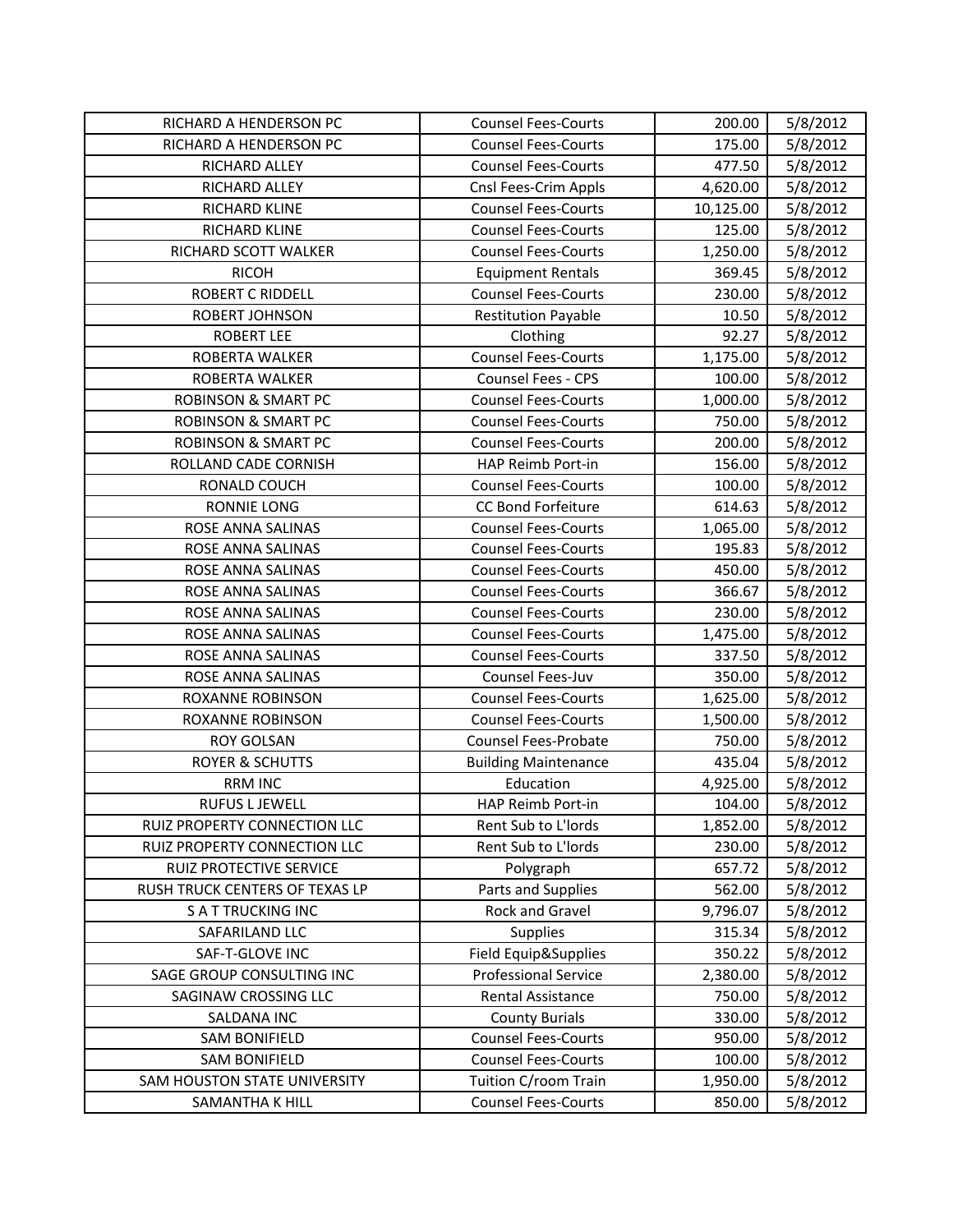| RICHARD A HENDERSON PC | Counsel Fees-Courts | 200.00 | 5/8/2012 |
|---|---|---|---|
| RICHARD A HENDERSON PC | Counsel Fees-Courts | 175.00 | 5/8/2012 |
| RICHARD ALLEY | Counsel Fees-Courts | 477.50 | 5/8/2012 |
| RICHARD ALLEY | Cnsl Fees-Crim Appls | 4,620.00 | 5/8/2012 |
| RICHARD KLINE | Counsel Fees-Courts | 10,125.00 | 5/8/2012 |
| RICHARD KLINE | Counsel Fees-Courts | 125.00 | 5/8/2012 |
| RICHARD SCOTT WALKER | Counsel Fees-Courts | 1,250.00 | 5/8/2012 |
| RICOH | Equipment Rentals | 369.45 | 5/8/2012 |
| ROBERT C RIDDELL | Counsel Fees-Courts | 230.00 | 5/8/2012 |
| ROBERT JOHNSON | Restitution Payable | 10.50 | 5/8/2012 |
| ROBERT LEE | Clothing | 92.27 | 5/8/2012 |
| ROBERTA WALKER | Counsel Fees-Courts | 1,175.00 | 5/8/2012 |
| ROBERTA WALKER | Counsel Fees - CPS | 100.00 | 5/8/2012 |
| ROBINSON & SMART PC | Counsel Fees-Courts | 1,000.00 | 5/8/2012 |
| ROBINSON & SMART PC | Counsel Fees-Courts | 750.00 | 5/8/2012 |
| ROBINSON & SMART PC | Counsel Fees-Courts | 200.00 | 5/8/2012 |
| ROLLAND CADE CORNISH | HAP Reimb Port-in | 156.00 | 5/8/2012 |
| RONALD COUCH | Counsel Fees-Courts | 100.00 | 5/8/2012 |
| RONNIE LONG | CC Bond Forfeiture | 614.63 | 5/8/2012 |
| ROSE ANNA SALINAS | Counsel Fees-Courts | 1,065.00 | 5/8/2012 |
| ROSE ANNA SALINAS | Counsel Fees-Courts | 195.83 | 5/8/2012 |
| ROSE ANNA SALINAS | Counsel Fees-Courts | 450.00 | 5/8/2012 |
| ROSE ANNA SALINAS | Counsel Fees-Courts | 366.67 | 5/8/2012 |
| ROSE ANNA SALINAS | Counsel Fees-Courts | 230.00 | 5/8/2012 |
| ROSE ANNA SALINAS | Counsel Fees-Courts | 1,475.00 | 5/8/2012 |
| ROSE ANNA SALINAS | Counsel Fees-Courts | 337.50 | 5/8/2012 |
| ROSE ANNA SALINAS | Counsel Fees-Juv | 350.00 | 5/8/2012 |
| ROXANNE ROBINSON | Counsel Fees-Courts | 1,625.00 | 5/8/2012 |
| ROXANNE ROBINSON | Counsel Fees-Courts | 1,500.00 | 5/8/2012 |
| ROY GOLSAN | Counsel Fees-Probate | 750.00 | 5/8/2012 |
| ROYER & SCHUTTS | Building Maintenance | 435.04 | 5/8/2012 |
| RRM INC | Education | 4,925.00 | 5/8/2012 |
| RUFUS L JEWELL | HAP Reimb Port-in | 104.00 | 5/8/2012 |
| RUIZ PROPERTY CONNECTION LLC | Rent Sub to L'lords | 1,852.00 | 5/8/2012 |
| RUIZ PROPERTY CONNECTION LLC | Rent Sub to L'lords | 230.00 | 5/8/2012 |
| RUIZ PROTECTIVE SERVICE | Polygraph | 657.72 | 5/8/2012 |
| RUSH TRUCK CENTERS OF TEXAS LP | Parts and Supplies | 562.00 | 5/8/2012 |
| S A T TRUCKING INC | Rock and Gravel | 9,796.07 | 5/8/2012 |
| SAFARILAND LLC | Supplies | 315.34 | 5/8/2012 |
| SAF-T-GLOVE INC | Field Equip&Supplies | 350.22 | 5/8/2012 |
| SAGE GROUP CONSULTING INC | Professional Service | 2,380.00 | 5/8/2012 |
| SAGINAW CROSSING LLC | Rental Assistance | 750.00 | 5/8/2012 |
| SALDANA INC | County Burials | 330.00 | 5/8/2012 |
| SAM BONIFIELD | Counsel Fees-Courts | 950.00 | 5/8/2012 |
| SAM BONIFIELD | Counsel Fees-Courts | 100.00 | 5/8/2012 |
| SAM HOUSTON STATE UNIVERSITY | Tuition C/room Train | 1,950.00 | 5/8/2012 |
| SAMANTHA K HILL | Counsel Fees-Courts | 850.00 | 5/8/2012 |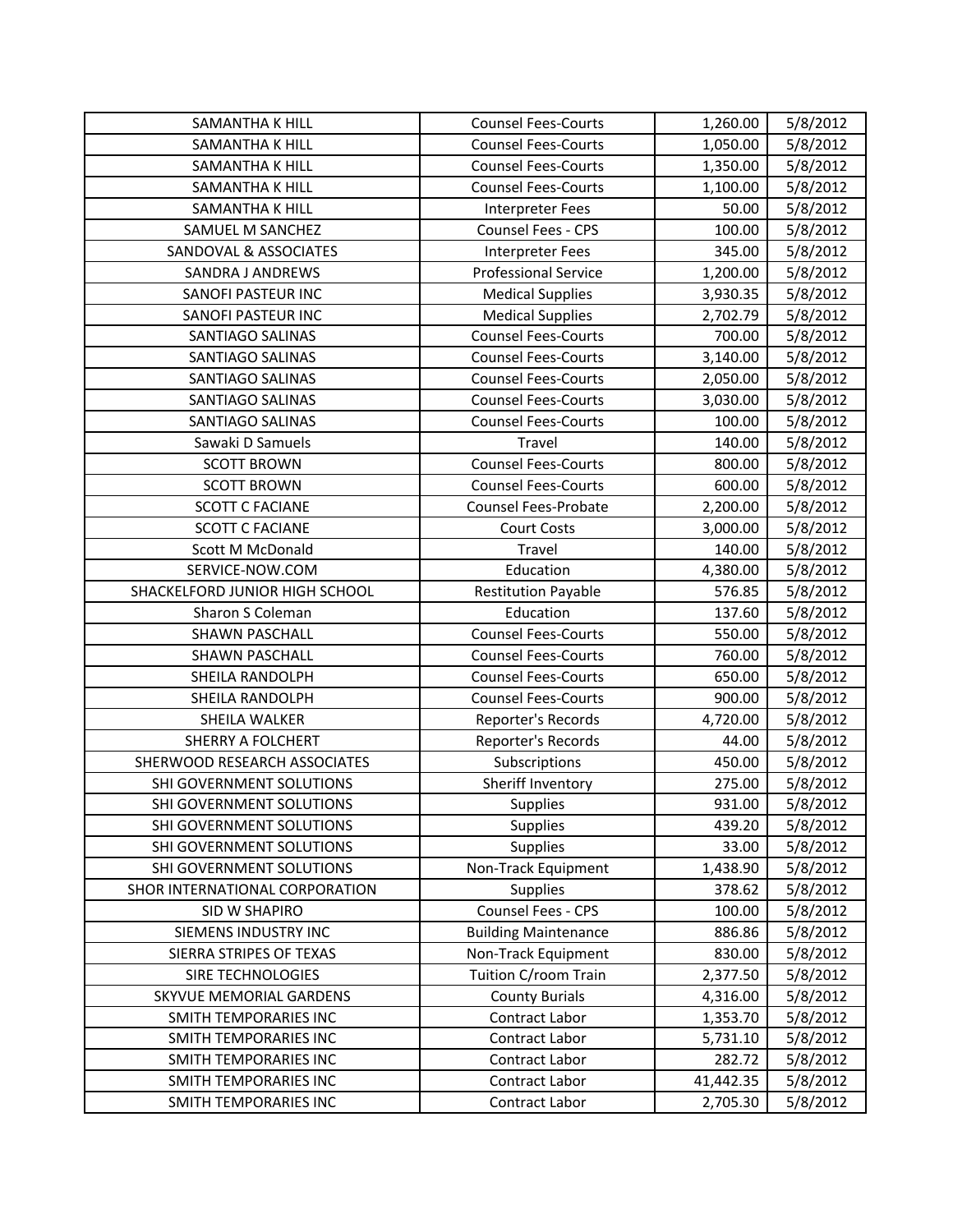| SAMANTHA K HILL | Counsel Fees-Courts | 1,260.00 | 5/8/2012 |
|---|---|---|---|
| SAMANTHA K HILL | Counsel Fees-Courts | 1,050.00 | 5/8/2012 |
| SAMANTHA K HILL | Counsel Fees-Courts | 1,350.00 | 5/8/2012 |
| SAMANTHA K HILL | Counsel Fees-Courts | 1,100.00 | 5/8/2012 |
| SAMANTHA K HILL | Interpreter Fees | 50.00 | 5/8/2012 |
| SAMUEL M SANCHEZ | Counsel Fees - CPS | 100.00 | 5/8/2012 |
| SANDOVAL & ASSOCIATES | Interpreter Fees | 345.00 | 5/8/2012 |
| SANDRA J ANDREWS | Professional Service | 1,200.00 | 5/8/2012 |
| SANOFI PASTEUR INC | Medical Supplies | 3,930.35 | 5/8/2012 |
| SANOFI PASTEUR INC | Medical Supplies | 2,702.79 | 5/8/2012 |
| SANTIAGO SALINAS | Counsel Fees-Courts | 700.00 | 5/8/2012 |
| SANTIAGO SALINAS | Counsel Fees-Courts | 3,140.00 | 5/8/2012 |
| SANTIAGO SALINAS | Counsel Fees-Courts | 2,050.00 | 5/8/2012 |
| SANTIAGO SALINAS | Counsel Fees-Courts | 3,030.00 | 5/8/2012 |
| SANTIAGO SALINAS | Counsel Fees-Courts | 100.00 | 5/8/2012 |
| Sawaki D Samuels | Travel | 140.00 | 5/8/2012 |
| SCOTT BROWN | Counsel Fees-Courts | 800.00 | 5/8/2012 |
| SCOTT BROWN | Counsel Fees-Courts | 600.00 | 5/8/2012 |
| SCOTT C FACIANE | Counsel Fees-Probate | 2,200.00 | 5/8/2012 |
| SCOTT C FACIANE | Court Costs | 3,000.00 | 5/8/2012 |
| Scott M McDonald | Travel | 140.00 | 5/8/2012 |
| SERVICE-NOW.COM | Education | 4,380.00 | 5/8/2012 |
| SHACKELFORD JUNIOR HIGH SCHOOL | Restitution Payable | 576.85 | 5/8/2012 |
| Sharon S Coleman | Education | 137.60 | 5/8/2012 |
| SHAWN PASCHALL | Counsel Fees-Courts | 550.00 | 5/8/2012 |
| SHAWN PASCHALL | Counsel Fees-Courts | 760.00 | 5/8/2012 |
| SHEILA RANDOLPH | Counsel Fees-Courts | 650.00 | 5/8/2012 |
| SHEILA RANDOLPH | Counsel Fees-Courts | 900.00 | 5/8/2012 |
| SHEILA WALKER | Reporter's Records | 4,720.00 | 5/8/2012 |
| SHERRY A FOLCHERT | Reporter's Records | 44.00 | 5/8/2012 |
| SHERWOOD RESEARCH ASSOCIATES | Subscriptions | 450.00 | 5/8/2012 |
| SHI GOVERNMENT SOLUTIONS | Sheriff Inventory | 275.00 | 5/8/2012 |
| SHI GOVERNMENT SOLUTIONS | Supplies | 931.00 | 5/8/2012 |
| SHI GOVERNMENT SOLUTIONS | Supplies | 439.20 | 5/8/2012 |
| SHI GOVERNMENT SOLUTIONS | Supplies | 33.00 | 5/8/2012 |
| SHI GOVERNMENT SOLUTIONS | Non-Track Equipment | 1,438.90 | 5/8/2012 |
| SHOR INTERNATIONAL CORPORATION | Supplies | 378.62 | 5/8/2012 |
| SID W SHAPIRO | Counsel Fees - CPS | 100.00 | 5/8/2012 |
| SIEMENS INDUSTRY INC | Building Maintenance | 886.86 | 5/8/2012 |
| SIERRA STRIPES OF TEXAS | Non-Track Equipment | 830.00 | 5/8/2012 |
| SIRE TECHNOLOGIES | Tuition C/room Train | 2,377.50 | 5/8/2012 |
| SKYVUE MEMORIAL GARDENS | County Burials | 4,316.00 | 5/8/2012 |
| SMITH TEMPORARIES INC | Contract Labor | 1,353.70 | 5/8/2012 |
| SMITH TEMPORARIES INC | Contract Labor | 5,731.10 | 5/8/2012 |
| SMITH TEMPORARIES INC | Contract Labor | 282.72 | 5/8/2012 |
| SMITH TEMPORARIES INC | Contract Labor | 41,442.35 | 5/8/2012 |
| SMITH TEMPORARIES INC | Contract Labor | 2,705.30 | 5/8/2012 |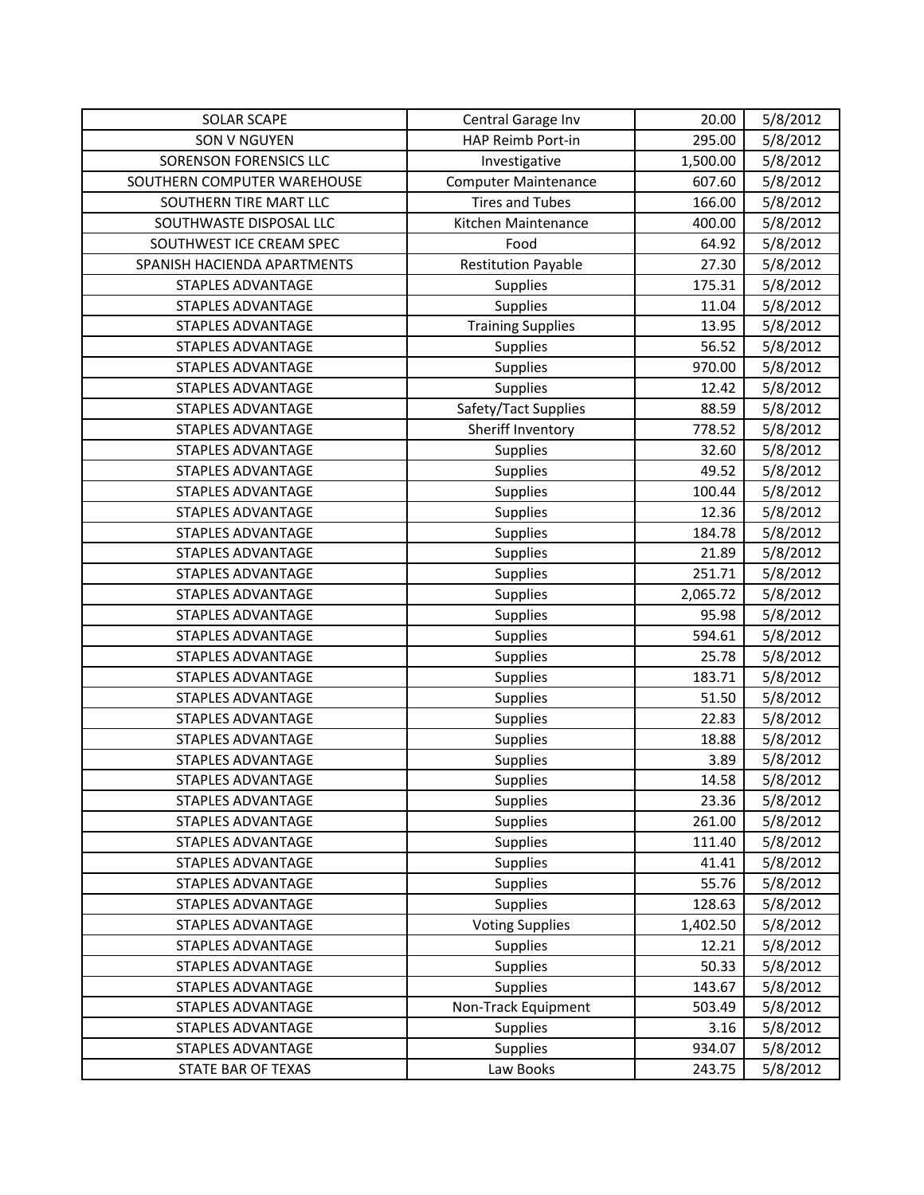| SOLAR SCAPE | Central Garage Inv | 20.00 | 5/8/2012 |
|---|---|---|---|
| SON V NGUYEN | HAP Reimb Port-in | 295.00 | 5/8/2012 |
| SORENSON FORENSICS LLC | Investigative | 1,500.00 | 5/8/2012 |
| SOUTHERN COMPUTER WAREHOUSE | Computer Maintenance | 607.60 | 5/8/2012 |
| SOUTHERN TIRE MART LLC | Tires and Tubes | 166.00 | 5/8/2012 |
| SOUTHWASTE DISPOSAL LLC | Kitchen Maintenance | 400.00 | 5/8/2012 |
| SOUTHWEST ICE CREAM SPEC | Food | 64.92 | 5/8/2012 |
| SPANISH HACIENDA APARTMENTS | Restitution Payable | 27.30 | 5/8/2012 |
| STAPLES ADVANTAGE | Supplies | 175.31 | 5/8/2012 |
| STAPLES ADVANTAGE | Supplies | 11.04 | 5/8/2012 |
| STAPLES ADVANTAGE | Training Supplies | 13.95 | 5/8/2012 |
| STAPLES ADVANTAGE | Supplies | 56.52 | 5/8/2012 |
| STAPLES ADVANTAGE | Supplies | 970.00 | 5/8/2012 |
| STAPLES ADVANTAGE | Supplies | 12.42 | 5/8/2012 |
| STAPLES ADVANTAGE | Safety/Tact Supplies | 88.59 | 5/8/2012 |
| STAPLES ADVANTAGE | Sheriff Inventory | 778.52 | 5/8/2012 |
| STAPLES ADVANTAGE | Supplies | 32.60 | 5/8/2012 |
| STAPLES ADVANTAGE | Supplies | 49.52 | 5/8/2012 |
| STAPLES ADVANTAGE | Supplies | 100.44 | 5/8/2012 |
| STAPLES ADVANTAGE | Supplies | 12.36 | 5/8/2012 |
| STAPLES ADVANTAGE | Supplies | 184.78 | 5/8/2012 |
| STAPLES ADVANTAGE | Supplies | 21.89 | 5/8/2012 |
| STAPLES ADVANTAGE | Supplies | 251.71 | 5/8/2012 |
| STAPLES ADVANTAGE | Supplies | 2,065.72 | 5/8/2012 |
| STAPLES ADVANTAGE | Supplies | 95.98 | 5/8/2012 |
| STAPLES ADVANTAGE | Supplies | 594.61 | 5/8/2012 |
| STAPLES ADVANTAGE | Supplies | 25.78 | 5/8/2012 |
| STAPLES ADVANTAGE | Supplies | 183.71 | 5/8/2012 |
| STAPLES ADVANTAGE | Supplies | 51.50 | 5/8/2012 |
| STAPLES ADVANTAGE | Supplies | 22.83 | 5/8/2012 |
| STAPLES ADVANTAGE | Supplies | 18.88 | 5/8/2012 |
| STAPLES ADVANTAGE | Supplies | 3.89 | 5/8/2012 |
| STAPLES ADVANTAGE | Supplies | 14.58 | 5/8/2012 |
| STAPLES ADVANTAGE | Supplies | 23.36 | 5/8/2012 |
| STAPLES ADVANTAGE | Supplies | 261.00 | 5/8/2012 |
| STAPLES ADVANTAGE | Supplies | 111.40 | 5/8/2012 |
| STAPLES ADVANTAGE | Supplies | 41.41 | 5/8/2012 |
| STAPLES ADVANTAGE | Supplies | 55.76 | 5/8/2012 |
| STAPLES ADVANTAGE | Supplies | 128.63 | 5/8/2012 |
| STAPLES ADVANTAGE | Voting Supplies | 1,402.50 | 5/8/2012 |
| STAPLES ADVANTAGE | Supplies | 12.21 | 5/8/2012 |
| STAPLES ADVANTAGE | Supplies | 50.33 | 5/8/2012 |
| STAPLES ADVANTAGE | Supplies | 143.67 | 5/8/2012 |
| STAPLES ADVANTAGE | Non-Track Equipment | 503.49 | 5/8/2012 |
| STAPLES ADVANTAGE | Supplies | 3.16 | 5/8/2012 |
| STAPLES ADVANTAGE | Supplies | 934.07 | 5/8/2012 |
| STATE BAR OF TEXAS | Law Books | 243.75 | 5/8/2012 |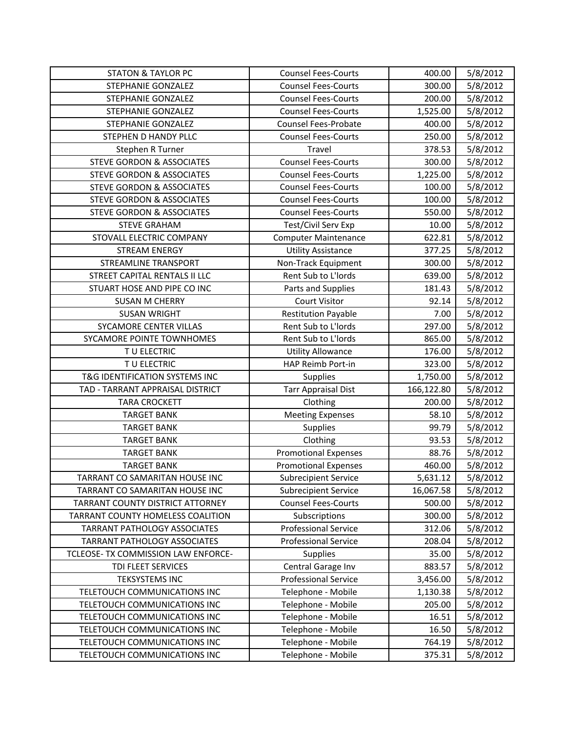| STATON & TAYLOR PC | Counsel Fees-Courts | 400.00 | 5/8/2012 |
|---|---|---|---|
| STEPHANIE GONZALEZ | Counsel Fees-Courts | 300.00 | 5/8/2012 |
| STEPHANIE GONZALEZ | Counsel Fees-Courts | 200.00 | 5/8/2012 |
| STEPHANIE GONZALEZ | Counsel Fees-Courts | 1,525.00 | 5/8/2012 |
| STEPHANIE GONZALEZ | Counsel Fees-Probate | 400.00 | 5/8/2012 |
| STEPHEN D HANDY PLLC | Counsel Fees-Courts | 250.00 | 5/8/2012 |
| Stephen R Turner | Travel | 378.53 | 5/8/2012 |
| STEVE GORDON & ASSOCIATES | Counsel Fees-Courts | 300.00 | 5/8/2012 |
| STEVE GORDON & ASSOCIATES | Counsel Fees-Courts | 1,225.00 | 5/8/2012 |
| STEVE GORDON & ASSOCIATES | Counsel Fees-Courts | 100.00 | 5/8/2012 |
| STEVE GORDON & ASSOCIATES | Counsel Fees-Courts | 100.00 | 5/8/2012 |
| STEVE GORDON & ASSOCIATES | Counsel Fees-Courts | 550.00 | 5/8/2012 |
| STEVE GRAHAM | Test/Civil Serv Exp | 10.00 | 5/8/2012 |
| STOVALL ELECTRIC COMPANY | Computer Maintenance | 622.81 | 5/8/2012 |
| STREAM ENERGY | Utility Assistance | 377.25 | 5/8/2012 |
| STREAMLINE TRANSPORT | Non-Track Equipment | 300.00 | 5/8/2012 |
| STREET CAPITAL RENTALS II LLC | Rent Sub to L'lords | 639.00 | 5/8/2012 |
| STUART HOSE AND PIPE CO INC | Parts and Supplies | 181.43 | 5/8/2012 |
| SUSAN M CHERRY | Court Visitor | 92.14 | 5/8/2012 |
| SUSAN WRIGHT | Restitution Payable | 7.00 | 5/8/2012 |
| SYCAMORE CENTER VILLAS | Rent Sub to L'lords | 297.00 | 5/8/2012 |
| SYCAMORE POINTE TOWNHOMES | Rent Sub to L'lords | 865.00 | 5/8/2012 |
| T U ELECTRIC | Utility Allowance | 176.00 | 5/8/2012 |
| T U ELECTRIC | HAP Reimb Port-in | 323.00 | 5/8/2012 |
| T&G IDENTIFICATION SYSTEMS INC | Supplies | 1,750.00 | 5/8/2012 |
| TAD - TARRANT APPRAISAL DISTRICT | Tarr Appraisal Dist | 166,122.80 | 5/8/2012 |
| TARA CROCKETT | Clothing | 200.00 | 5/8/2012 |
| TARGET BANK | Meeting Expenses | 58.10 | 5/8/2012 |
| TARGET BANK | Supplies | 99.79 | 5/8/2012 |
| TARGET BANK | Clothing | 93.53 | 5/8/2012 |
| TARGET BANK | Promotional Expenses | 88.76 | 5/8/2012 |
| TARGET BANK | Promotional Expenses | 460.00 | 5/8/2012 |
| TARRANT CO SAMARITAN HOUSE INC | Subrecipient Service | 5,631.12 | 5/8/2012 |
| TARRANT CO SAMARITAN HOUSE INC | Subrecipient Service | 16,067.58 | 5/8/2012 |
| TARRANT COUNTY DISTRICT ATTORNEY | Counsel Fees-Courts | 500.00 | 5/8/2012 |
| TARRANT COUNTY HOMELESS COALITION | Subscriptions | 300.00 | 5/8/2012 |
| TARRANT PATHOLOGY ASSOCIATES | Professional Service | 312.06 | 5/8/2012 |
| TARRANT PATHOLOGY ASSOCIATES | Professional Service | 208.04 | 5/8/2012 |
| TCLEOSE- TX COMMISSION LAW ENFORCE- | Supplies | 35.00 | 5/8/2012 |
| TDI FLEET SERVICES | Central Garage Inv | 883.57 | 5/8/2012 |
| TEKSYSTEMS INC | Professional Service | 3,456.00 | 5/8/2012 |
| TELETOUCH COMMUNICATIONS INC | Telephone - Mobile | 1,130.38 | 5/8/2012 |
| TELETOUCH COMMUNICATIONS INC | Telephone - Mobile | 205.00 | 5/8/2012 |
| TELETOUCH COMMUNICATIONS INC | Telephone - Mobile | 16.51 | 5/8/2012 |
| TELETOUCH COMMUNICATIONS INC | Telephone - Mobile | 16.50 | 5/8/2012 |
| TELETOUCH COMMUNICATIONS INC | Telephone - Mobile | 764.19 | 5/8/2012 |
| TELETOUCH COMMUNICATIONS INC | Telephone - Mobile | 375.31 | 5/8/2012 |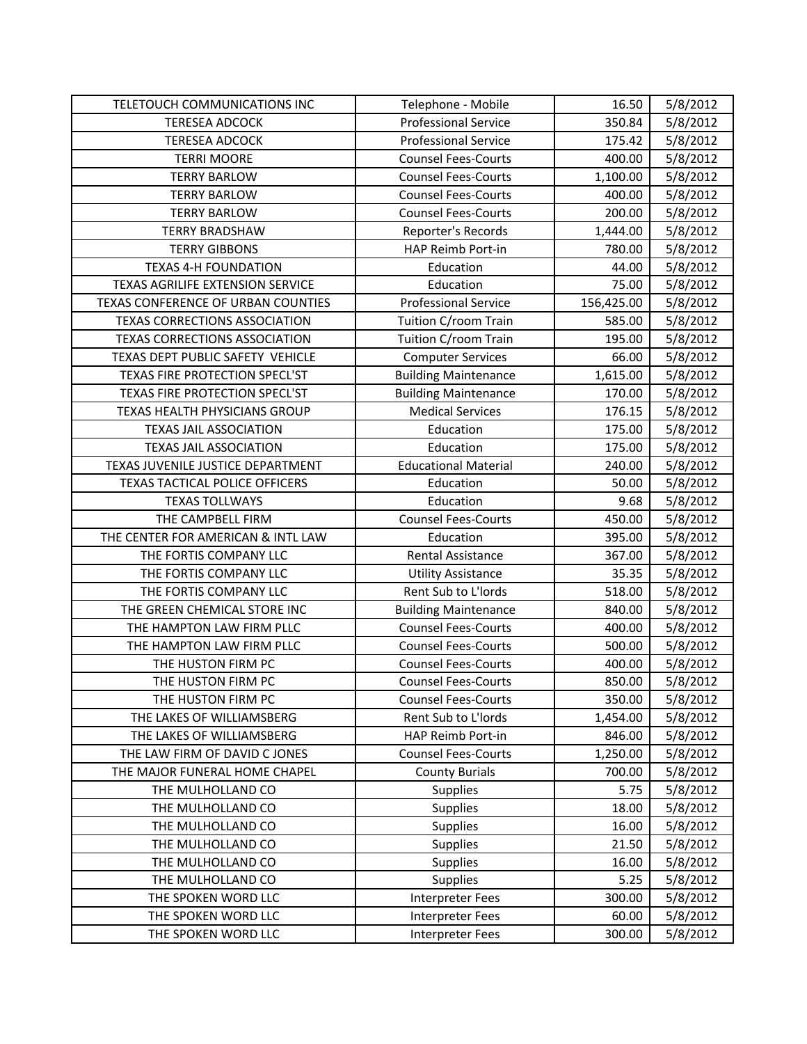| TELETOUCH COMMUNICATIONS INC | Telephone - Mobile | 16.50 | 5/8/2012 |
|---|---|---|---|
| TERESEA ADCOCK | Professional Service | 350.84 | 5/8/2012 |
| TERESEA ADCOCK | Professional Service | 175.42 | 5/8/2012 |
| TERRI MOORE | Counsel Fees-Courts | 400.00 | 5/8/2012 |
| TERRY BARLOW | Counsel Fees-Courts | 1,100.00 | 5/8/2012 |
| TERRY BARLOW | Counsel Fees-Courts | 400.00 | 5/8/2012 |
| TERRY BARLOW | Counsel Fees-Courts | 200.00 | 5/8/2012 |
| TERRY BRADSHAW | Reporter's Records | 1,444.00 | 5/8/2012 |
| TERRY GIBBONS | HAP Reimb Port-in | 780.00 | 5/8/2012 |
| TEXAS 4-H FOUNDATION | Education | 44.00 | 5/8/2012 |
| TEXAS AGRILIFE EXTENSION SERVICE | Education | 75.00 | 5/8/2012 |
| TEXAS CONFERENCE OF URBAN COUNTIES | Professional Service | 156,425.00 | 5/8/2012 |
| TEXAS CORRECTIONS ASSOCIATION | Tuition C/room Train | 585.00 | 5/8/2012 |
| TEXAS CORRECTIONS ASSOCIATION | Tuition C/room Train | 195.00 | 5/8/2012 |
| TEXAS DEPT PUBLIC SAFETY VEHICLE | Computer Services | 66.00 | 5/8/2012 |
| TEXAS FIRE PROTECTION SPECL'ST | Building Maintenance | 1,615.00 | 5/8/2012 |
| TEXAS FIRE PROTECTION SPECL'ST | Building Maintenance | 170.00 | 5/8/2012 |
| TEXAS HEALTH PHYSICIANS GROUP | Medical Services | 176.15 | 5/8/2012 |
| TEXAS JAIL ASSOCIATION | Education | 175.00 | 5/8/2012 |
| TEXAS JAIL ASSOCIATION | Education | 175.00 | 5/8/2012 |
| TEXAS JUVENILE JUSTICE DEPARTMENT | Educational Material | 240.00 | 5/8/2012 |
| TEXAS TACTICAL POLICE OFFICERS | Education | 50.00 | 5/8/2012 |
| TEXAS TOLLWAYS | Education | 9.68 | 5/8/2012 |
| THE CAMPBELL FIRM | Counsel Fees-Courts | 450.00 | 5/8/2012 |
| THE CENTER FOR AMERICAN & INTL LAW | Education | 395.00 | 5/8/2012 |
| THE FORTIS COMPANY LLC | Rental Assistance | 367.00 | 5/8/2012 |
| THE FORTIS COMPANY LLC | Utility Assistance | 35.35 | 5/8/2012 |
| THE FORTIS COMPANY LLC | Rent Sub to L'lords | 518.00 | 5/8/2012 |
| THE GREEN CHEMICAL STORE INC | Building Maintenance | 840.00 | 5/8/2012 |
| THE HAMPTON LAW FIRM PLLC | Counsel Fees-Courts | 400.00 | 5/8/2012 |
| THE HAMPTON LAW FIRM PLLC | Counsel Fees-Courts | 500.00 | 5/8/2012 |
| THE HUSTON FIRM PC | Counsel Fees-Courts | 400.00 | 5/8/2012 |
| THE HUSTON FIRM PC | Counsel Fees-Courts | 850.00 | 5/8/2012 |
| THE HUSTON FIRM PC | Counsel Fees-Courts | 350.00 | 5/8/2012 |
| THE LAKES OF WILLIAMSBERG | Rent Sub to L'lords | 1,454.00 | 5/8/2012 |
| THE LAKES OF WILLIAMSBERG | HAP Reimb Port-in | 846.00 | 5/8/2012 |
| THE LAW FIRM OF DAVID C JONES | Counsel Fees-Courts | 1,250.00 | 5/8/2012 |
| THE MAJOR FUNERAL HOME CHAPEL | County Burials | 700.00 | 5/8/2012 |
| THE MULHOLLAND CO | Supplies | 5.75 | 5/8/2012 |
| THE MULHOLLAND CO | Supplies | 18.00 | 5/8/2012 |
| THE MULHOLLAND CO | Supplies | 16.00 | 5/8/2012 |
| THE MULHOLLAND CO | Supplies | 21.50 | 5/8/2012 |
| THE MULHOLLAND CO | Supplies | 16.00 | 5/8/2012 |
| THE MULHOLLAND CO | Supplies | 5.25 | 5/8/2012 |
| THE SPOKEN WORD LLC | Interpreter Fees | 300.00 | 5/8/2012 |
| THE SPOKEN WORD LLC | Interpreter Fees | 60.00 | 5/8/2012 |
| THE SPOKEN WORD LLC | Interpreter Fees | 300.00 | 5/8/2012 |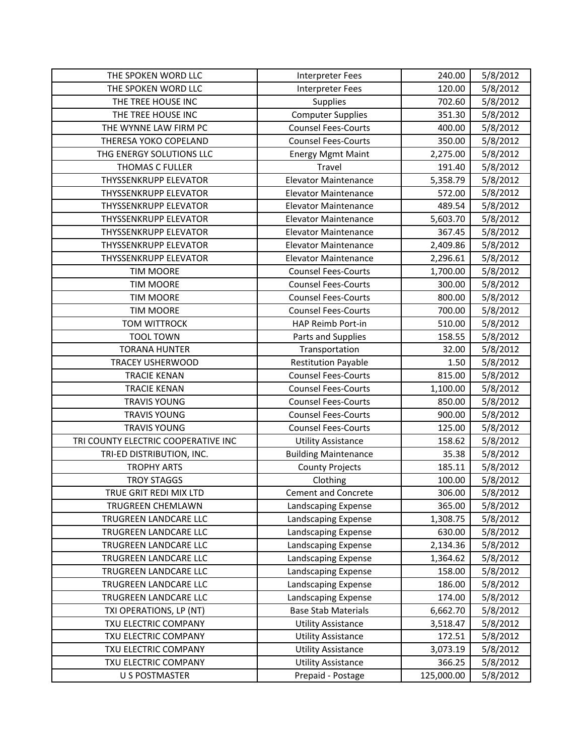| THE SPOKEN WORD LLC | Interpreter Fees | 240.00 | 5/8/2012 |
|---|---|---|---|
| THE SPOKEN WORD LLC | Interpreter Fees | 120.00 | 5/8/2012 |
| THE TREE HOUSE INC | Supplies | 702.60 | 5/8/2012 |
| THE TREE HOUSE INC | Computer Supplies | 351.30 | 5/8/2012 |
| THE WYNNE LAW FIRM PC | Counsel Fees-Courts | 400.00 | 5/8/2012 |
| THERESA YOKO COPELAND | Counsel Fees-Courts | 350.00 | 5/8/2012 |
| THG ENERGY SOLUTIONS LLC | Energy Mgmt Maint | 2,275.00 | 5/8/2012 |
| THOMAS C FULLER | Travel | 191.40 | 5/8/2012 |
| THYSSENKRUPP ELEVATOR | Elevator Maintenance | 5,358.79 | 5/8/2012 |
| THYSSENKRUPP ELEVATOR | Elevator Maintenance | 572.00 | 5/8/2012 |
| THYSSENKRUPP ELEVATOR | Elevator Maintenance | 489.54 | 5/8/2012 |
| THYSSENKRUPP ELEVATOR | Elevator Maintenance | 5,603.70 | 5/8/2012 |
| THYSSENKRUPP ELEVATOR | Elevator Maintenance | 367.45 | 5/8/2012 |
| THYSSENKRUPP ELEVATOR | Elevator Maintenance | 2,409.86 | 5/8/2012 |
| THYSSENKRUPP ELEVATOR | Elevator Maintenance | 2,296.61 | 5/8/2012 |
| TIM MOORE | Counsel Fees-Courts | 1,700.00 | 5/8/2012 |
| TIM MOORE | Counsel Fees-Courts | 300.00 | 5/8/2012 |
| TIM MOORE | Counsel Fees-Courts | 800.00 | 5/8/2012 |
| TIM MOORE | Counsel Fees-Courts | 700.00 | 5/8/2012 |
| TOM WITTROCK | HAP Reimb Port-in | 510.00 | 5/8/2012 |
| TOOL TOWN | Parts and Supplies | 158.55 | 5/8/2012 |
| TORANA HUNTER | Transportation | 32.00 | 5/8/2012 |
| TRACEY USHERWOOD | Restitution Payable | 1.50 | 5/8/2012 |
| TRACIE KENAN | Counsel Fees-Courts | 815.00 | 5/8/2012 |
| TRACIE KENAN | Counsel Fees-Courts | 1,100.00 | 5/8/2012 |
| TRAVIS YOUNG | Counsel Fees-Courts | 850.00 | 5/8/2012 |
| TRAVIS YOUNG | Counsel Fees-Courts | 900.00 | 5/8/2012 |
| TRAVIS YOUNG | Counsel Fees-Courts | 125.00 | 5/8/2012 |
| TRI COUNTY ELECTRIC COOPERATIVE INC | Utility Assistance | 158.62 | 5/8/2012 |
| TRI-ED DISTRIBUTION, INC. | Building Maintenance | 35.38 | 5/8/2012 |
| TROPHY ARTS | County Projects | 185.11 | 5/8/2012 |
| TROY STAGGS | Clothing | 100.00 | 5/8/2012 |
| TRUE GRIT REDI MIX LTD | Cement and Concrete | 306.00 | 5/8/2012 |
| TRUGREEN CHEMLAWN | Landscaping Expense | 365.00 | 5/8/2012 |
| TRUGREEN LANDCARE LLC | Landscaping Expense | 1,308.75 | 5/8/2012 |
| TRUGREEN LANDCARE LLC | Landscaping Expense | 630.00 | 5/8/2012 |
| TRUGREEN LANDCARE LLC | Landscaping Expense | 2,134.36 | 5/8/2012 |
| TRUGREEN LANDCARE LLC | Landscaping Expense | 1,364.62 | 5/8/2012 |
| TRUGREEN LANDCARE LLC | Landscaping Expense | 158.00 | 5/8/2012 |
| TRUGREEN LANDCARE LLC | Landscaping Expense | 186.00 | 5/8/2012 |
| TRUGREEN LANDCARE LLC | Landscaping Expense | 174.00 | 5/8/2012 |
| TXI OPERATIONS, LP (NT) | Base Stab Materials | 6,662.70 | 5/8/2012 |
| TXU ELECTRIC COMPANY | Utility Assistance | 3,518.47 | 5/8/2012 |
| TXU ELECTRIC COMPANY | Utility Assistance | 172.51 | 5/8/2012 |
| TXU ELECTRIC COMPANY | Utility Assistance | 3,073.19 | 5/8/2012 |
| TXU ELECTRIC COMPANY | Utility Assistance | 366.25 | 5/8/2012 |
| U S POSTMASTER | Prepaid - Postage | 125,000.00 | 5/8/2012 |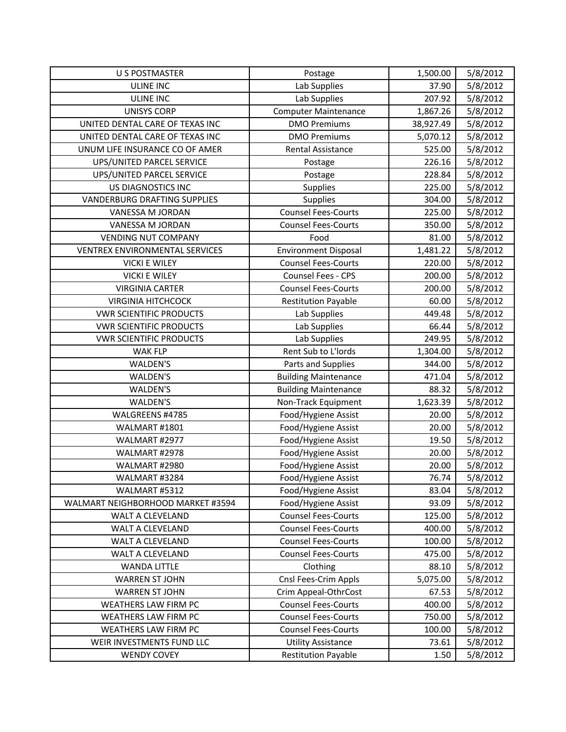| | | | |
|---|---|---|---|
| U S POSTMASTER | Postage | 1,500.00 | 5/8/2012 |
| ULINE INC | Lab Supplies | 37.90 | 5/8/2012 |
| ULINE INC | Lab Supplies | 207.92 | 5/8/2012 |
| UNISYS CORP | Computer Maintenance | 1,867.26 | 5/8/2012 |
| UNITED DENTAL CARE OF TEXAS INC | DMO Premiums | 38,927.49 | 5/8/2012 |
| UNITED DENTAL CARE OF TEXAS INC | DMO Premiums | 5,070.12 | 5/8/2012 |
| UNUM LIFE INSURANCE CO OF AMER | Rental Assistance | 525.00 | 5/8/2012 |
| UPS/UNITED PARCEL SERVICE | Postage | 226.16 | 5/8/2012 |
| UPS/UNITED PARCEL SERVICE | Postage | 228.84 | 5/8/2012 |
| US DIAGNOSTICS INC | Supplies | 225.00 | 5/8/2012 |
| VANDERBURG DRAFTING SUPPLIES | Supplies | 304.00 | 5/8/2012 |
| VANESSA M JORDAN | Counsel Fees-Courts | 225.00 | 5/8/2012 |
| VANESSA M JORDAN | Counsel Fees-Courts | 350.00 | 5/8/2012 |
| VENDING NUT COMPANY | Food | 81.00 | 5/8/2012 |
| VENTREX ENVIRONMENTAL SERVICES | Environment Disposal | 1,481.22 | 5/8/2012 |
| VICKI E WILEY | Counsel Fees-Courts | 220.00 | 5/8/2012 |
| VICKI E WILEY | Counsel Fees - CPS | 200.00 | 5/8/2012 |
| VIRGINIA CARTER | Counsel Fees-Courts | 200.00 | 5/8/2012 |
| VIRGINIA HITCHCOCK | Restitution Payable | 60.00 | 5/8/2012 |
| VWR SCIENTIFIC PRODUCTS | Lab Supplies | 449.48 | 5/8/2012 |
| VWR SCIENTIFIC PRODUCTS | Lab Supplies | 66.44 | 5/8/2012 |
| VWR SCIENTIFIC PRODUCTS | Lab Supplies | 249.95 | 5/8/2012 |
| WAK FLP | Rent Sub to L'lords | 1,304.00 | 5/8/2012 |
| WALDEN'S | Parts and Supplies | 344.00 | 5/8/2012 |
| WALDEN'S | Building Maintenance | 471.04 | 5/8/2012 |
| WALDEN'S | Building Maintenance | 88.32 | 5/8/2012 |
| WALDEN'S | Non-Track Equipment | 1,623.39 | 5/8/2012 |
| WALGREENS #4785 | Food/Hygiene Assist | 20.00 | 5/8/2012 |
| WALMART #1801 | Food/Hygiene Assist | 20.00 | 5/8/2012 |
| WALMART #2977 | Food/Hygiene Assist | 19.50 | 5/8/2012 |
| WALMART #2978 | Food/Hygiene Assist | 20.00 | 5/8/2012 |
| WALMART #2980 | Food/Hygiene Assist | 20.00 | 5/8/2012 |
| WALMART #3284 | Food/Hygiene Assist | 76.74 | 5/8/2012 |
| WALMART #5312 | Food/Hygiene Assist | 83.04 | 5/8/2012 |
| WALMART NEIGHBORHOOD MARKET #3594 | Food/Hygiene Assist | 93.09 | 5/8/2012 |
| WALT A CLEVELAND | Counsel Fees-Courts | 125.00 | 5/8/2012 |
| WALT A CLEVELAND | Counsel Fees-Courts | 400.00 | 5/8/2012 |
| WALT A CLEVELAND | Counsel Fees-Courts | 100.00 | 5/8/2012 |
| WALT A CLEVELAND | Counsel Fees-Courts | 475.00 | 5/8/2012 |
| WANDA LITTLE | Clothing | 88.10 | 5/8/2012 |
| WARREN ST JOHN | Cnsl Fees-Crim Appls | 5,075.00 | 5/8/2012 |
| WARREN ST JOHN | Crim Appeal-OthrCost | 67.53 | 5/8/2012 |
| WEATHERS LAW FIRM PC | Counsel Fees-Courts | 400.00 | 5/8/2012 |
| WEATHERS LAW FIRM PC | Counsel Fees-Courts | 750.00 | 5/8/2012 |
| WEATHERS LAW FIRM PC | Counsel Fees-Courts | 100.00 | 5/8/2012 |
| WEIR INVESTMENTS FUND LLC | Utility Assistance | 73.61 | 5/8/2012 |
| WENDY COVEY | Restitution Payable | 1.50 | 5/8/2012 |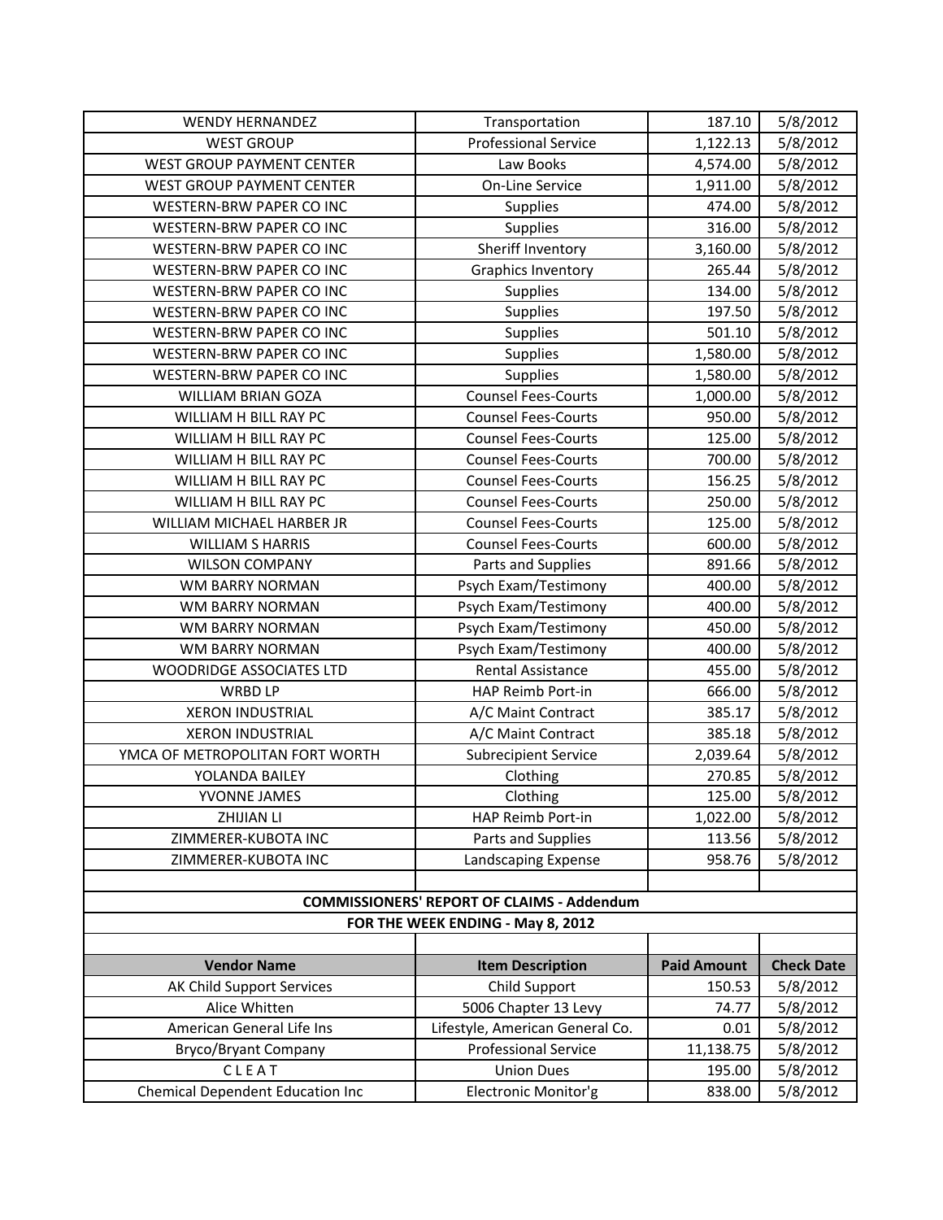| | | | |
|---|---|---|---|
| WENDY HERNANDEZ | Transportation | 187.10 | 5/8/2012 |
| WEST GROUP | Professional Service | 1,122.13 | 5/8/2012 |
| WEST GROUP PAYMENT CENTER | Law Books | 4,574.00 | 5/8/2012 |
| WEST GROUP PAYMENT CENTER | On-Line Service | 1,911.00 | 5/8/2012 |
| WESTERN-BRW PAPER CO INC | Supplies | 474.00 | 5/8/2012 |
| WESTERN-BRW PAPER CO INC | Supplies | 316.00 | 5/8/2012 |
| WESTERN-BRW PAPER CO INC | Sheriff Inventory | 3,160.00 | 5/8/2012 |
| WESTERN-BRW PAPER CO INC | Graphics Inventory | 265.44 | 5/8/2012 |
| WESTERN-BRW PAPER CO INC | Supplies | 134.00 | 5/8/2012 |
| WESTERN-BRW PAPER CO INC | Supplies | 197.50 | 5/8/2012 |
| WESTERN-BRW PAPER CO INC | Supplies | 501.10 | 5/8/2012 |
| WESTERN-BRW PAPER CO INC | Supplies | 1,580.00 | 5/8/2012 |
| WESTERN-BRW PAPER CO INC | Supplies | 1,580.00 | 5/8/2012 |
| WILLIAM BRIAN GOZA | Counsel Fees-Courts | 1,000.00 | 5/8/2012 |
| WILLIAM H BILL RAY PC | Counsel Fees-Courts | 950.00 | 5/8/2012 |
| WILLIAM H BILL RAY PC | Counsel Fees-Courts | 125.00 | 5/8/2012 |
| WILLIAM H BILL RAY PC | Counsel Fees-Courts | 700.00 | 5/8/2012 |
| WILLIAM H BILL RAY PC | Counsel Fees-Courts | 156.25 | 5/8/2012 |
| WILLIAM H BILL RAY PC | Counsel Fees-Courts | 250.00 | 5/8/2012 |
| WILLIAM MICHAEL HARBER JR | Counsel Fees-Courts | 125.00 | 5/8/2012 |
| WILLIAM S HARRIS | Counsel Fees-Courts | 600.00 | 5/8/2012 |
| WILSON COMPANY | Parts and Supplies | 891.66 | 5/8/2012 |
| WM BARRY NORMAN | Psych Exam/Testimony | 400.00 | 5/8/2012 |
| WM BARRY NORMAN | Psych Exam/Testimony | 400.00 | 5/8/2012 |
| WM BARRY NORMAN | Psych Exam/Testimony | 450.00 | 5/8/2012 |
| WM BARRY NORMAN | Psych Exam/Testimony | 400.00 | 5/8/2012 |
| WOODRIDGE ASSOCIATES LTD | Rental Assistance | 455.00 | 5/8/2012 |
| WRBD LP | HAP Reimb Port-in | 666.00 | 5/8/2012 |
| XERON INDUSTRIAL | A/C Maint Contract | 385.17 | 5/8/2012 |
| XERON INDUSTRIAL | A/C Maint Contract | 385.18 | 5/8/2012 |
| YMCA OF METROPOLITAN FORT WORTH | Subrecipient Service | 2,039.64 | 5/8/2012 |
| YOLANDA BAILEY | Clothing | 270.85 | 5/8/2012 |
| YVONNE JAMES | Clothing | 125.00 | 5/8/2012 |
| ZHIJIAN LI | HAP Reimb Port-in | 1,022.00 | 5/8/2012 |
| ZIMMERER-KUBOTA INC | Parts and Supplies | 113.56 | 5/8/2012 |
| ZIMMERER-KUBOTA INC | Landscaping Expense | 958.76 | 5/8/2012 |

**COMMISSIONERS' REPORT OF CLAIMS - Addendum**

**FOR THE WEEK ENDING - May 8, 2012**

| Vendor Name | Item Description | Paid Amount | Check Date |
|---|---|---|---|
| AK Child Support Services | Child Support | 150.53 | 5/8/2012 |
| Alice Whitten | 5006 Chapter 13 Levy | 74.77 | 5/8/2012 |
| American General Life Ins | Lifestyle, American General Co. | 0.01 | 5/8/2012 |
| Bryco/Bryant Company | Professional Service | 11,138.75 | 5/8/2012 |
| C L E A T | Union Dues | 195.00 | 5/8/2012 |
| Chemical Dependent Education Inc | Electronic Monitor'g | 838.00 | 5/8/2012 |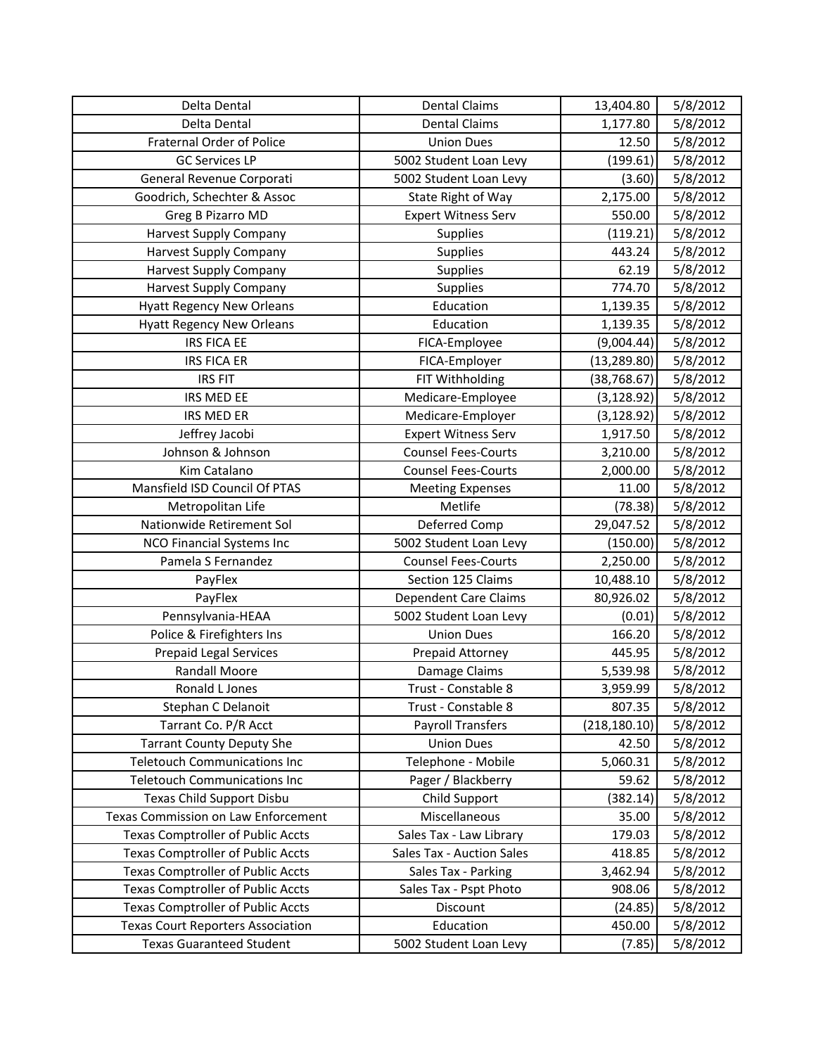| | | | |
|---|---|---|---|
| Delta Dental | Dental Claims | 13,404.80 | 5/8/2012 |
| Delta Dental | Dental Claims | 1,177.80 | 5/8/2012 |
| Fraternal Order of Police | Union Dues | 12.50 | 5/8/2012 |
| GC Services LP | 5002 Student Loan Levy | (199.61) | 5/8/2012 |
| General Revenue Corporati | 5002 Student Loan Levy | (3.60) | 5/8/2012 |
| Goodrich, Schechter & Assoc | State Right of Way | 2,175.00 | 5/8/2012 |
| Greg B Pizarro MD | Expert Witness Serv | 550.00 | 5/8/2012 |
| Harvest Supply Company | Supplies | (119.21) | 5/8/2012 |
| Harvest Supply Company | Supplies | 443.24 | 5/8/2012 |
| Harvest Supply Company | Supplies | 62.19 | 5/8/2012 |
| Harvest Supply Company | Supplies | 774.70 | 5/8/2012 |
| Hyatt Regency New Orleans | Education | 1,139.35 | 5/8/2012 |
| Hyatt Regency New Orleans | Education | 1,139.35 | 5/8/2012 |
| IRS FICA EE | FICA-Employee | (9,004.44) | 5/8/2012 |
| IRS FICA ER | FICA-Employer | (13,289.80) | 5/8/2012 |
| IRS FIT | FIT Withholding | (38,768.67) | 5/8/2012 |
| IRS MED EE | Medicare-Employee | (3,128.92) | 5/8/2012 |
| IRS MED ER | Medicare-Employer | (3,128.92) | 5/8/2012 |
| Jeffrey Jacobi | Expert Witness Serv | 1,917.50 | 5/8/2012 |
| Johnson & Johnson | Counsel Fees-Courts | 3,210.00 | 5/8/2012 |
| Kim Catalano | Counsel Fees-Courts | 2,000.00 | 5/8/2012 |
| Mansfield ISD Council Of PTAS | Meeting Expenses | 11.00 | 5/8/2012 |
| Metropolitan Life | Metlife | (78.38) | 5/8/2012 |
| Nationwide Retirement Sol | Deferred Comp | 29,047.52 | 5/8/2012 |
| NCO Financial Systems Inc | 5002 Student Loan Levy | (150.00) | 5/8/2012 |
| Pamela S Fernandez | Counsel Fees-Courts | 2,250.00 | 5/8/2012 |
| PayFlex | Section 125 Claims | 10,488.10 | 5/8/2012 |
| PayFlex | Dependent Care Claims | 80,926.02 | 5/8/2012 |
| Pennsylvania-HEAA | 5002 Student Loan Levy | (0.01) | 5/8/2012 |
| Police & Firefighters Ins | Union Dues | 166.20 | 5/8/2012 |
| Prepaid Legal Services | Prepaid Attorney | 445.95 | 5/8/2012 |
| Randall Moore | Damage Claims | 5,539.98 | 5/8/2012 |
| Ronald L Jones | Trust - Constable 8 | 3,959.99 | 5/8/2012 |
| Stephan C Delanoit | Trust - Constable 8 | 807.35 | 5/8/2012 |
| Tarrant Co. P/R Acct | Payroll Transfers | (218,180.10) | 5/8/2012 |
| Tarrant County Deputy She | Union Dues | 42.50 | 5/8/2012 |
| Teletouch Communications Inc | Telephone - Mobile | 5,060.31 | 5/8/2012 |
| Teletouch Communications Inc | Pager / Blackberry | 59.62 | 5/8/2012 |
| Texas Child Support Disbu | Child Support | (382.14) | 5/8/2012 |
| Texas Commission on Law Enforcement | Miscellaneous | 35.00 | 5/8/2012 |
| Texas Comptroller of Public Accts | Sales Tax - Law Library | 179.03 | 5/8/2012 |
| Texas Comptroller of Public Accts | Sales Tax - Auction Sales | 418.85 | 5/8/2012 |
| Texas Comptroller of Public Accts | Sales Tax - Parking | 3,462.94 | 5/8/2012 |
| Texas Comptroller of Public Accts | Sales Tax - Pspt Photo | 908.06 | 5/8/2012 |
| Texas Comptroller of Public Accts | Discount | (24.85) | 5/8/2012 |
| Texas Court Reporters Association | Education | 450.00 | 5/8/2012 |
| Texas Guaranteed Student | 5002 Student Loan Levy | (7.85) | 5/8/2012 |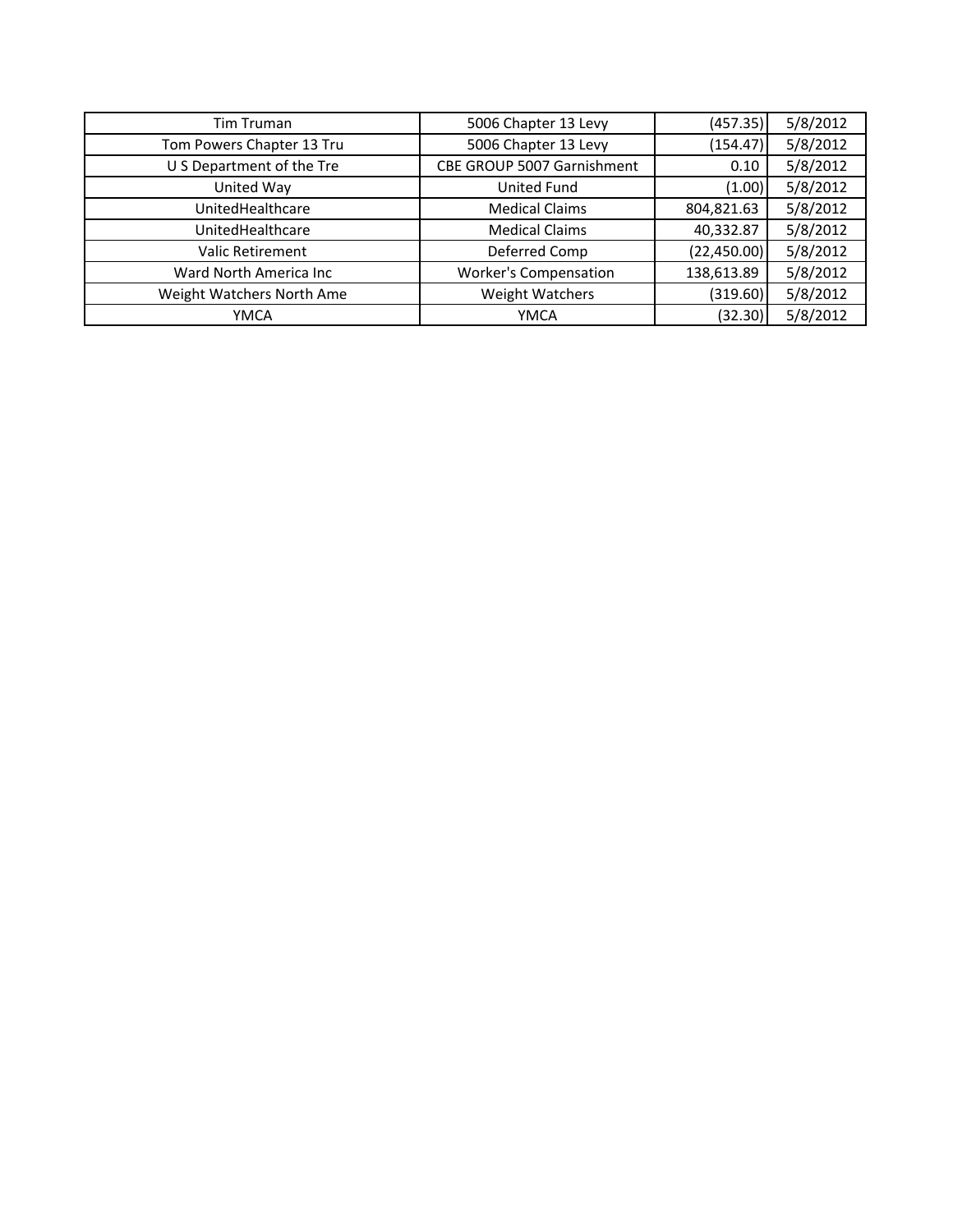| | | | |
|---|---|---|---|
| Tim Truman | 5006 Chapter 13 Levy | (457.35) | 5/8/2012 |
| Tom Powers Chapter 13 Tru | 5006 Chapter 13 Levy | (154.47) | 5/8/2012 |
| U S Department of the Tre | CBE GROUP 5007 Garnishment | 0.10 | 5/8/2012 |
| United Way | United Fund | (1.00) | 5/8/2012 |
| UnitedHealthcare | Medical Claims | 804,821.63 | 5/8/2012 |
| UnitedHealthcare | Medical Claims | 40,332.87 | 5/8/2012 |
| Valic Retirement | Deferred Comp | (22,450.00) | 5/8/2012 |
| Ward North America Inc | Worker's Compensation | 138,613.89 | 5/8/2012 |
| Weight Watchers North Ame | Weight Watchers | (319.60) | 5/8/2012 |
| YMCA | YMCA | (32.30) | 5/8/2012 |